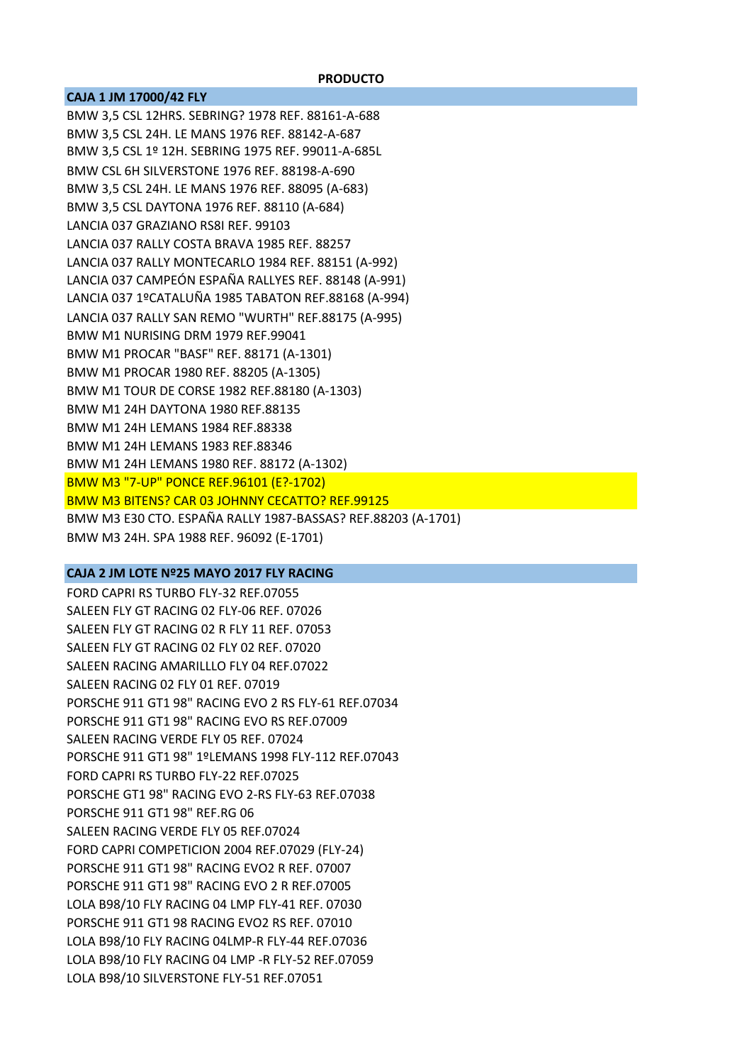**PRODUCTO**

| PRODUCTO |
| --- |
| **CAJA 1 JM 17000/42 FLY** |
| BMW 3,5 CSL 12HRS. SEBRING? 1978 REF. 88161-A-688 |
| BMW 3,5 CSL 24H. LE MANS 1976 REF. 88142-A-687 |
| BMW 3,5 CSL 1º 12H. SEBRING 1975 REF. 99011-A-685L |
| BMW CSL 6H SILVERSTONE 1976 REF. 88198-A-690 |
| BMW 3,5 CSL 24H. LE MANS 1976 REF. 88095 (A-683) |
| BMW 3,5 CSL DAYTONA 1976 REF. 88110 (A-684) |
| LANCIA 037 GRAZIANO RS8I REF. 99103 |
| LANCIA 037 RALLY COSTA BRAVA 1985 REF. 88257 |
| LANCIA 037 RALLY MONTECARLO 1984 REF. 88151 (A-992) |
| LANCIA 037 CAMPEÓN ESPAÑA RALLYES REF. 88148 (A-991) |
| LANCIA 037 1ºCATALUÑA 1985 TABATON REF.88168 (A-994) |
| LANCIA 037 RALLY SAN REMO "WURTH" REF.88175 (A-995) |
| BMW M1 NURISING DRM 1979 REF.99041 |
| BMW M1 PROCAR "BASF" REF. 88171 (A-1301) |
| BMW M1 PROCAR 1980 REF. 88205 (A-1305) |
| BMW M1 TOUR DE CORSE 1982 REF.88180 (A-1303) |
| BMW M1 24H DAYTONA 1980 REF.88135 |
| BMW M1 24H LEMANS 1984 REF.88338 |
| BMW M1 24H LEMANS 1983 REF.88346 |
| BMW M1 24H LEMANS 1980 REF. 88172 (A-1302) |
| BMW M3 "7-UP" PONCE REF.96101 (E?-1702) |
| BMW M3 BITENS? CAR 03 JOHNNY CECATTO? REF.99125 |
| BMW M3 E30 CTO. ESPAÑA RALLY 1987-BASSAS? REF.88203 (A-1701) |
| BMW M3 24H. SPA 1988 REF. 96092 (E-1701) |
| |
| **CAJA 2 JM LOTE Nº25 MAYO 2017 FLY RACING** |
| FORD CAPRI RS TURBO FLY-32 REF.07055 |
| SALEEN FLY GT RACING 02 FLY-06 REF. 07026 |
| SALEEN FLY GT RACING 02 R FLY 11 REF. 07053 |
| SALEEN FLY GT RACING 02 FLY 02 REF. 07020 |
| SALEEN RACING AMARILLLO FLY 04 REF.07022 |
| SALEEN RACING 02 FLY 01 REF. 07019 |
| PORSCHE 911 GT1 98" RACING EVO 2 RS FLY-61 REF.07034 |
| PORSCHE 911 GT1 98" RACING EVO RS REF.07009 |
| SALEEN RACING VERDE FLY 05 REF. 07024 |
| PORSCHE 911 GT1 98" 1ºLEMANS 1998 FLY-112 REF.07043 |
| FORD CAPRI RS TURBO FLY-22 REF.07025 |
| PORSCHE GT1 98" RACING EVO 2-RS FLY-63 REF.07038 |
| PORSCHE 911 GT1 98" REF.RG 06 |
| SALEEN RACING VERDE FLY 05 REF.07024 |
| FORD CAPRI COMPETICION 2004 REF.07029 (FLY-24) |
| PORSCHE 911 GT1 98" RACING EVO2 R REF. 07007 |
| PORSCHE 911 GT1 98" RACING EVO 2 R REF.07005 |
| LOLA B98/10 FLY RACING 04 LMP FLY-41 REF. 07030 |
| PORSCHE 911 GT1 98 RACING EVO2 RS REF. 07010 |
| LOLA B98/10 FLY RACING 04LMP-R FLY-44 REF.07036 |
| LOLA B98/10 FLY RACING 04 LMP -R FLY-52 REF.07059 |
| LOLA B98/10 SILVERSTONE FLY-51 REF.07051 |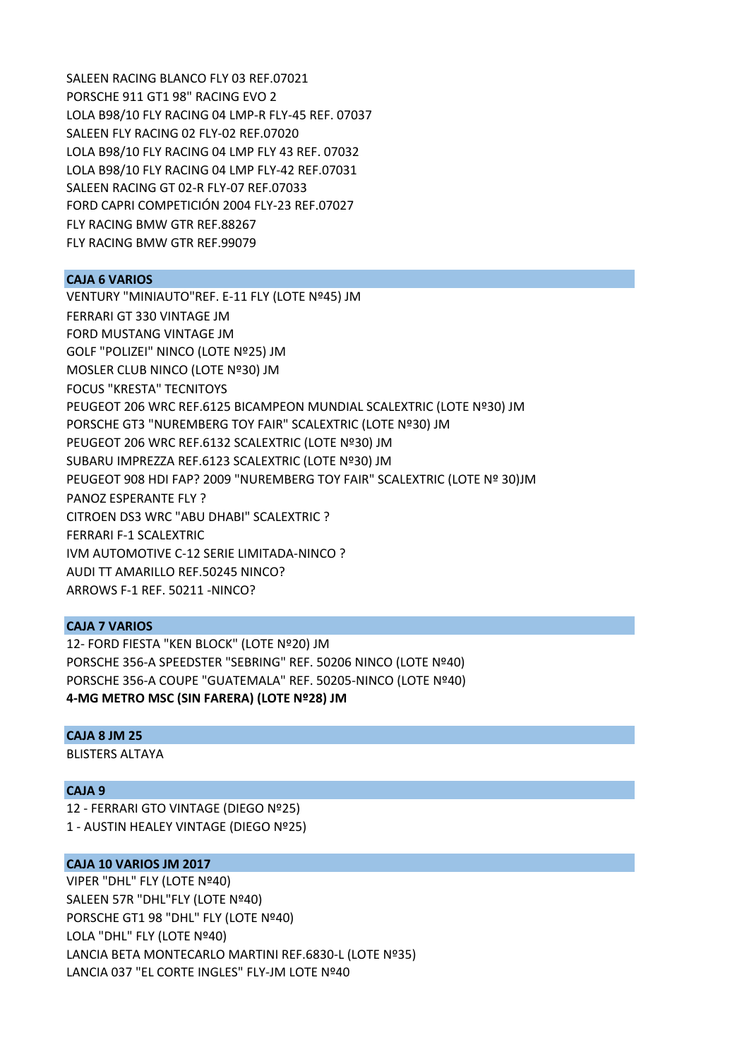SALEEN RACING BLANCO FLY 03 REF.07021
PORSCHE 911 GT1 98" RACING EVO 2
LOLA B98/10 FLY RACING 04 LMP-R FLY-45 REF. 07037
SALEEN FLY RACING 02 FLY-02 REF.07020
LOLA B98/10 FLY RACING 04 LMP FLY 43 REF. 07032
LOLA B98/10 FLY RACING 04 LMP FLY-42 REF.07031
SALEEN RACING GT 02-R FLY-07 REF.07033
FORD CAPRI COMPETICIÓN 2004 FLY-23 REF.07027
FLY RACING BMW GTR REF.88267
FLY RACING BMW GTR REF.99079

**CAJA 6 VARIOS**

VENTURY "MINIAUTO"REF. E-11 FLY (LOTE Nº45) JM
FERRARI GT 330 VINTAGE JM
FORD MUSTANG VINTAGE JM
GOLF "POLIZEI" NINCO (LOTE Nº25) JM
MOSLER CLUB NINCO (LOTE Nº30) JM
FOCUS "KRESTA" TECNITOYS
PEUGEOT 206 WRC REF.6125 BICAMPEON MUNDIAL SCALEXTRIC (LOTE Nº30) JM
PORSCHE GT3 "NUREMBERG TOY FAIR" SCALEXTRIC (LOTE Nº30) JM
PEUGEOT 206 WRC REF.6132 SCALEXTRIC (LOTE Nº30) JM
SUBARU IMPREZZA REF.6123 SCALEXTRIC (LOTE Nº30) JM
PEUGEOT 908 HDI FAP? 2009 "NUREMBERG TOY FAIR" SCALEXTRIC (LOTE Nº 30)JM
PANOZ ESPERANTE FLY ?
CITROEN DS3 WRC "ABU DHABI" SCALEXTRIC ?
FERRARI F-1 SCALEXTRIC
IVM AUTOMOTIVE C-12 SERIE LIMITADA-NINCO ?
AUDI TT AMARILLO REF.50245 NINCO?
ARROWS F-1 REF. 50211 -NINCO?

**CAJA 7 VARIOS**

12- FORD FIESTA "KEN BLOCK" (LOTE Nº20) JM
PORSCHE 356-A SPEEDSTER "SEBRING" REF. 50206 NINCO (LOTE Nº40)
PORSCHE 356-A COUPE "GUATEMALA" REF. 50205-NINCO (LOTE Nº40)
**4-MG METRO MSC (SIN FARERA) (LOTE Nº28) JM**

**CAJA 8 JM 25**

BLISTERS ALTAYA

**CAJA 9**

12 - FERRARI GTO VINTAGE (DIEGO Nº25)
1 - AUSTIN HEALEY VINTAGE (DIEGO Nº25)

**CAJA 10 VARIOS JM 2017**

VIPER "DHL" FLY (LOTE Nº40)
SALEEN 57R "DHL"FLY (LOTE Nº40)
PORSCHE GT1 98 "DHL" FLY (LOTE Nº40)
LOLA "DHL" FLY (LOTE Nº40)
LANCIA BETA MONTECARLO MARTINI REF.6830-L (LOTE Nº35)
LANCIA 037 "EL CORTE INGLES" FLY-JM LOTE Nº40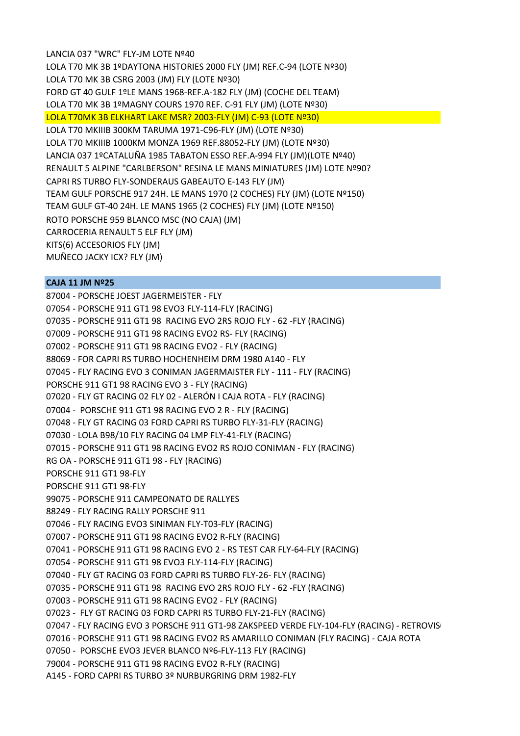LANCIA 037 "WRC" FLY-JM LOTE Nº40
LOLA T70 MK 3B 1ºDAYTONA HISTORIES 2000 FLY (JM) REF.C-94 (LOTE Nº30)
LOLA T70 MK 3B CSRG 2003 (JM) FLY (LOTE Nº30)
FORD GT 40 GULF 1ºLE MANS 1968-REF.A-182 FLY (JM) (COCHE DEL TEAM)
LOLA T70 MK 3B 1ºMAGNY COURS 1970 REF. C-91 FLY (JM) (LOTE Nº30)
LOLA T70MK 3B ELKHART LAKE MSR? 2003-FLY (JM) C-93 (LOTE Nº30)
LOLA T70 MKIIIB 300KM TARUMA 1971-C96-FLY (JM) (LOTE Nº30)
LOLA T70 MKIIIB 1000KM MONZA 1969 REF.88052-FLY (JM) (LOTE Nº30)
LANCIA 037 1ºCATALUÑA 1985 TABATON ESSO REF.A-994 FLY (JM)(LOTE Nº40)
RENAULT 5 ALPINE "CARLBERSON" RESINA LE MANS MINIATURES (JM) LOTE Nº90?
CAPRI RS TURBO FLY-SONDERAUS GABEAUTO E-143 FLY (JM)
TEAM GULF PORSCHE 917 24H. LE MANS 1970 (2 COCHES) FLY (JM) (LOTE Nº150)
TEAM GULF GT-40 24H. LE MANS 1965 (2 COCHES) FLY (JM) (LOTE Nº150)
ROTO PORSCHE 959 BLANCO MSC (NO CAJA) (JM)
CARROCERIA RENAULT 5 ELF FLY (JM)
KITS(6) ACCESORIOS FLY (JM)
MUÑECO JACKY ICX? FLY (JM)

**CAJA 11 JM Nº25**

87004 - PORSCHE JOEST JAGERMEISTER - FLY
07054 - PORSCHE 911 GT1 98 EVO3 FLY-114-FLY (RACING)
07035 - PORSCHE 911 GT1 98 RACING EVO 2RS ROJO FLY - 62 -FLY (RACING)
07009 - PORSCHE 911 GT1 98 RACING EVO2 RS- FLY (RACING)
07002 - PORSCHE 911 GT1 98 RACING EVO2 - FLY (RACING)
88069 - FOR CAPRI RS TURBO HOCHENHEIM DRM 1980 A140 - FLY
07045 - FLY RACING EVO 3 CONIMAN JAGERMAISTER FLY - 111 - FLY (RACING)
PORSCHE 911 GT1 98 RACING EVO 3 - FLY (RACING)
07020 - FLY GT RACING 02 FLY 02 - ALERÓN I CAJA ROTA - FLY (RACING)
07004 - PORSCHE 911 GT1 98 RACING EVO 2 R - FLY (RACING)
07048 - FLY GT RACING 03 FORD CAPRI RS TURBO FLY-31-FLY (RACING)
07030 - LOLA B98/10 FLY RACING 04 LMP FLY-41-FLY (RACING)
07015 - PORSCHE 911 GT1 98 RACING EVO2 RS ROJO CONIMAN - FLY (RACING)
RG OA - PORSCHE 911 GT1 98 - FLY (RACING)
PORSCHE 911 GT1 98-FLY
PORSCHE 911 GT1 98-FLY
99075 - PORSCHE 911 CAMPEONATO DE RALLYES
88249 - FLY RACING RALLY PORSCHE 911
07046 - FLY RACING EVO3 SINIMAN FLY-T03-FLY (RACING)
07007 - PORSCHE 911 GT1 98 RACING EVO2 R-FLY (RACING)
07041 - PORSCHE 911 GT1 98 RACING EVO 2 - RS TEST CAR FLY-64-FLY (RACING)
07054 - PORSCHE 911 GT1 98 EVO3 FLY-114-FLY (RACING)
07040 - FLY GT RACING 03 FORD CAPRI RS TURBO FLY-26- FLY (RACING)
07035 - PORSCHE 911 GT1 98 RACING EVO 2RS ROJO FLY - 62 -FLY (RACING)
07003 - PORSCHE 911 GT1 98 RACING EVO2 - FLY (RACING)
07023 - FLY GT RACING 03 FORD CAPRI RS TURBO FLY-21-FLY (RACING)
07047 - FLY RACING EVO 3 PORSCHE 911 GT1-98 ZAKSPEED VERDE FLY-104-FLY (RACING) - RETROVIS
07016 - PORSCHE 911 GT1 98 RACING EVO2 RS AMARILLO CONIMAN (FLY RACING) - CAJA ROTA
07050 - PORSCHE EVO3 JEVER BLANCO Nº6-FLY-113 FLY (RACING)
79004 - PORSCHE 911 GT1 98 RACING EVO2 R-FLY (RACING)
A145 - FORD CAPRI RS TURBO 3º NURBURGRING DRM 1982-FLY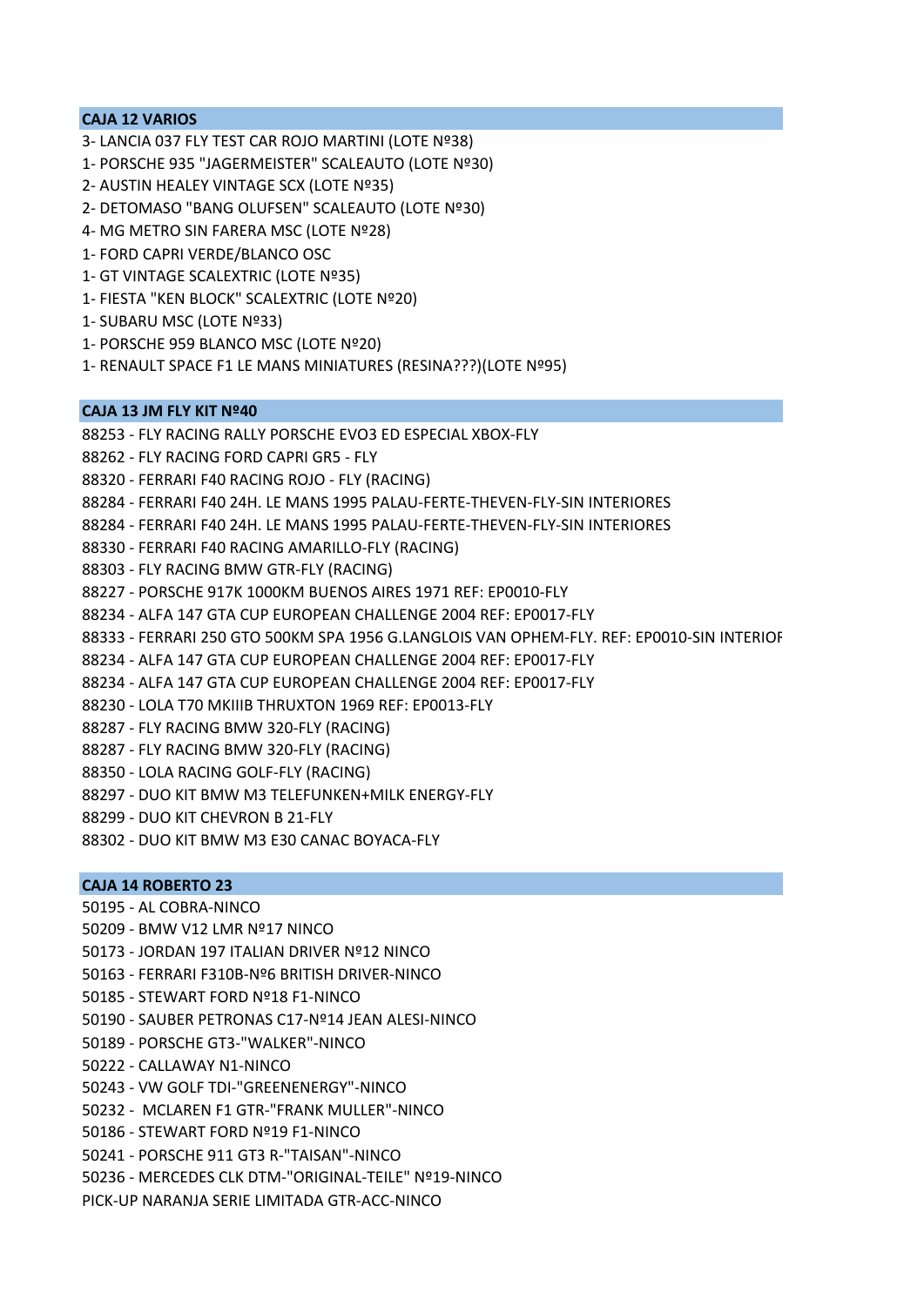**CAJA 12 VARIOS**

3- LANCIA 037 FLY TEST CAR ROJO MARTINI (LOTE Nº38)
1- PORSCHE 935 "JAGERMEISTER" SCALEAUTO (LOTE Nº30)
2- AUSTIN HEALEY VINTAGE SCX (LOTE Nº35)
2- DETOMASO "BANG OLUFSEN" SCALEAUTO (LOTE Nº30)
4- MG METRO SIN FARERA MSC (LOTE Nº28)
1- FORD CAPRI VERDE/BLANCO OSC
1- GT VINTAGE SCALEXTRIC (LOTE Nº35)
1- FIESTA "KEN BLOCK" SCALEXTRIC (LOTE Nº20)
1- SUBARU MSC (LOTE Nº33)
1- PORSCHE 959 BLANCO MSC (LOTE Nº20)
1- RENAULT SPACE F1 LE MANS MINIATURES (RESINA???)(LOTE Nº95)

**CAJA 13 JM FLY KIT Nº40**

88253 - FLY RACING RALLY PORSCHE EVO3 ED ESPECIAL XBOX-FLY
88262 - FLY RACING FORD CAPRI GR5 - FLY
88320 - FERRARI F40 RACING ROJO - FLY (RACING)
88284 - FERRARI F40 24H. LE MANS 1995 PALAU-FERTE-THEVEN-FLY-SIN INTERIORES
88284 - FERRARI F40 24H. LE MANS 1995 PALAU-FERTE-THEVEN-FLY-SIN INTERIORES
88330 - FERRARI F40 RACING AMARILLO-FLY (RACING)
88303 - FLY RACING BMW GTR-FLY (RACING)
88227 - PORSCHE 917K 1000KM BUENOS AIRES 1971 REF: EP0010-FLY
88234 - ALFA 147 GTA CUP EUROPEAN CHALLENGE 2004 REF: EP0017-FLY
88333 - FERRARI 250 GTO 500KM SPA 1956 G.LANGLOIS VAN OPHEM-FLY. REF: EP0010-SIN INTERIOF
88234 - ALFA 147 GTA CUP EUROPEAN CHALLENGE 2004 REF: EP0017-FLY
88234 - ALFA 147 GTA CUP EUROPEAN CHALLENGE 2004 REF: EP0017-FLY
88230 - LOLA T70 MKIIIB THRUXTON 1969 REF: EP0013-FLY
88287 - FLY RACING BMW 320-FLY (RACING)
88287 - FLY RACING BMW 320-FLY (RACING)
88350 - LOLA RACING GOLF-FLY (RACING)
88297 - DUO KIT BMW M3 TELEFUNKEN+MILK ENERGY-FLY
88299 - DUO KIT CHEVRON B 21-FLY
88302 - DUO KIT BMW M3 E30 CANAC BOYACA-FLY

**CAJA 14 ROBERTO 23**

50195 - AL COBRA-NINCO
50209 - BMW V12 LMR Nº17 NINCO
50173 - JORDAN 197 ITALIAN DRIVER Nº12 NINCO
50163 - FERRARI F310B-Nº6 BRITISH DRIVER-NINCO
50185 - STEWART FORD Nº18 F1-NINCO
50190 - SAUBER PETRONAS C17-Nº14 JEAN ALESI-NINCO
50189 - PORSCHE GT3-"WALKER"-NINCO
50222 - CALLAWAY N1-NINCO
50243 - VW GOLF TDI-"GREENENERGY"-NINCO
50232 - MCLAREN F1 GTR-"FRANK MULLER"-NINCO
50186 - STEWART FORD Nº19 F1-NINCO
50241 - PORSCHE 911 GT3 R-"TAISAN"-NINCO
50236 - MERCEDES CLK DTM-"ORIGINAL-TEILE" Nº19-NINCO
PICK-UP NARANJA SERIE LIMITADA GTR-ACC-NINCO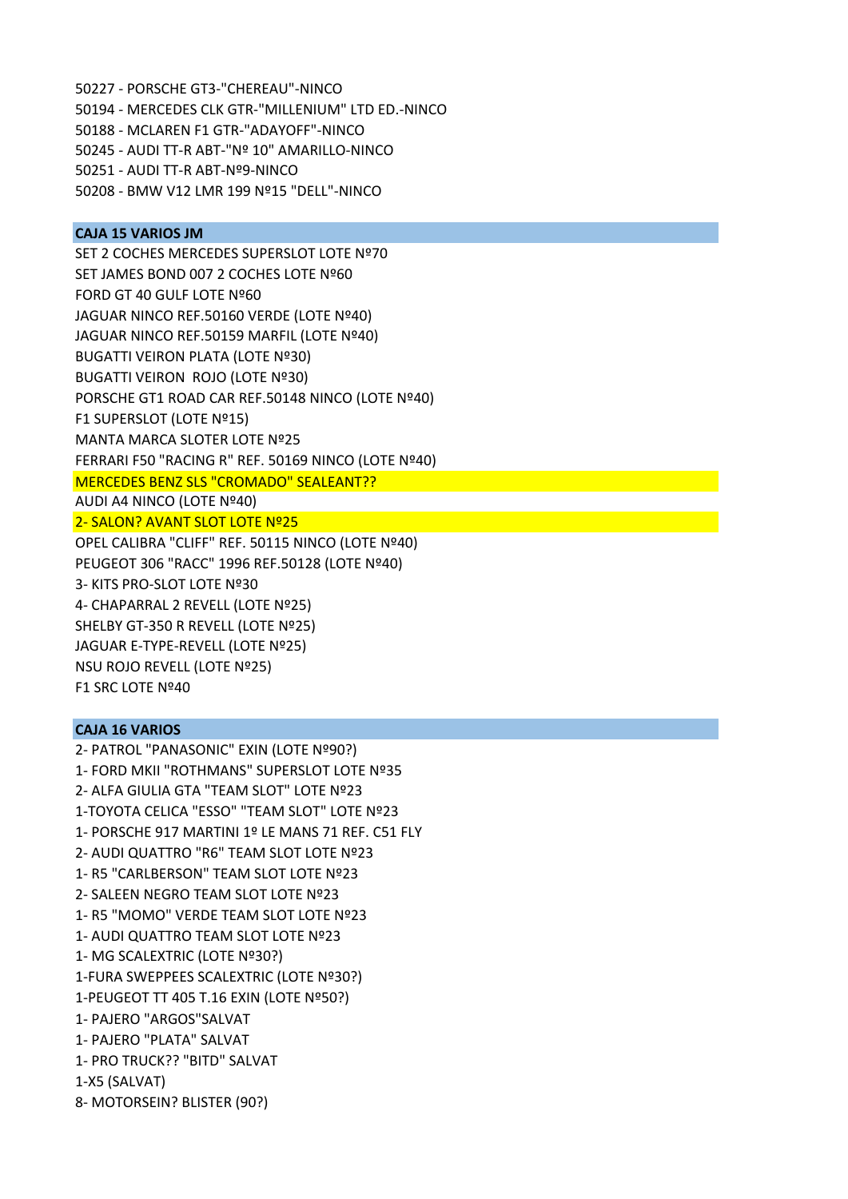50227 - PORSCHE GT3-"CHEREAU"-NINCO
50194 - MERCEDES CLK GTR-"MILLENIUM" LTD ED.-NINCO
50188 - MCLAREN F1 GTR-"ADAYOFF"-NINCO
50245 - AUDI TT-R ABT-"Nº 10" AMARILLO-NINCO
50251 - AUDI TT-R ABT-Nº9-NINCO
50208 - BMW V12 LMR 199 Nº15 "DELL"-NINCO

**CAJA 15 VARIOS JM**

SET 2 COCHES MERCEDES SUPERSLOT LOTE Nº70
SET JAMES BOND 007 2 COCHES LOTE Nº60
FORD GT 40 GULF LOTE Nº60
JAGUAR NINCO REF.50160 VERDE (LOTE Nº40)
JAGUAR NINCO REF.50159 MARFIL (LOTE Nº40)
BUGATTI VEIRON PLATA (LOTE Nº30)
BUGATTI VEIRON ROJO (LOTE Nº30)
PORSCHE GT1 ROAD CAR REF.50148 NINCO (LOTE Nº40)
F1 SUPERSLOT (LOTE Nº15)
MANTA MARCA SLOTER LOTE Nº25
FERRARI F50 "RACING R" REF. 50169 NINCO (LOTE Nº40)
MERCEDES BENZ SLS "CROMADO" SEALEANT??
AUDI A4 NINCO (LOTE Nº40)
2- SALON? AVANT SLOT LOTE Nº25
OPEL CALIBRA "CLIFF" REF. 50115 NINCO (LOTE Nº40)
PEUGEOT 306 "RACC" 1996 REF.50128 (LOTE Nº40)
3- KITS PRO-SLOT LOTE Nº30
4- CHAPARRAL 2 REVELL (LOTE Nº25)
SHELBY GT-350 R REVELL (LOTE Nº25)
JAGUAR E-TYPE-REVELL (LOTE Nº25)
NSU ROJO REVELL (LOTE Nº25)
F1 SRC LOTE Nº40

**CAJA 16 VARIOS**

2- PATROL "PANASONIC" EXIN (LOTE Nº90?)
1- FORD MKII "ROTHMANS" SUPERSLOT LOTE Nº35
2- ALFA GIULIA GTA "TEAM SLOT" LOTE Nº23
1-TOYOTA CELICA "ESSO" "TEAM SLOT" LOTE Nº23
1- PORSCHE 917 MARTINI 1º LE MANS 71 REF. C51 FLY
2- AUDI QUATTRO "R6" TEAM SLOT LOTE Nº23
1- R5 "CARLBERSON" TEAM SLOT LOTE Nº23
2- SALEEN NEGRO TEAM SLOT LOTE Nº23
1- R5 "MOMO" VERDE TEAM SLOT LOTE Nº23
1- AUDI QUATTRO TEAM SLOT LOTE Nº23
1- MG SCALEXTRIC (LOTE Nº30?)
1-FURA SWEPPEES SCALEXTRIC (LOTE Nº30?)
1-PEUGEOT TT 405 T.16 EXIN (LOTE Nº50?)
1- PAJERO "ARGOS"SALVAT
1- PAJERO "PLATA" SALVAT
1- PRO TRUCK?? "BITD" SALVAT
1-X5 (SALVAT)
8- MOTORSEIN? BLISTER (90?)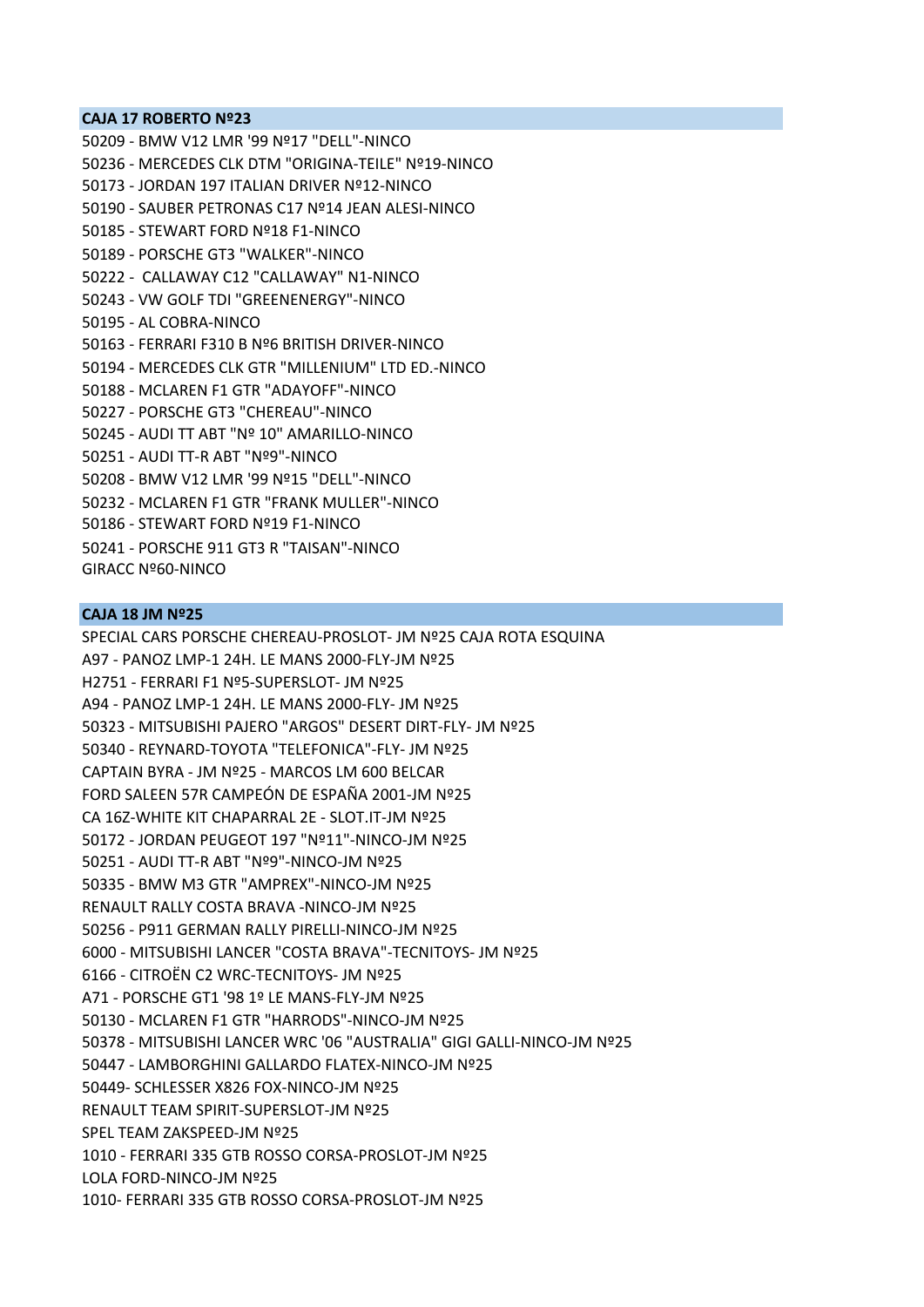**CAJA 17 ROBERTO Nº23**

50209 - BMW V12 LMR '99 Nº17 "DELL"-NINCO
50236 - MERCEDES CLK DTM "ORIGINA-TEILE" Nº19-NINCO
50173 - JORDAN 197 ITALIAN DRIVER Nº12-NINCO
50190 - SAUBER PETRONAS C17 Nº14 JEAN ALESI-NINCO
50185 - STEWART FORD Nº18 F1-NINCO
50189 - PORSCHE GT3 "WALKER"-NINCO
50222 - CALLAWAY C12 "CALLAWAY" N1-NINCO
50243 - VW GOLF TDI "GREENENERGY"-NINCO
50195 - AL COBRA-NINCO
50163 - FERRARI F310 B Nº6 BRITISH DRIVER-NINCO
50194 - MERCEDES CLK GTR "MILLENIUM" LTD ED.-NINCO
50188 - MCLAREN F1 GTR "ADAYOFF"-NINCO
50227 - PORSCHE GT3 "CHEREAU"-NINCO
50245 - AUDI TT ABT "Nº 10" AMARILLO-NINCO
50251 - AUDI TT-R ABT "Nº9"-NINCO
50208 - BMW V12 LMR '99 Nº15 "DELL"-NINCO
50232 - MCLAREN F1 GTR "FRANK MULLER"-NINCO
50186 - STEWART FORD Nº19 F1-NINCO
50241 - PORSCHE 911 GT3 R "TAISAN"-NINCO
GIRACC Nº60-NINCO

**CAJA 18 JM Nº25**

SPECIAL CARS PORSCHE CHEREAU-PROSLOT- JM Nº25 CAJA ROTA ESQUINA
A97 - PANOZ LMP-1 24H. LE MANS 2000-FLY-JM Nº25
H2751 - FERRARI F1 Nº5-SUPERSLOT- JM Nº25
A94 - PANOZ LMP-1 24H. LE MANS 2000-FLY- JM Nº25
50323 - MITSUBISHI PAJERO "ARGOS" DESERT DIRT-FLY- JM Nº25
50340 - REYNARD-TOYOTA "TELEFONICA"-FLY- JM Nº25
CAPTAIN BYRA - JM Nº25 - MARCOS LM 600 BELCAR
FORD SALEEN 57R CAMPEÓN DE ESPAÑA 2001-JM Nº25
CA 16Z-WHITE KIT CHAPARRAL 2E - SLOT.IT-JM Nº25
50172 - JORDAN PEUGEOT 197 "Nº11"-NINCO-JM Nº25
50251 - AUDI TT-R ABT "Nº9"-NINCO-JM Nº25
50335 - BMW M3 GTR "AMPREX"-NINCO-JM Nº25
RENAULT RALLY COSTA BRAVA -NINCO-JM Nº25
50256 - P911 GERMAN RALLY PIRELLI-NINCO-JM Nº25
6000 - MITSUBISHI LANCER "COSTA BRAVA"-TECNITOYS- JM Nº25
6166 - CITROËN C2 WRC-TECNITOYS- JM Nº25
A71 - PORSCHE GT1 '98 1º LE MANS-FLY-JM Nº25
50130 - MCLAREN F1 GTR "HARRODS"-NINCO-JM Nº25
50378 - MITSUBISHI LANCER WRC '06 "AUSTRALIA" GIGI GALLI-NINCO-JM Nº25
50447 - LAMBORGHINI GALLARDO FLATEX-NINCO-JM Nº25
50449- SCHLESSER X826 FOX-NINCO-JM Nº25
RENAULT TEAM SPIRIT-SUPERSLOT-JM Nº25
SPEL TEAM ZAKSPEED-JM Nº25
1010 - FERRARI 335 GTB ROSSO CORSA-PROSLOT-JM Nº25
LOLA FORD-NINCO-JM Nº25
1010- FERRARI 335 GTB ROSSO CORSA-PROSLOT-JM Nº25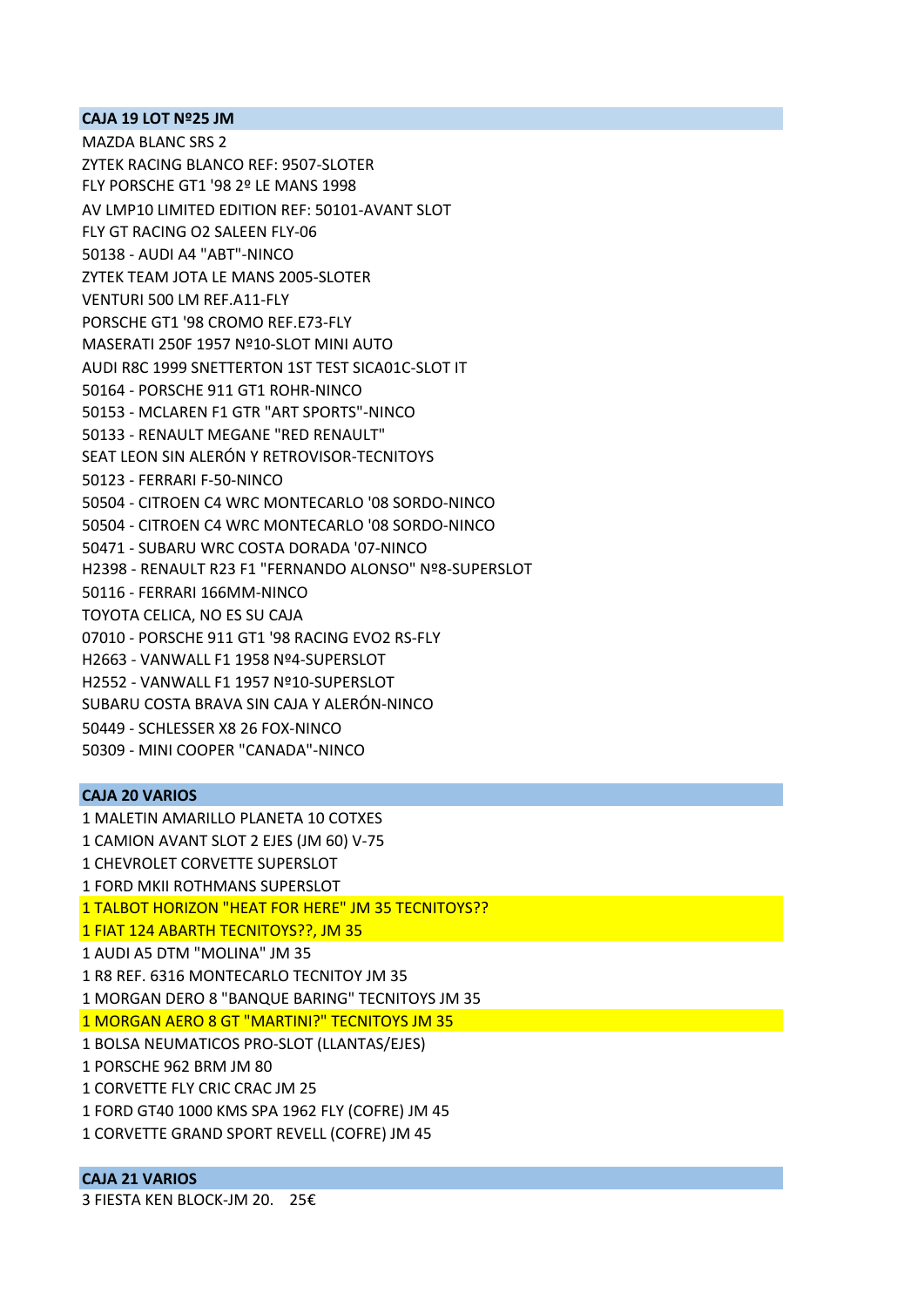**CAJA 19 LOT Nº25 JM**

MAZDA BLANC SRS 2
ZYTEK RACING BLANCO REF: 9507-SLOTER
FLY PORSCHE GT1 '98 2º LE MANS 1998
AV LMP10 LIMITED EDITION REF: 50101-AVANT SLOT
FLY GT RACING O2 SALEEN FLY-06
50138 - AUDI A4 "ABT"-NINCO
ZYTEK TEAM JOTA LE MANS 2005-SLOTER
VENTURI 500 LM REF.A11-FLY
PORSCHE GT1 '98 CROMO REF.E73-FLY
MASERATI 250F 1957 Nº10-SLOT MINI AUTO
AUDI R8C 1999 SNETTERTON 1ST TEST SICA01C-SLOT IT
50164 - PORSCHE 911 GT1 ROHR-NINCO
50153 - MCLAREN F1 GTR "ART SPORTS"-NINCO
50133 - RENAULT MEGANE "RED RENAULT"
SEAT LEON SIN ALERÓN Y RETROVISOR-TECNITOYS
50123 - FERRARI F-50-NINCO
50504 - CITROEN C4 WRC MONTECARLO '08 SORDO-NINCO
50504 - CITROEN C4 WRC MONTECARLO '08 SORDO-NINCO
50471 - SUBARU WRC COSTA DORADA '07-NINCO
H2398 - RENAULT R23 F1 "FERNANDO ALONSO" Nº8-SUPERSLOT
50116 - FERRARI 166MM-NINCO
TOYOTA CELICA, NO ES SU CAJA
07010 - PORSCHE 911 GT1 '98 RACING EVO2 RS-FLY
H2663 - VANWALL F1 1958 Nº4-SUPERSLOT
H2552 - VANWALL F1 1957 Nº10-SUPERSLOT
SUBARU COSTA BRAVA SIN CAJA Y ALERÓN-NINCO
50449 - SCHLESSER X8 26 FOX-NINCO
50309 - MINI COOPER "CANADA"-NINCO

**CAJA 20 VARIOS**

1 MALETIN AMARILLO PLANETA 10 COTXES
1 CAMION AVANT SLOT 2 EJES (JM 60) V-75
1 CHEVROLET CORVETTE SUPERSLOT
1 FORD MKII ROTHMANS SUPERSLOT
1 TALBOT HORIZON "HEAT FOR HERE" JM 35 TECNITOYS??
1 FIAT 124 ABARTH TECNITOYS??, JM 35
1 AUDI A5 DTM "MOLINA" JM 35
1 R8 REF. 6316 MONTECARLO TECNITOY JM 35
1 MORGAN DERO 8 "BANQUE BARING" TECNITOYS JM 35
1 MORGAN AERO 8 GT "MARTINI?" TECNITOYS JM 35
1 BOLSA NEUMATICOS PRO-SLOT (LLANTAS/EJES)
1 PORSCHE 962 BRM JM 80
1 CORVETTE FLY CRIC CRAC JM 25
1 FORD GT40 1000 KMS SPA 1962 FLY (COFRE) JM 45
1 CORVETTE GRAND SPORT REVELL (COFRE) JM 45

**CAJA 21 VARIOS**

3 FIESTA KEN BLOCK-JM 20. 25€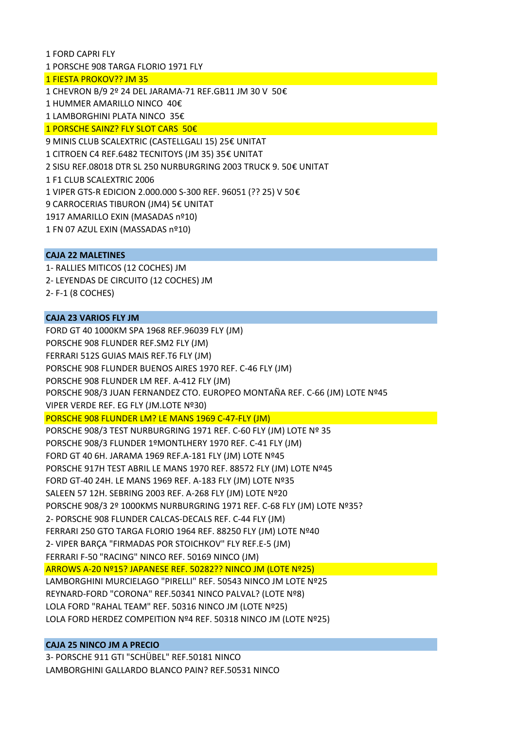1 FORD CAPRI FLY

1 PORSCHE 908 TARGA FLORIO 1971 FLY

1 FIESTA PROKOV?? JM 35

1 CHEVRON B/9 2º 24 DEL JARAMA-71 REF.GB11 JM 30 V 50€

1 HUMMER AMARILLO NINCO 40€

1 LAMBORGHINI PLATA NINCO 35€

1 PORSCHE SAINZ? FLY SLOT CARS 50€

9 MINIS CLUB SCALEXTRIC (CASTELLGALI 15) 25€ UNITAT

1 CITROEN C4 REF.6482 TECNITOYS (JM 35) 35€ UNITAT

2 SISU REF.08018 DTR SL 250 NURBURGRING 2003 TRUCK 9. 50€ UNITAT

1 F1 CLUB SCALEXTRIC 2006

1 VIPER GTS-R EDICION 2.000.000 S-300 REF. 96051 (?? 25) V 50€

9 CARROCERIAS TIBURON (JM4) 5€ UNITAT

1917 AMARILLO EXIN (MASADAS nº10)

1 FN 07 AZUL EXIN (MASSADAS nº10)

**CAJA 22 MALETINES**

1- RALLIES MITICOS (12 COCHES) JM

2- LEYENDAS DE CIRCUITO (12 COCHES) JM

2- F-1 (8 COCHES)

**CAJA 23 VARIOS FLY JM**

FORD GT 40 1000KM SPA 1968 REF.96039 FLY (JM)

PORSCHE 908 FLUNDER REF.SM2 FLY (JM)

FERRARI 512S GUIAS MAIS REF.T6 FLY (JM)

PORSCHE 908 FLUNDER BUENOS AIRES 1970 REF. C-46 FLY (JM)

PORSCHE 908 FLUNDER LM REF. A-412 FLY (JM)

PORSCHE 908/3 JUAN FERNANDEZ CTO. EUROPEO MONTAÑA REF. C-66 (JM) LOTE Nº45

VIPER VERDE REF. EG FLY (JM.LOTE Nº30)

PORSCHE 908 FLUNDER LM? LE MANS 1969 C-47-FLY (JM)

PORSCHE 908/3 TEST NURBURGRING 1971 REF. C-60 FLY (JM) LOTE Nº 35

PORSCHE 908/3 FLUNDER 1ºMONTLHERY 1970 REF. C-41 FLY (JM)

FORD GT 40 6H. JARAMA 1969 REF.A-181 FLY (JM) LOTE Nº45

PORSCHE 917H TEST ABRIL LE MANS 1970 REF. 88572 FLY (JM) LOTE Nº45

FORD GT-40 24H. LE MANS 1969 REF. A-183 FLY (JM) LOTE Nº35

SALEEN 57 12H. SEBRING 2003 REF. A-268 FLY (JM) LOTE Nº20

PORSCHE 908/3 2º 1000KMS NURBURGRING 1971 REF. C-68 FLY (JM) LOTE Nº35?

2- PORSCHE 908 FLUNDER CALCAS-DECALS REF. C-44 FLY (JM)

FERRARI 250 GTO TARGA FLORIO 1964 REF. 88250 FLY (JM) LOTE Nº40

2- VIPER BARÇA "FIRMADAS POR STOICHKOV" FLY REF.E-5 (JM)

FERRARI F-50 "RACING" NINCO REF. 50169 NINCO (JM)

ARROWS A-20 Nº15? JAPANESE REF. 50282?? NINCO JM (LOTE Nº25)

LAMBORGHINI MURCIELAGO "PIRELLI" REF. 50543 NINCO JM LOTE Nº25

REYNARD-FORD "CORONA" REF.50341 NINCO PALVAL? (LOTE Nº8)

LOLA FORD "RAHAL TEAM" REF. 50316 NINCO JM (LOTE Nº25)

LOLA FORD HERDEZ COMPEITION Nº4 REF. 50318 NINCO JM (LOTE Nº25)

**CAJA 25 NINCO JM A PRECIO**

3- PORSCHE 911 GTI "SCHÜBEL" REF.50181 NINCO

LAMBORGHINI GALLARDO BLANCO PAIN? REF.50531 NINCO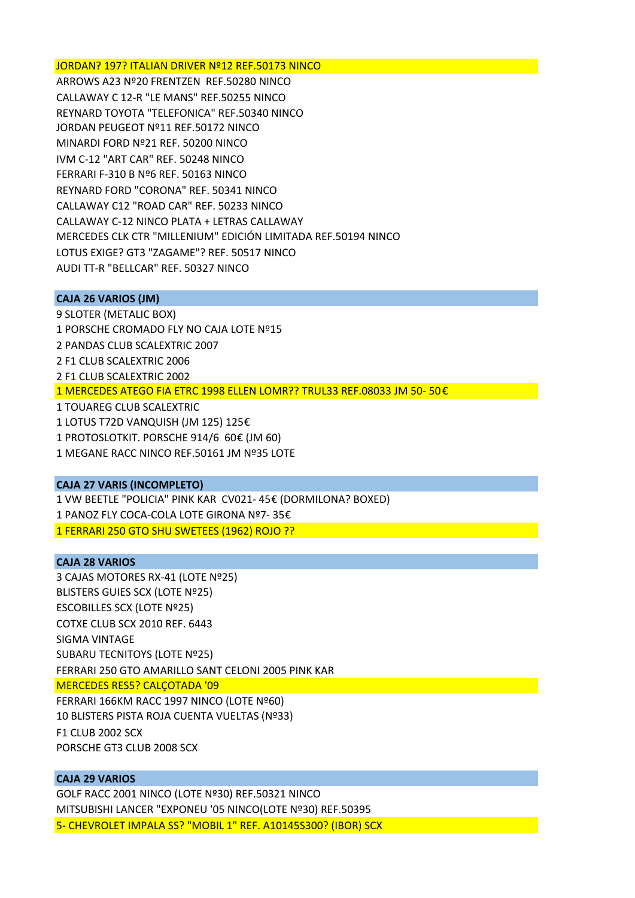JORDAN? 197? ITALIAN DRIVER Nº12 REF.50173 NINCO
ARROWS A23 Nº20 FRENTZEN  REF.50280 NINCO
CALLAWAY C 12-R "LE MANS" REF.50255 NINCO
REYNARD TOYOTA "TELEFONICA" REF.50340 NINCO
JORDAN PEUGEOT Nº11 REF.50172 NINCO
MINARDI FORD Nº21 REF. 50200 NINCO
IVM C-12 "ART CAR" REF. 50248 NINCO
FERRARI F-310 B Nº6 REF. 50163 NINCO
REYNARD FORD "CORONA" REF. 50341 NINCO
CALLAWAY C12 "ROAD CAR" REF. 50233 NINCO
CALLAWAY C-12 NINCO PLATA + LETRAS CALLAWAY
MERCEDES CLK CTR "MILLENIUM" EDICIÓN LIMITADA REF.50194 NINCO
LOTUS EXIGE? GT3 "ZAGAME"? REF. 50517 NINCO
AUDI TT-R "BELLCAR" REF. 50327 NINCO

**CAJA 26 VARIOS (JM)**

9 SLOTER (METALIC BOX)
1 PORSCHE CROMADO FLY NO CAJA LOTE Nº15
2 PANDAS CLUB SCALEXTRIC 2007
2 F1 CLUB SCALEXTRIC 2006
2 F1 CLUB SCALEXTRIC 2002
1 MERCEDES ATEGO FIA ETRC 1998 ELLEN LOMR?? TRUL33 REF.08033 JM 50- 50€
1 TOUAREG CLUB SCALEXTRIC
1 LOTUS T72D VANQUISH (JM 125) 125€
1 PROTOSLOTKIT. PORSCHE 914/6  60€ (JM 60)
1 MEGANE RACC NINCO REF.50161 JM Nº35 LOTE

**CAJA 27 VARIS (INCOMPLETO)**

1 VW BEETLE "POLICIA" PINK KAR  CV021- 45€ (DORMILONA? BOXED)
1 PANOZ FLY COCA-COLA LOTE GIRONA Nº7- 35€
1 FERRARI 250 GTO SHU SWETEES (1962) ROJO ??

**CAJA 28 VARIOS**

3 CAJAS MOTORES RX-41 (LOTE Nº25)
BLISTERS GUIES SCX (LOTE Nº25)
ESCOBILLES SCX (LOTE Nº25)
COTXE CLUB SCX 2010 REF. 6443
SIGMA VINTAGE
SUBARU TECNITOYS (LOTE Nº25)
FERRARI 250 GTO AMARILLO SANT CELONI 2005 PINK KAR
MERCEDES RES5? CALÇOTADA '09
FERRARI 166KM RACC 1997 NINCO (LOTE Nº60)
10 BLISTERS PISTA ROJA CUENTA VUELTAS (Nº33)
F1 CLUB 2002 SCX
PORSCHE GT3 CLUB 2008 SCX

**CAJA 29 VARIOS**

GOLF RACC 2001 NINCO (LOTE Nº30) REF.50321 NINCO
MITSUBISHI LANCER "EXPONEU '05 NINCO(LOTE Nº30) REF.50395
5- CHEVROLET IMPALA SS? "MOBIL 1" REF. A10145S300? (IBOR) SCX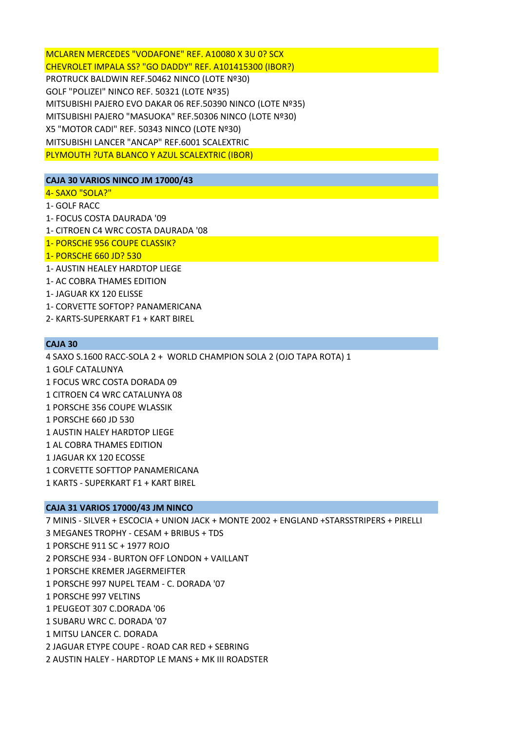MCLAREN MERCEDES "VODAFONE" REF. A10080 X 3U 0? SCX
CHEVROLET IMPALA SS? "GO DADDY" REF. A101415300 (IBOR?)
PROTRUCK BALDWIN REF.50462 NINCO (LOTE Nº30)
GOLF "POLIZEI" NINCO REF. 50321 (LOTE Nº35)
MITSUBISHI PAJERO EVO DAKAR 06 REF.50390 NINCO (LOTE Nº35)
MITSUBISHI PAJERO "MASUOKA" REF.50306 NINCO (LOTE Nº30)
X5 "MOTOR CADI" REF. 50343 NINCO (LOTE Nº30)
MITSUBISHI LANCER "ANCAP" REF.6001 SCALEXTRIC
PLYMOUTH ?UTA BLANCO Y AZUL SCALEXTRIC (IBOR)

**CAJA 30 VARIOS NINCO JM 17000/43**

4- SAXO "SOLA?"
1- GOLF RACC
1- FOCUS COSTA DAURADA '09
1- CITROEN C4 WRC COSTA DAURADA '08
1- PORSCHE 956 COUPE CLASSIK?
1- PORSCHE 660 JD? 530
1- AUSTIN HEALEY HARDTOP LIEGE
1- AC COBRA THAMES EDITION
1- JAGUAR KX 120 ELISSE
1- CORVETTE SOFTOP? PANAMERICANA
2- KARTS-SUPERKART F1 + KART BIREL

**CAJA 30**

4 SAXO S.1600 RACC-SOLA 2 + WORLD CHAMPION SOLA 2 (OJO TAPA ROTA) 1
1 GOLF CATALUNYA
1 FOCUS WRC COSTA DORADA 09
1 CITROEN C4 WRC CATALUNYA 08
1 PORSCHE 356 COUPE WLASSIK
1 PORSCHE 660 JD 530
1 AUSTIN HALEY HARDTOP LIEGE
1 AL COBRA THAMES EDITION
1 JAGUAR KX 120 ECOSSE
1 CORVETTE SOFTTOP PANAMERICANA
1 KARTS - SUPERKART F1 + KART BIREL

**CAJA 31 VARIOS 17000/43 JM NINCO**

7 MINIS - SILVER + ESCOCIA + UNION JACK + MONTE 2002 + ENGLAND +STARSSTRIPERS + PIRELLI
3 MEGANES TROPHY - CESAM + BRIBUS + TDS
1 PORSCHE 911 SC + 1977 ROJO
2 PORSCHE 934 - BURTON OFF LONDON + VAILLANT
1 PORSCHE KREMER JAGERMEIFTER
1 PORSCHE 997 NUPEL TEAM - C. DORADA '07
1 PORSCHE 997 VELTINS
1 PEUGEOT 307 C.DORADA '06
1 SUBARU WRC C. DORADA '07
1 MITSU LANCER C. DORADA
2 JAGUAR ETYPE COUPE - ROAD CAR RED + SEBRING
2 AUSTIN HALEY - HARDTOP LE MANS + MK III ROADSTER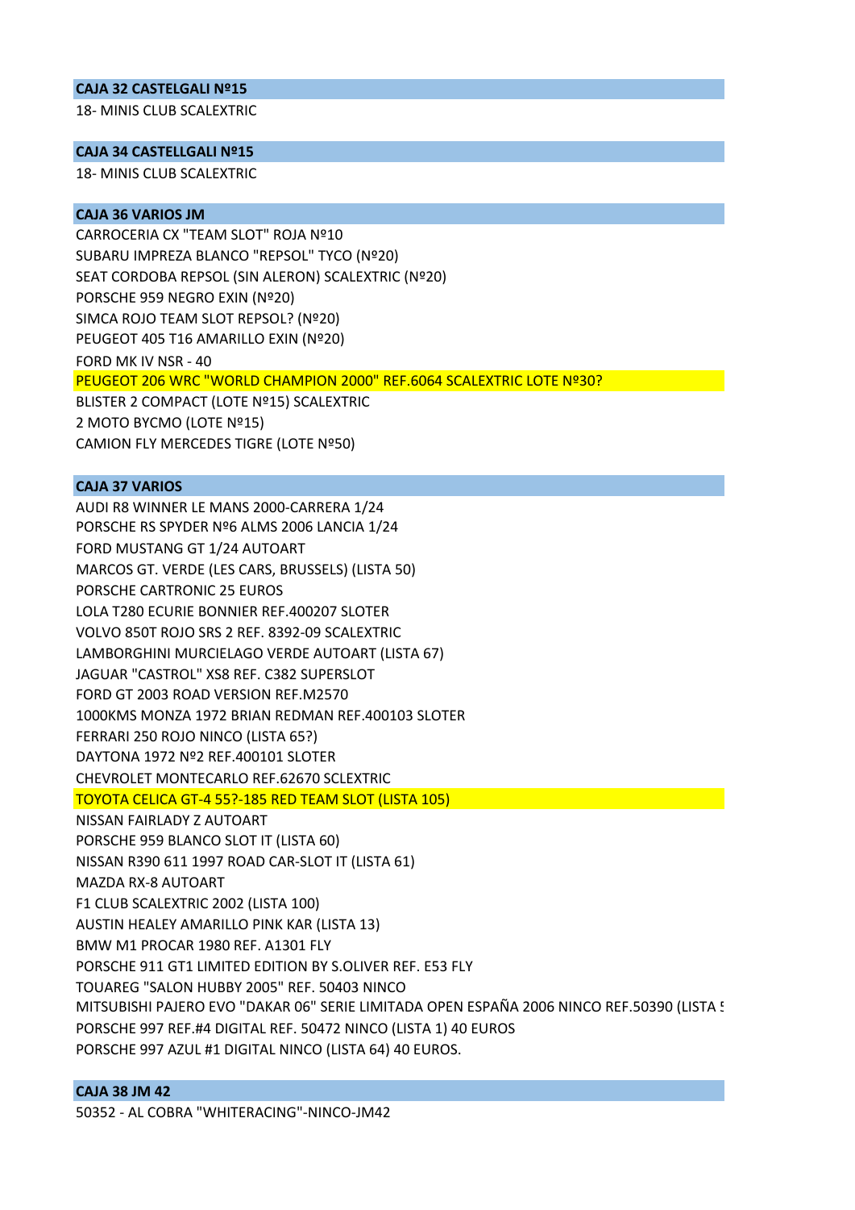**CAJA 32 CASTELGALI Nº15**

18- MINIS CLUB SCALEXTRIC

**CAJA 34 CASTELLGALI Nº15**

18- MINIS CLUB SCALEXTRIC

**CAJA 36 VARIOS JM**

CARROCERIA CX "TEAM SLOT" ROJA Nº10
SUBARU IMPREZA BLANCO "REPSOL" TYCO (Nº20)
SEAT CORDOBA REPSOL (SIN ALERON) SCALEXTRIC (Nº20)
PORSCHE 959 NEGRO EXIN (Nº20)
SIMCA ROJO TEAM SLOT REPSOL? (Nº20)
PEUGEOT 405 T16 AMARILLO EXIN (Nº20)
FORD MK IV NSR - 40
PEUGEOT 206 WRC "WORLD CHAMPION 2000" REF.6064 SCALEXTRIC LOTE Nº30?
BLISTER 2 COMPACT (LOTE Nº15) SCALEXTRIC
2 MOTO BYCMO (LOTE Nº15)
CAMION FLY MERCEDES TIGRE (LOTE Nº50)

**CAJA 37 VARIOS**

AUDI R8 WINNER LE MANS 2000-CARRERA 1/24
PORSCHE RS SPYDER Nº6 ALMS 2006 LANCIA 1/24
FORD MUSTANG GT 1/24 AUTOART
MARCOS GT. VERDE (LES CARS, BRUSSELS) (LISTA 50)
PORSCHE CARTRONIC 25 EUROS
LOLA T280 ECURIE BONNIER REF.400207 SLOTER
VOLVO 850T ROJO SRS 2 REF. 8392-09 SCALEXTRIC
LAMBORGHINI MURCIELAGO VERDE AUTOART (LISTA 67)
JAGUAR "CASTROL" XS8 REF. C382 SUPERSLOT
FORD GT 2003 ROAD VERSION REF.M2570
1000KMS MONZA 1972 BRIAN REDMAN REF.400103 SLOTER
FERRARI 250 ROJO NINCO (LISTA 65?)
DAYTONA 1972 Nº2 REF.400101 SLOTER
CHEVROLET MONTECARLO REF.62670 SCLEXTRIC
TOYOTA CELICA GT-4 55?-185 RED TEAM SLOT (LISTA 105)
NISSAN FAIRLADY Z AUTOART
PORSCHE 959 BLANCO SLOT IT (LISTA 60)
NISSAN R390 611 1997 ROAD CAR-SLOT IT (LISTA 61)
MAZDA RX-8 AUTOART
F1 CLUB SCALEXTRIC 2002 (LISTA 100)
AUSTIN HEALEY AMARILLO PINK KAR (LISTA 13)
BMW M1 PROCAR 1980 REF. A1301 FLY
PORSCHE 911 GT1 LIMITED EDITION BY S.OLIVER REF. E53 FLY
TOUAREG "SALON HUBBY 2005" REF. 50403 NINCO
MITSUBISHI PAJERO EVO "DAKAR 06" SERIE LIMITADA OPEN ESPAÑA 2006 NINCO REF.50390 (LISTA 5
PORSCHE 997 REF.#4 DIGITAL REF. 50472 NINCO (LISTA 1) 40 EUROS
PORSCHE 997 AZUL #1 DIGITAL NINCO (LISTA 64) 40 EUROS.

**CAJA 38 JM 42**

50352 - AL COBRA "WHITERACING"-NINCO-JM42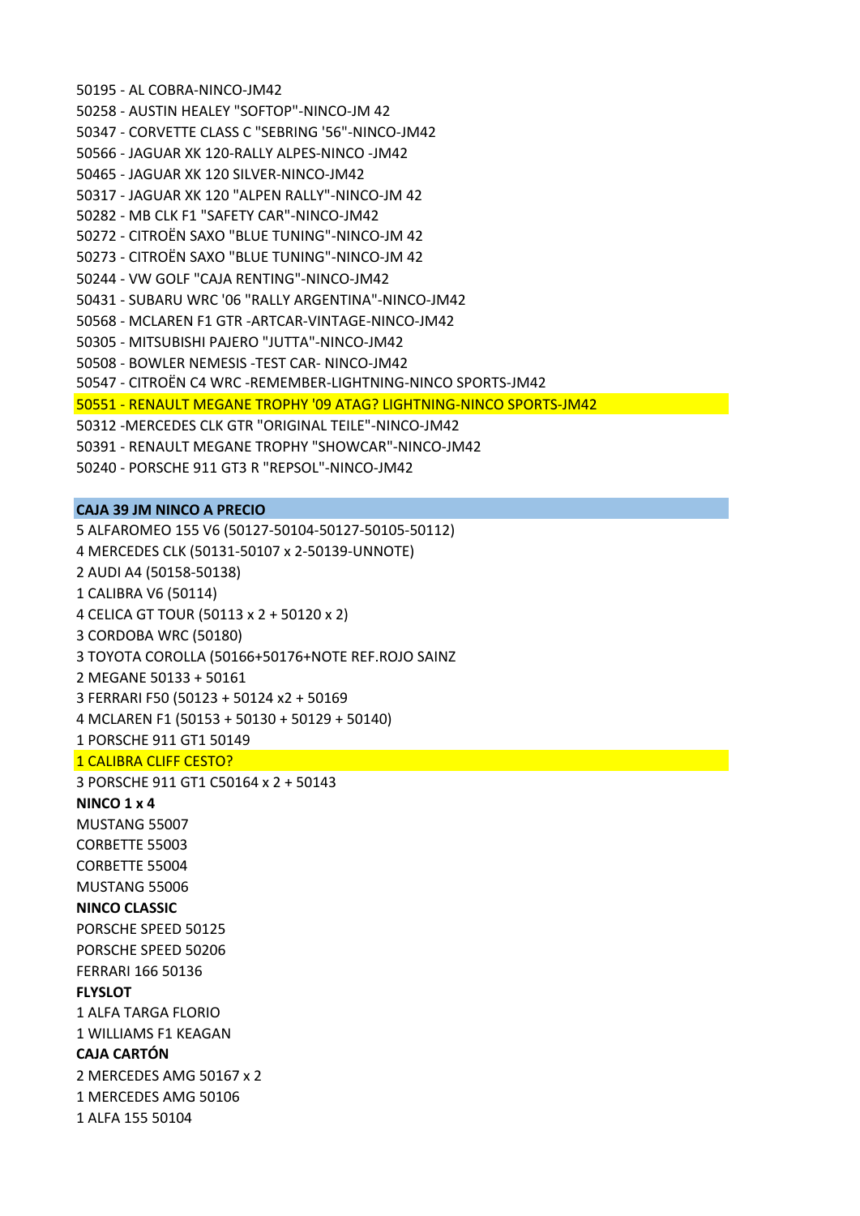50195 - AL COBRA-NINCO-JM42

50258 - AUSTIN HEALEY "SOFTOP"-NINCO-JM 42

50347 - CORVETTE CLASS C "SEBRING '56"-NINCO-JM42

50566 - JAGUAR XK 120-RALLY ALPES-NINCO -JM42

50465 - JAGUAR XK 120 SILVER-NINCO-JM42

50317 - JAGUAR XK 120 "ALPEN RALLY"-NINCO-JM 42

50282 - MB CLK F1 "SAFETY CAR"-NINCO-JM42

50272 - CITROËN SAXO "BLUE TUNING"-NINCO-JM 42

50273 - CITROËN SAXO "BLUE TUNING"-NINCO-JM 42

50244 - VW GOLF "CAJA RENTING"-NINCO-JM42

50431 - SUBARU WRC '06 "RALLY ARGENTINA"-NINCO-JM42

50568 - MCLAREN F1 GTR -ARTCAR-VINTAGE-NINCO-JM42

50305 - MITSUBISHI PAJERO "JUTTA"-NINCO-JM42

50508 - BOWLER NEMESIS -TEST CAR- NINCO-JM42

50547 - CITROËN C4 WRC -REMEMBER-LIGHTNING-NINCO SPORTS-JM42

50551 - RENAULT MEGANE TROPHY '09 ATAG? LIGHTNING-NINCO SPORTS-JM42

50312 -MERCEDES CLK GTR "ORIGINAL TEILE"-NINCO-JM42

50391 - RENAULT MEGANE TROPHY "SHOWCAR"-NINCO-JM42

50240 - PORSCHE 911 GT3 R "REPSOL"-NINCO-JM42

**CAJA 39 JM NINCO A PRECIO**

5 ALFAROMEO 155 V6 (50127-50104-50127-50105-50112)

4 MERCEDES CLK (50131-50107 x 2-50139-UNNOTE)

2 AUDI A4 (50158-50138)

1 CALIBRA V6 (50114)

4 CELICA GT TOUR (50113 x 2 + 50120 x 2)

3 CORDOBA WRC (50180)

3 TOYOTA COROLLA (50166+50176+NOTE REF.ROJO SAINZ

2 MEGANE 50133 + 50161

3 FERRARI F50 (50123 + 50124 x2 + 50169

4 MCLAREN F1 (50153 + 50130 + 50129 + 50140)

1 PORSCHE 911 GT1 50149

1 CALIBRA CLIFF CESTO?

3 PORSCHE 911 GT1 C50164 x 2 + 50143

**NINCO 1 x 4**

MUSTANG 55007

CORBETTE 55003

CORBETTE 55004

MUSTANG 55006

**NINCO CLASSIC**

PORSCHE SPEED 50125

PORSCHE SPEED 50206

FERRARI 166 50136

**FLYSLOT**

1 ALFA TARGA FLORIO

1 WILLIAMS F1 KEAGAN

**CAJA CARTÓN**

2 MERCEDES AMG 50167 x 2

1 MERCEDES AMG 50106

1 ALFA 155 50104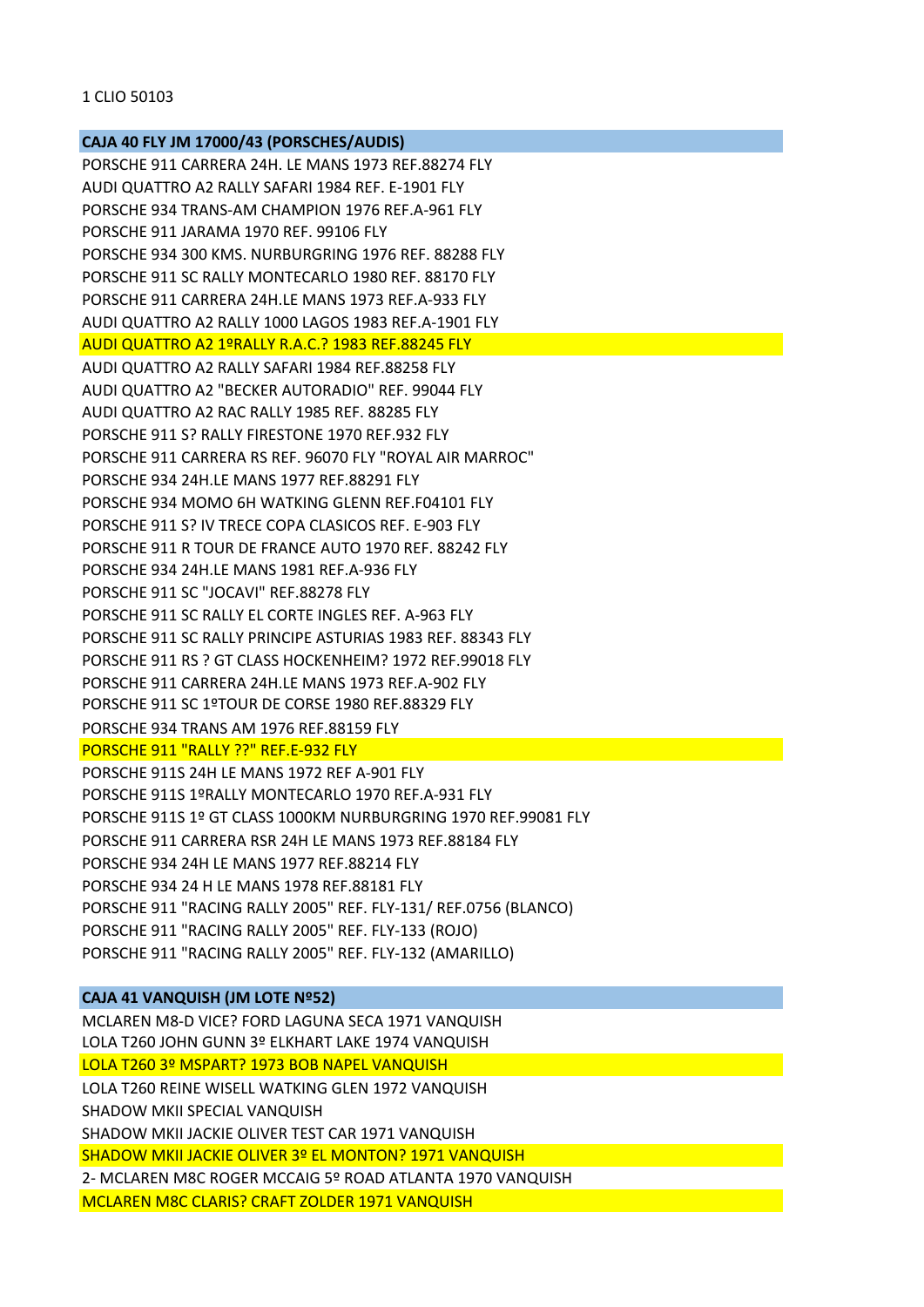1 CLIO 50103

**CAJA 40 FLY JM 17000/43 (PORSCHES/AUDIS)**

PORSCHE 911 CARRERA 24H. LE MANS 1973 REF.88274 FLY
AUDI QUATTRO A2 RALLY SAFARI 1984 REF. E-1901 FLY
PORSCHE 934 TRANS-AM CHAMPION 1976 REF.A-961 FLY
PORSCHE 911 JARAMA 1970 REF. 99106 FLY
PORSCHE 934 300 KMS. NURBURGRING 1976 REF. 88288 FLY
PORSCHE 911 SC RALLY MONTECARLO 1980 REF. 88170 FLY
PORSCHE 911 CARRERA 24H.LE MANS 1973 REF.A-933 FLY
AUDI QUATTRO A2 RALLY 1000 LAGOS 1983 REF.A-1901 FLY
AUDI QUATTRO A2 1ºRALLY R.A.C.? 1983 REF.88245 FLY
AUDI QUATTRO A2 RALLY SAFARI 1984 REF.88258 FLY
AUDI QUATTRO A2 "BECKER AUTORADIO" REF. 99044 FLY
AUDI QUATTRO A2 RAC RALLY 1985 REF. 88285 FLY
PORSCHE 911 S? RALLY FIRESTONE 1970 REF.932 FLY
PORSCHE 911 CARRERA RS REF. 96070 FLY "ROYAL AIR MARROC"
PORSCHE 934 24H.LE MANS 1977 REF.88291 FLY
PORSCHE 934 MOMO 6H WATKING GLENN REF.F04101 FLY
PORSCHE 911 S? IV TRECE COPA CLASICOS REF. E-903 FLY
PORSCHE 911 R TOUR DE FRANCE AUTO 1970 REF. 88242 FLY
PORSCHE 934 24H.LE MANS 1981 REF.A-936 FLY
PORSCHE 911 SC "JOCAVI" REF.88278 FLY
PORSCHE 911 SC RALLY EL CORTE INGLES REF. A-963 FLY
PORSCHE 911 SC RALLY PRINCIPE ASTURIAS 1983 REF. 88343 FLY
PORSCHE 911 RS ? GT CLASS HOCKENHEIM? 1972 REF.99018 FLY
PORSCHE 911 CARRERA 24H.LE MANS 1973 REF.A-902 FLY
PORSCHE 911 SC 1ºTOUR DE CORSE 1980 REF.88329 FLY
PORSCHE 934 TRANS AM 1976 REF.88159 FLY
PORSCHE 911 "RALLY ??" REF.E-932 FLY
PORSCHE 911S 24H LE MANS 1972 REF A-901 FLY
PORSCHE 911S 1ºRALLY MONTECARLO 1970 REF.A-931 FLY
PORSCHE 911S 1º GT CLASS 1000KM NURBURGRING 1970 REF.99081 FLY
PORSCHE 911 CARRERA RSR 24H LE MANS 1973 REF.88184 FLY
PORSCHE 934 24H LE MANS 1977 REF.88214 FLY
PORSCHE 934 24 H LE MANS 1978 REF.88181 FLY
PORSCHE 911 "RACING RALLY 2005" REF. FLY-131/ REF.0756 (BLANCO)
PORSCHE 911 "RACING RALLY 2005" REF. FLY-133 (ROJO)
PORSCHE 911 "RACING RALLY 2005" REF. FLY-132 (AMARILLO)

**CAJA 41 VANQUISH (JM LOTE Nº52)**

MCLAREN M8-D VICE? FORD LAGUNA SECA 1971 VANQUISH
LOLA T260 JOHN GUNN 3º ELKHART LAKE 1974 VANQUISH
LOLA T260 3º MSPART? 1973 BOB NAPEL VANQUISH
LOLA T260 REINE WISELL WATKING GLEN 1972 VANQUISH
SHADOW MKII SPECIAL VANQUISH
SHADOW MKII JACKIE OLIVER TEST CAR 1971 VANQUISH
SHADOW MKII JACKIE OLIVER 3º EL MONTON? 1971 VANQUISH
2- MCLAREN M8C ROGER MCCAIG 5º ROAD ATLANTA 1970 VANQUISH
MCLAREN M8C CLARIS? CRAFT ZOLDER 1971 VANQUISH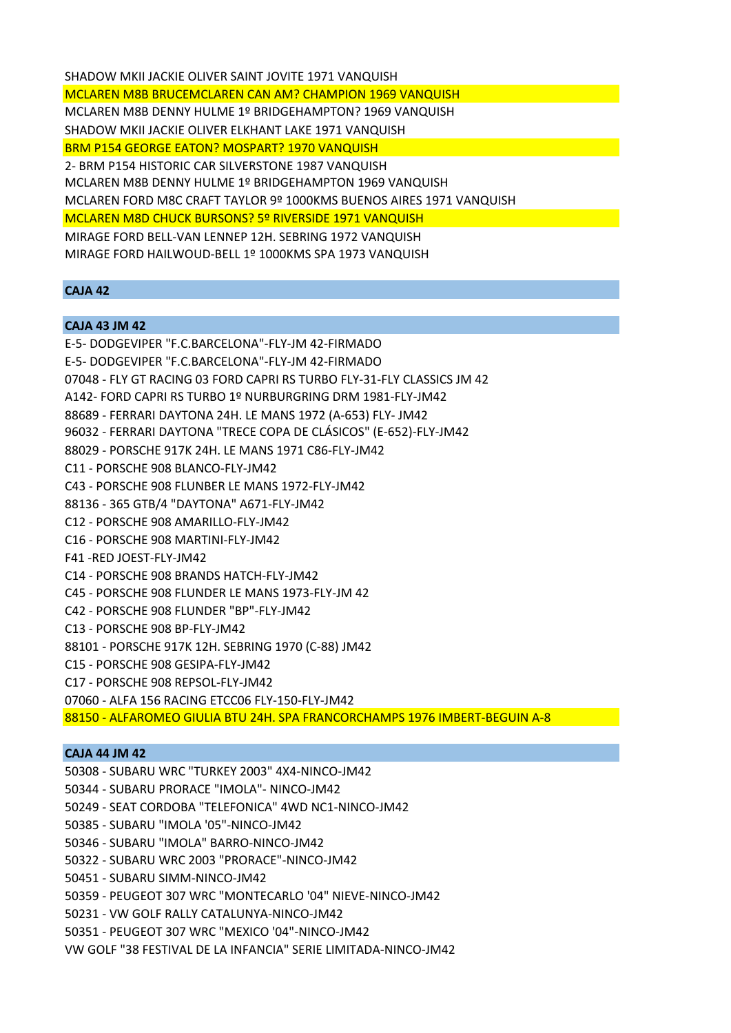SHADOW MKII JACKIE OLIVER SAINT JOVITE 1971 VANQUISH
MCLAREN M8B BRUCEMCLAREN CAN AM? CHAMPION 1969 VANQUISH
MCLAREN M8B DENNY HULME 1º BRIDGEHAMPTON? 1969 VANQUISH
SHADOW MKII JACKIE OLIVER ELKHANT LAKE 1971 VANQUISH
BRM P154 GEORGE EATON? MOSPART? 1970 VANQUISH
2- BRM P154 HISTORIC CAR SILVERSTONE 1987 VANQUISH
MCLAREN M8B DENNY HULME 1º BRIDGEHAMPTON 1969 VANQUISH
MCLAREN FORD M8C CRAFT TAYLOR 9º 1000KMS BUENOS AIRES 1971 VANQUISH
MCLAREN M8D CHUCK BURSONS? 5º RIVERSIDE 1971 VANQUISH
MIRAGE FORD BELL-VAN LENNEP 12H. SEBRING 1972 VANQUISH
MIRAGE FORD HAILWOUD-BELL 1º 1000KMS SPA 1973 VANQUISH

**CAJA 42**

**CAJA 43 JM 42**

E-5- DODGEVIPER "F.C.BARCELONA"-FLY-JM 42-FIRMADO
E-5- DODGEVIPER "F.C.BARCELONA"-FLY-JM 42-FIRMADO
07048 - FLY GT RACING 03 FORD CAPRI RS TURBO FLY-31-FLY CLASSICS JM 42
A142- FORD CAPRI RS TURBO 1º NURBURGRING DRM 1981-FLY-JM42
88689 - FERRARI DAYTONA 24H. LE MANS 1972 (A-653) FLY- JM42
96032 - FERRARI DAYTONA "TRECE COPA DE CLÁSICOS" (E-652)-FLY-JM42
88029 - PORSCHE 917K 24H. LE MANS 1971 C86-FLY-JM42
C11 - PORSCHE 908 BLANCO-FLY-JM42
C43 - PORSCHE 908 FLUNBER LE MANS 1972-FLY-JM42
88136 - 365 GTB/4 "DAYTONA" A671-FLY-JM42
C12 - PORSCHE 908 AMARILLO-FLY-JM42
C16 - PORSCHE 908 MARTINI-FLY-JM42
F41 -RED JOEST-FLY-JM42
C14 - PORSCHE 908 BRANDS HATCH-FLY-JM42
C45 - PORSCHE 908 FLUNDER LE MANS 1973-FLY-JM 42
C42 - PORSCHE 908 FLUNDER "BP"-FLY-JM42
C13 - PORSCHE 908 BP-FLY-JM42
88101 - PORSCHE 917K 12H. SEBRING 1970 (C-88) JM42
C15 - PORSCHE 908 GESIPA-FLY-JM42
C17 - PORSCHE 908 REPSOL-FLY-JM42
07060 - ALFA 156 RACING ETCC06 FLY-150-FLY-JM42
88150 - ALFAROMEO GIULIA BTU 24H. SPA FRANCORCHAMPS 1976 IMBERT-BEGUIN A-8

**CAJA 44 JM 42**

50308 - SUBARU WRC "TURKEY 2003" 4X4-NINCO-JM42
50344 - SUBARU PRORACE "IMOLA"- NINCO-JM42
50249 - SEAT CORDOBA "TELEFONICA" 4WD NC1-NINCO-JM42
50385 - SUBARU "IMOLA '05"-NINCO-JM42
50346 - SUBARU "IMOLA" BARRO-NINCO-JM42
50322 - SUBARU WRC 2003 "PRORACE"-NINCO-JM42
50451 - SUBARU SIMM-NINCO-JM42
50359 - PEUGEOT 307 WRC "MONTECARLO '04" NIEVE-NINCO-JM42
50231 - VW GOLF RALLY CATALUNYA-NINCO-JM42
50351 - PEUGEOT 307 WRC "MEXICO '04"-NINCO-JM42
VW GOLF "38 FESTIVAL DE LA INFANCIA" SERIE LIMITADA-NINCO-JM42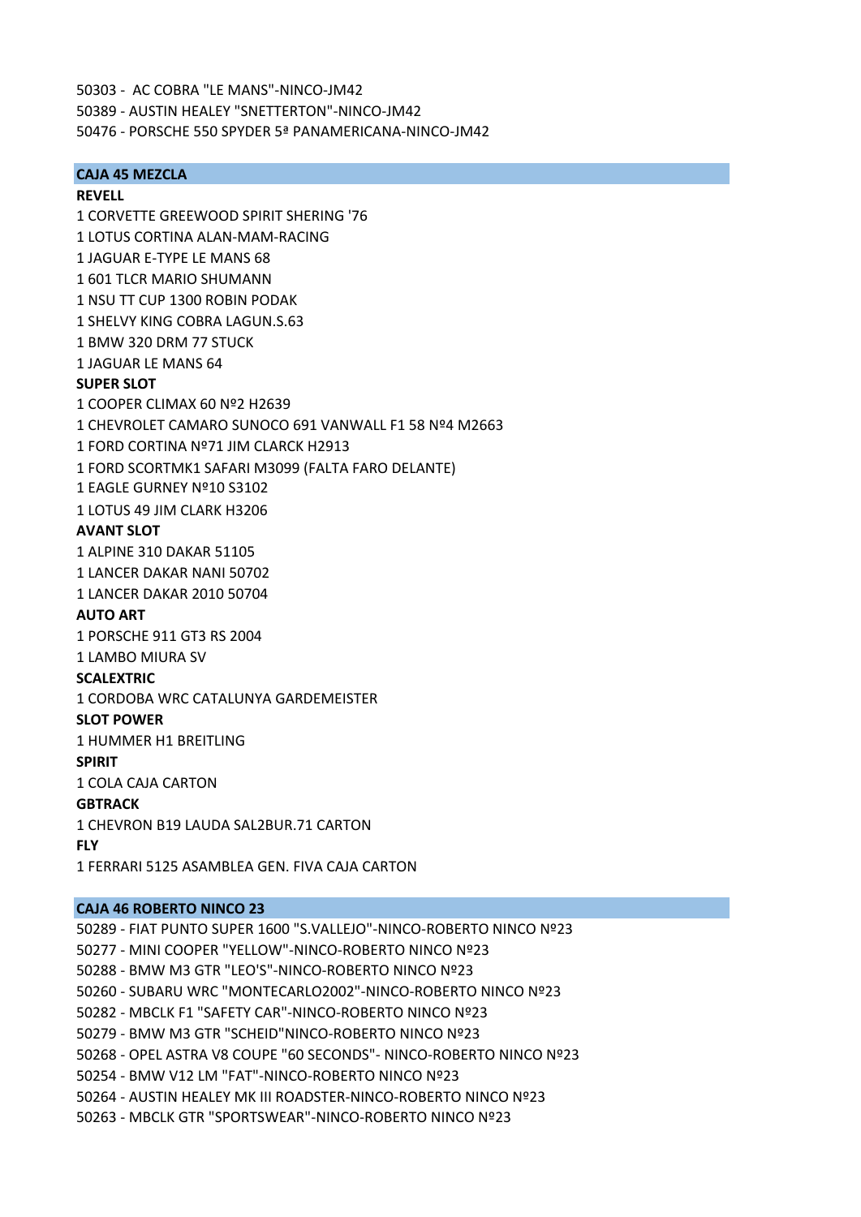50303 - AC COBRA "LE MANS"-NINCO-JM42

50389 - AUSTIN HEALEY "SNETTERTON"-NINCO-JM42

50476 - PORSCHE 550 SPYDER 5ª PANAMERICANA-NINCO-JM42

## CAJA 45 MEZCLA

**REVELL**

1 CORVETTE GREEWOOD SPIRIT SHERING '76

1 LOTUS CORTINA ALAN-MAM-RACING

1 JAGUAR E-TYPE LE MANS 68

1 601 TLCR MARIO SHUMANN

1 NSU TT CUP 1300 ROBIN PODAK

1 SHELVY KING COBRA LAGUN.S.63

1 BMW 320 DRM 77 STUCK

1 JAGUAR LE MANS 64

**SUPER SLOT**

1 COOPER CLIMAX 60 Nº2 H2639

1 CHEVROLET CAMARO SUNOCO 691 VANWALL F1 58 Nº4 M2663

1 FORD CORTINA Nº71 JIM CLARCK H2913

1 FORD SCORTMK1 SAFARI M3099 (FALTA FARO DELANTE)

1 EAGLE GURNEY Nº10 S3102

1 LOTUS 49 JIM CLARK H3206

**AVANT SLOT**

1 ALPINE 310 DAKAR 51105

1 LANCER DAKAR NANI 50702

1 LANCER DAKAR 2010 50704

**AUTO ART**

1 PORSCHE 911 GT3 RS 2004

1 LAMBO MIURA SV

**SCALEXTRIC**

1 CORDOBA WRC CATALUNYA GARDEMEISTER

**SLOT POWER**

1 HUMMER H1 BREITLING

**SPIRIT**

1 COLA CAJA CARTON

**GBTRACK**

1 CHEVRON B19 LAUDA SAL2BUR.71 CARTON

**FLY**

1 FERRARI 5125 ASAMBLEA GEN. FIVA CAJA CARTON

## CAJA 46 ROBERTO NINCO 23

50289 - FIAT PUNTO SUPER 1600 "S.VALLEJO"-NINCO-ROBERTO NINCO Nº23

50277 - MINI COOPER "YELLOW"-NINCO-ROBERTO NINCO Nº23

50288 - BMW M3 GTR "LEO'S"-NINCO-ROBERTO NINCO Nº23

50260 - SUBARU WRC "MONTECARLO2002"-NINCO-ROBERTO NINCO Nº23

50282 - MBCLK F1 "SAFETY CAR"-NINCO-ROBERTO NINCO Nº23

50279 - BMW M3 GTR "SCHEID"NINCO-ROBERTO NINCO Nº23

50268 - OPEL ASTRA V8 COUPE "60 SECONDS"- NINCO-ROBERTO NINCO Nº23

50254 - BMW V12 LM "FAT"-NINCO-ROBERTO NINCO Nº23

50264 - AUSTIN HEALEY MK III ROADSTER-NINCO-ROBERTO NINCO Nº23

50263 - MBCLK GTR "SPORTSWEAR"-NINCO-ROBERTO NINCO Nº23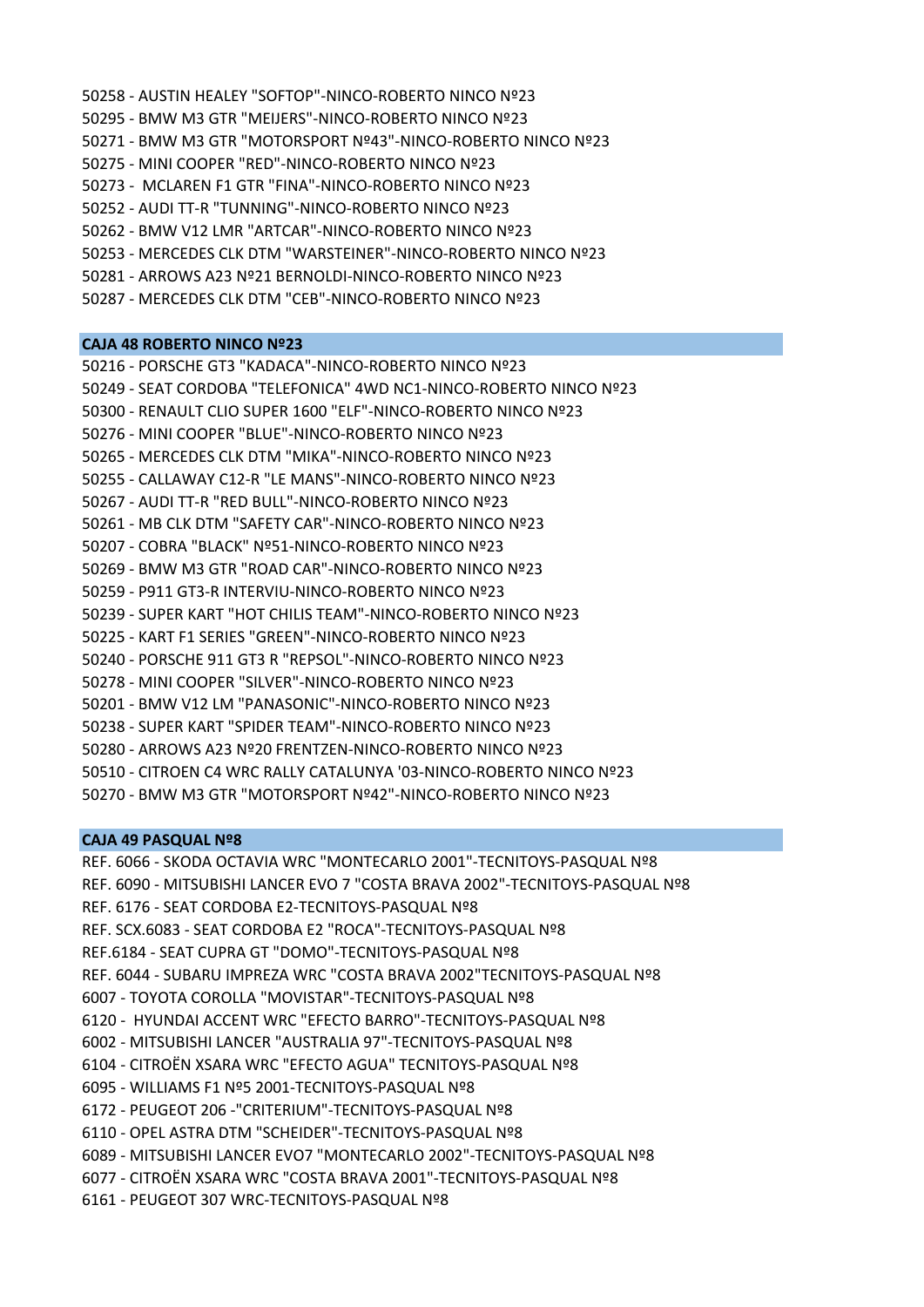50258 - AUSTIN HEALEY "SOFTOP"-NINCO-ROBERTO NINCO Nº23
50295 - BMW M3 GTR "MEIJERS"-NINCO-ROBERTO NINCO Nº23
50271 - BMW M3 GTR "MOTORSPORT Nº43"-NINCO-ROBERTO NINCO Nº23
50275 - MINI COOPER "RED"-NINCO-ROBERTO NINCO Nº23
50273 - MCLAREN F1 GTR "FINA"-NINCO-ROBERTO NINCO Nº23
50252 - AUDI TT-R "TUNNING"-NINCO-ROBERTO NINCO Nº23
50262 - BMW V12 LMR "ARTCAR"-NINCO-ROBERTO NINCO Nº23
50253 - MERCEDES CLK DTM "WARSTEINER"-NINCO-ROBERTO NINCO Nº23
50281 - ARROWS A23 Nº21 BERNOLDI-NINCO-ROBERTO NINCO Nº23
50287 - MERCEDES CLK DTM "CEB"-NINCO-ROBERTO NINCO Nº23

**CAJA 48 ROBERTO NINCO Nº23**

50216 - PORSCHE GT3 "KADACA"-NINCO-ROBERTO NINCO Nº23
50249 - SEAT CORDOBA "TELEFONICA" 4WD NC1-NINCO-ROBERTO NINCO Nº23
50300 - RENAULT CLIO SUPER 1600 "ELF"-NINCO-ROBERTO NINCO Nº23
50276 - MINI COOPER "BLUE"-NINCO-ROBERTO NINCO Nº23
50265 - MERCEDES CLK DTM "MIKA"-NINCO-ROBERTO NINCO Nº23
50255 - CALLAWAY C12-R "LE MANS"-NINCO-ROBERTO NINCO Nº23
50267 - AUDI TT-R "RED BULL"-NINCO-ROBERTO NINCO Nº23
50261 - MB CLK DTM "SAFETY CAR"-NINCO-ROBERTO NINCO Nº23
50207 - COBRA "BLACK" Nº51-NINCO-ROBERTO NINCO Nº23
50269 - BMW M3 GTR "ROAD CAR"-NINCO-ROBERTO NINCO Nº23
50259 - P911 GT3-R INTERVIU-NINCO-ROBERTO NINCO Nº23
50239 - SUPER KART "HOT CHILIS TEAM"-NINCO-ROBERTO NINCO Nº23
50225 - KART F1 SERIES "GREEN"-NINCO-ROBERTO NINCO Nº23
50240 - PORSCHE 911 GT3 R "REPSOL"-NINCO-ROBERTO NINCO Nº23
50278 - MINI COOPER "SILVER"-NINCO-ROBERTO NINCO Nº23
50201 - BMW V12 LM "PANASONIC"-NINCO-ROBERTO NINCO Nº23
50238 - SUPER KART "SPIDER TEAM"-NINCO-ROBERTO NINCO Nº23
50280 - ARROWS A23 Nº20 FRENTZEN-NINCO-ROBERTO NINCO Nº23
50510 - CITROEN C4 WRC RALLY CATALUNYA '03-NINCO-ROBERTO NINCO Nº23
50270 - BMW M3 GTR "MOTORSPORT Nº42"-NINCO-ROBERTO NINCO Nº23

**CAJA 49 PASQUAL Nº8**

REF. 6066 - SKODA OCTAVIA WRC "MONTECARLO 2001"-TECNITOYS-PASQUAL Nº8
REF. 6090 - MITSUBISHI LANCER EVO 7 "COSTA BRAVA 2002"-TECNITOYS-PASQUAL Nº8
REF. 6176 - SEAT CORDOBA E2-TECNITOYS-PASQUAL Nº8
REF. SCX.6083 - SEAT CORDOBA E2 "ROCA"-TECNITOYS-PASQUAL Nº8
REF.6184 - SEAT CUPRA GT "DOMO"-TECNITOYS-PASQUAL Nº8
REF. 6044 - SUBARU IMPREZA WRC "COSTA BRAVA 2002"TECNITOYS-PASQUAL Nº8
6007 - TOYOTA COROLLA "MOVISTAR"-TECNITOYS-PASQUAL Nº8
6120 - HYUNDAI ACCENT WRC "EFECTO BARRO"-TECNITOYS-PASQUAL Nº8
6002 - MITSUBISHI LANCER "AUSTRALIA 97"-TECNITOYS-PASQUAL Nº8
6104 - CITROËN XSARA WRC "EFECTO AGUA" TECNITOYS-PASQUAL Nº8
6095 - WILLIAMS F1 Nº5 2001-TECNITOYS-PASQUAL Nº8
6172 - PEUGEOT 206 -"CRITERIUM"-TECNITOYS-PASQUAL Nº8
6110 - OPEL ASTRA DTM "SCHEIDER"-TECNITOYS-PASQUAL Nº8
6089 - MITSUBISHI LANCER EVO7 "MONTECARLO 2002"-TECNITOYS-PASQUAL Nº8
6077 - CITROËN XSARA WRC "COSTA BRAVA 2001"-TECNITOYS-PASQUAL Nº8
6161 - PEUGEOT 307 WRC-TECNITOYS-PASQUAL Nº8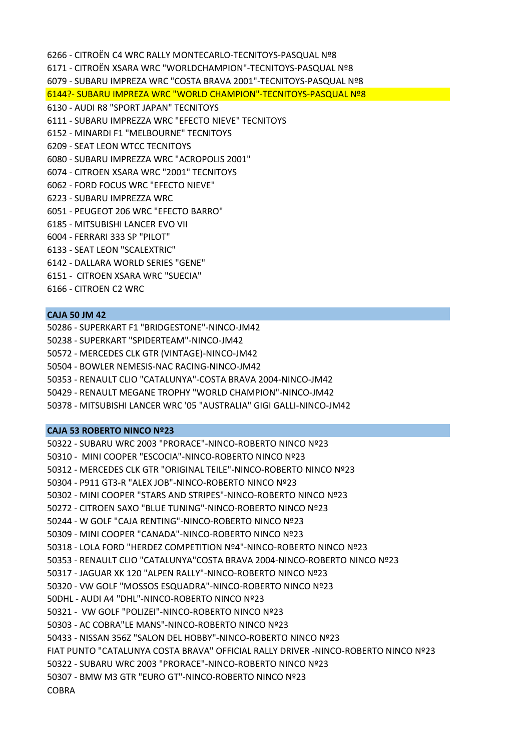6266 - CITROËN C4 WRC RALLY MONTECARLO-TECNITOYS-PASQUAL Nº8

6171 - CITROËN XSARA WRC "WORLDCHAMPION"-TECNITOYS-PASQUAL Nº8

6079 - SUBARU IMPREZA WRC "COSTA BRAVA 2001"-TECNITOYS-PASQUAL Nº8

6144?- SUBARU IMPREZA WRC "WORLD CHAMPION"-TECNITOYS-PASQUAL Nº8

6130 - AUDI R8 "SPORT JAPAN" TECNITOYS

6111 - SUBARU IMPREZZA WRC "EFECTO NIEVE" TECNITOYS

6152 - MINARDI F1 "MELBOURNE" TECNITOYS

6209 - SEAT LEON WTCC TECNITOYS

6080 - SUBARU IMPREZZA WRC "ACROPOLIS 2001"

6074 - CITROEN XSARA WRC "2001" TECNITOYS

6062 - FORD FOCUS WRC "EFECTO NIEVE"

6223 - SUBARU IMPREZZA WRC

6051 - PEUGEOT 206 WRC "EFECTO BARRO"

6185 - MITSUBISHI LANCER EVO VII

6004 - FERRARI 333 SP "PILOT"

6133 - SEAT LEON "SCALEXTRIC"

6142 - DALLARA WORLD SERIES "GENE"

6151 - CITROEN XSARA WRC "SUECIA"

6166 - CITROEN C2 WRC

**CAJA 50 JM 42**

50286 - SUPERKART F1 "BRIDGESTONE"-NINCO-JM42

50238 - SUPERKART "SPIDERTEAM"-NINCO-JM42

50572 - MERCEDES CLK GTR (VINTAGE)-NINCO-JM42

50504 - BOWLER NEMESIS-NAC RACING-NINCO-JM42

50353 - RENAULT CLIO "CATALUNYA"-COSTA BRAVA 2004-NINCO-JM42

50429 - RENAULT MEGANE TROPHY "WORLD CHAMPION"-NINCO-JM42

50378 - MITSUBISHI LANCER WRC '05 "AUSTRALIA" GIGI GALLI-NINCO-JM42

**CAJA 53 ROBERTO NINCO Nº23**

50322 - SUBARU WRC 2003 "PRORACE"-NINCO-ROBERTO NINCO Nº23

50310 - MINI COOPER "ESCOCIA"-NINCO-ROBERTO NINCO Nº23

50312 - MERCEDES CLK GTR "ORIGINAL TEILE"-NINCO-ROBERTO NINCO Nº23

50304 - P911 GT3-R "ALEX JOB"-NINCO-ROBERTO NINCO Nº23

50302 - MINI COOPER "STARS AND STRIPES"-NINCO-ROBERTO NINCO Nº23

50272 - CITROEN SAXO "BLUE TUNING"-NINCO-ROBERTO NINCO Nº23

50244 - W GOLF "CAJA RENTING"-NINCO-ROBERTO NINCO Nº23

50309 - MINI COOPER "CANADA"-NINCO-ROBERTO NINCO Nº23

50318 - LOLA FORD "HERDEZ COMPETITION Nº4"-NINCO-ROBERTO NINCO Nº23

50353 - RENAULT CLIO "CATALUNYA"COSTA BRAVA 2004-NINCO-ROBERTO NINCO Nº23

50317 - JAGUAR XK 120 "ALPEN RALLY"-NINCO-ROBERTO NINCO Nº23

50320 - VW GOLF "MOSSOS ESQUADRA"-NINCO-ROBERTO NINCO Nº23

50DHL - AUDI A4 "DHL"-NINCO-ROBERTO NINCO Nº23

50321 - VW GOLF "POLIZEI"-NINCO-ROBERTO NINCO Nº23

50303 - AC COBRA"LE MANS"-NINCO-ROBERTO NINCO Nº23

50433 - NISSAN 356Z "SALON DEL HOBBY"-NINCO-ROBERTO NINCO Nº23

FIAT PUNTO "CATALUNYA COSTA BRAVA" OFFICIAL RALLY DRIVER -NINCO-ROBERTO NINCO Nº23

50322 - SUBARU WRC 2003 "PRORACE"-NINCO-ROBERTO NINCO Nº23

50307 - BMW M3 GTR "EURO GT"-NINCO-ROBERTO NINCO Nº23

COBRA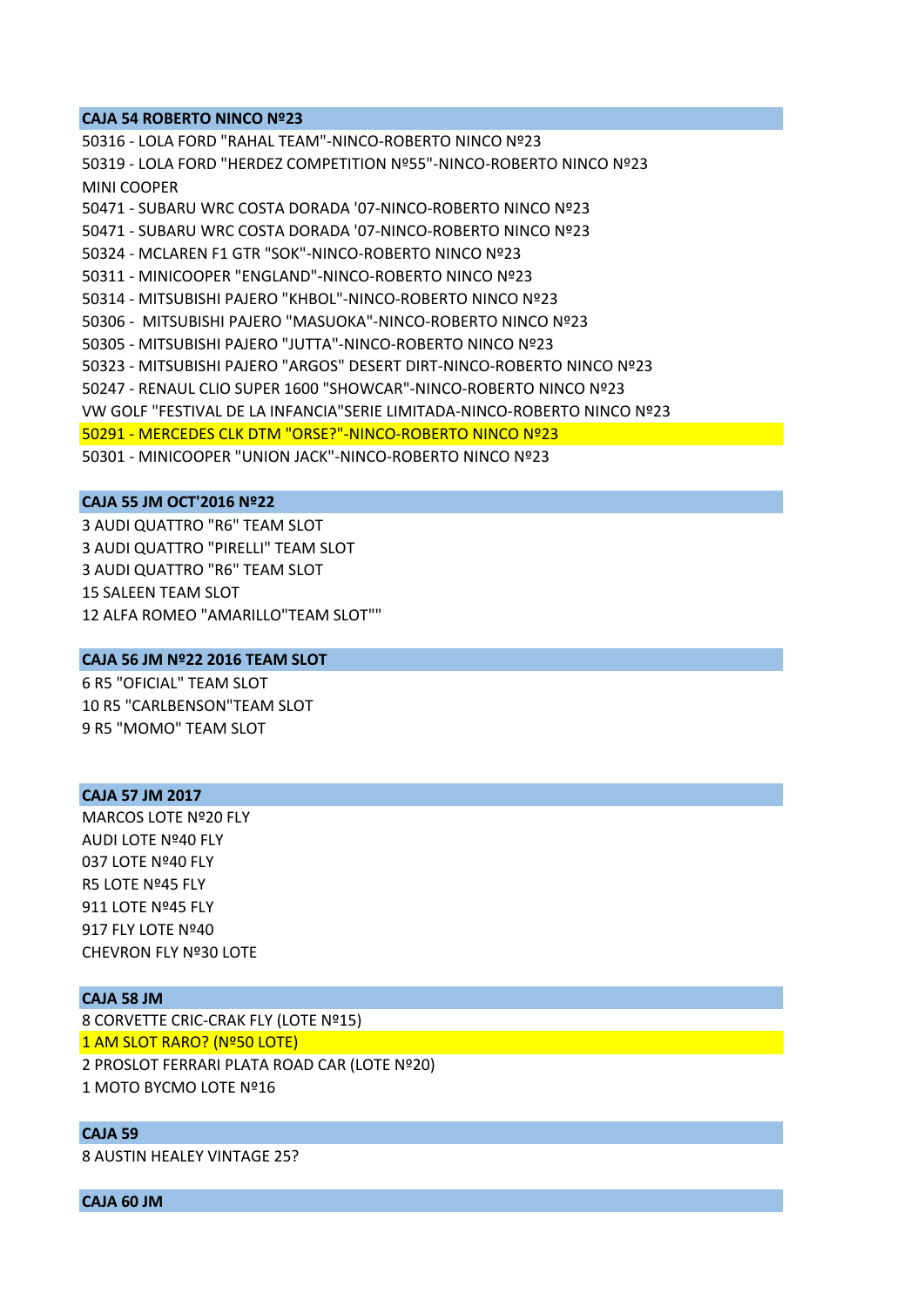**CAJA 54 ROBERTO NINCO Nº23**

50316 - LOLA FORD "RAHAL TEAM"-NINCO-ROBERTO NINCO Nº23
50319 - LOLA FORD "HERDEZ COMPETITION Nº55"-NINCO-ROBERTO NINCO Nº23
MINI COOPER
50471 - SUBARU WRC COSTA DORADA '07-NINCO-ROBERTO NINCO Nº23
50471 - SUBARU WRC COSTA DORADA '07-NINCO-ROBERTO NINCO Nº23
50324 - MCLAREN F1 GTR "SOK"-NINCO-ROBERTO NINCO Nº23
50311 - MINICOOPER "ENGLAND"-NINCO-ROBERTO NINCO Nº23
50314 - MITSUBISHI PAJERO "KHBOL"-NINCO-ROBERTO NINCO Nº23
50306 -  MITSUBISHI PAJERO "MASUOKA"-NINCO-ROBERTO NINCO Nº23
50305 - MITSUBISHI PAJERO "JUTTA"-NINCO-ROBERTO NINCO Nº23
50323 - MITSUBISHI PAJERO "ARGOS" DESERT DIRT-NINCO-ROBERTO NINCO Nº23
50247 - RENAUL CLIO SUPER 1600 "SHOWCAR"-NINCO-ROBERTO NINCO Nº23
VW GOLF "FESTIVAL DE LA INFANCIA"SERIE LIMITADA-NINCO-ROBERTO NINCO Nº23
50291 - MERCEDES CLK DTM "ORSE?"-NINCO-ROBERTO NINCO Nº23
50301 - MINICOOPER "UNION JACK"-NINCO-ROBERTO NINCO Nº23

**CAJA 55 JM OCT'2016 Nº22**

3 AUDI QUATTRO "R6" TEAM SLOT
3 AUDI QUATTRO "PIRELLI" TEAM SLOT
3 AUDI QUATTRO "R6" TEAM SLOT
15 SALEEN TEAM SLOT
12 ALFA ROMEO "AMARILLO"TEAM SLOT""

**CAJA 56 JM Nº22 2016 TEAM SLOT**

6 R5 "OFICIAL" TEAM SLOT
10 R5 "CARLBENSON"TEAM SLOT
9 R5 "MOMO" TEAM SLOT

**CAJA 57 JM 2017**

MARCOS LOTE Nº20 FLY
AUDI LOTE Nº40 FLY
037 LOTE Nº40 FLY
R5 LOTE Nº45 FLY
911 LOTE Nº45 FLY
917 FLY LOTE Nº40
CHEVRON FLY Nº30 LOTE

**CAJA 58 JM**

8 CORVETTE CRIC-CRAK FLY (LOTE Nº15)
1 AM SLOT RARO? (Nº50 LOTE)
2 PROSLOT FERRARI PLATA ROAD CAR (LOTE Nº20)
1 MOTO BYCMO LOTE Nº16

**CAJA 59**

8 AUSTIN HEALEY VINTAGE 25?

**CAJA 60 JM**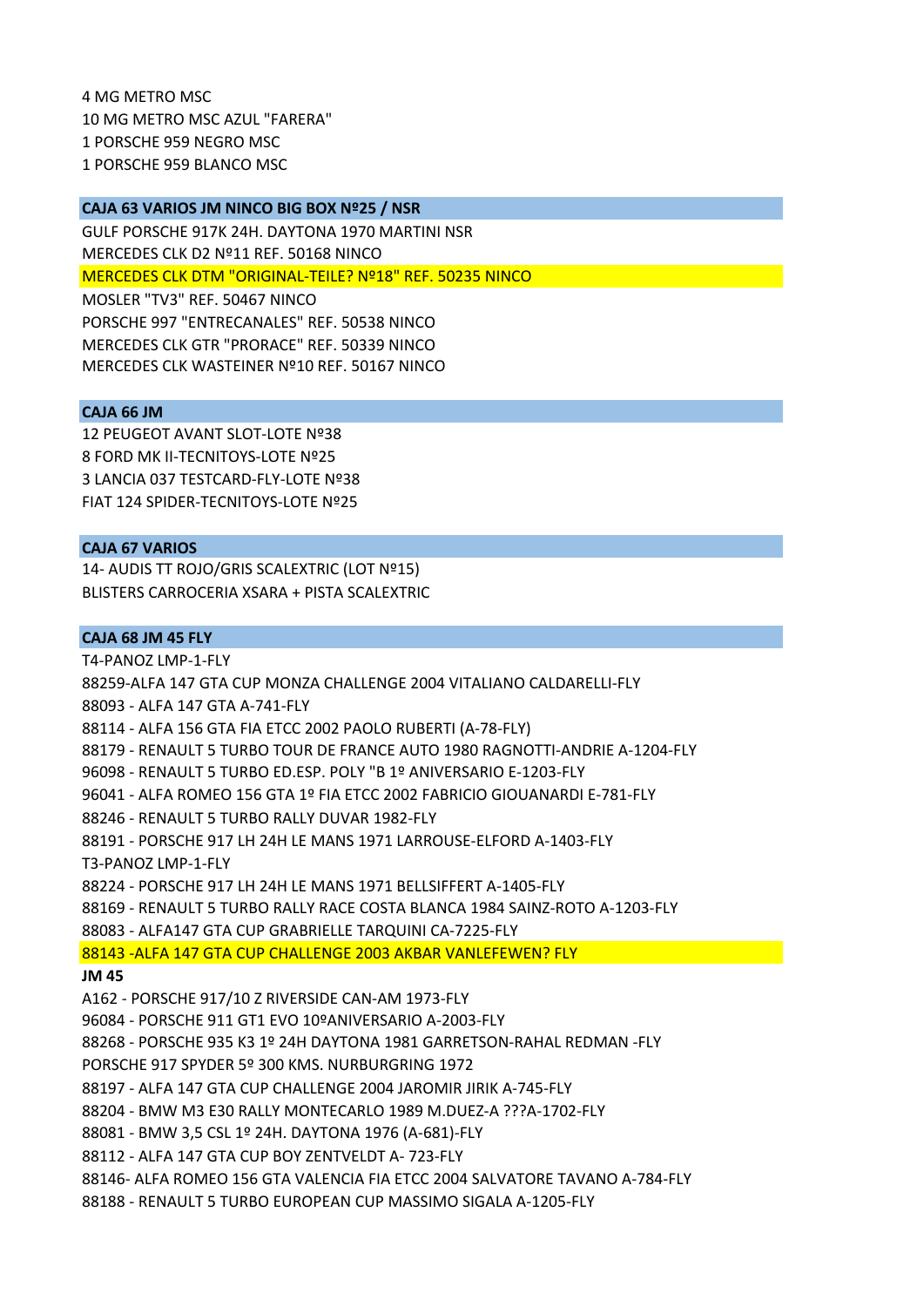4 MG METRO MSC
10 MG METRO MSC AZUL "FARERA"
1 PORSCHE 959 NEGRO MSC
1 PORSCHE 959 BLANCO MSC

**CAJA 63 VARIOS JM NINCO BIG BOX Nº25 / NSR**

GULF PORSCHE 917K 24H. DAYTONA 1970 MARTINI NSR
MERCEDES CLK D2 Nº11 REF. 50168 NINCO
MERCEDES CLK DTM "ORIGINAL-TEILE? Nº18" REF. 50235 NINCO
MOSLER "TV3" REF. 50467 NINCO
PORSCHE 997 "ENTRECANALES" REF. 50538 NINCO
MERCEDES CLK GTR "PRORACE" REF. 50339 NINCO
MERCEDES CLK WASTEINER Nº10 REF. 50167 NINCO

**CAJA 66 JM**

12 PEUGEOT AVANT SLOT-LOTE Nº38
8 FORD MK II-TECNITOYS-LOTE Nº25
3 LANCIA 037 TESTCARD-FLY-LOTE Nº38
FIAT 124 SPIDER-TECNITOYS-LOTE Nº25

**CAJA 67 VARIOS**

14- AUDIS TT ROJO/GRIS SCALEXTRIC (LOT Nº15)
BLISTERS CARROCERIA XSARA + PISTA SCALEXTRIC

**CAJA 68 JM 45 FLY**

T4-PANOZ LMP-1-FLY
88259-ALFA 147 GTA CUP MONZA CHALLENGE 2004 VITALIANO CALDARELLI-FLY
88093 - ALFA 147 GTA A-741-FLY
88114 - ALFA 156 GTA FIA ETCC 2002 PAOLO RUBERTI (A-78-FLY)
88179 - RENAULT 5 TURBO TOUR DE FRANCE AUTO 1980 RAGNOTTI-ANDRIE A-1204-FLY
96098 - RENAULT 5 TURBO ED.ESP. POLY "B 1º ANIVERSARIO E-1203-FLY
96041 - ALFA ROMEO 156 GTA 1º FIA ETCC 2002 FABRICIO GIOUANARDI E-781-FLY
88246 - RENAULT 5 TURBO RALLY DUVAR 1982-FLY
88191 - PORSCHE 917 LH 24H LE MANS 1971 LARROUSE-ELFORD A-1403-FLY
T3-PANOZ LMP-1-FLY
88224 - PORSCHE 917 LH 24H LE MANS 1971 BELLSIFFERT A-1405-FLY
88169 - RENAULT 5 TURBO RALLY RACE COSTA BLANCA 1984 SAINZ-ROTO A-1203-FLY
88083 - ALFA147 GTA CUP GRABRIELLE TARQUINI CA-7225-FLY
88143 -ALFA 147 GTA CUP CHALLENGE 2003 AKBAR VANLEFEWEN? FLY

**JM 45**

A162 - PORSCHE 917/10 Z RIVERSIDE CAN-AM 1973-FLY
96084 - PORSCHE 911 GT1 EVO 10ºANIVERSARIO A-2003-FLY
88268 - PORSCHE 935 K3 1º 24H DAYTONA 1981 GARRETSON-RAHAL REDMAN -FLY
PORSCHE 917 SPYDER 5º 300 KMS. NURBURGRING 1972
88197 - ALFA 147 GTA CUP CHALLENGE 2004 JAROMIR JIRIK A-745-FLY
88204 - BMW M3 E30 RALLY MONTECARLO 1989 M.DUEZ-A ???A-1702-FLY
88081 - BMW 3,5 CSL 1º 24H. DAYTONA 1976 (A-681)-FLY
88112 - ALFA 147 GTA CUP BOY ZENTVELDT A- 723-FLY
88146- ALFA ROMEO 156 GTA VALENCIA FIA ETCC 2004 SALVATORE TAVANO A-784-FLY
88188 - RENAULT 5 TURBO EUROPEAN CUP MASSIMO SIGALA A-1205-FLY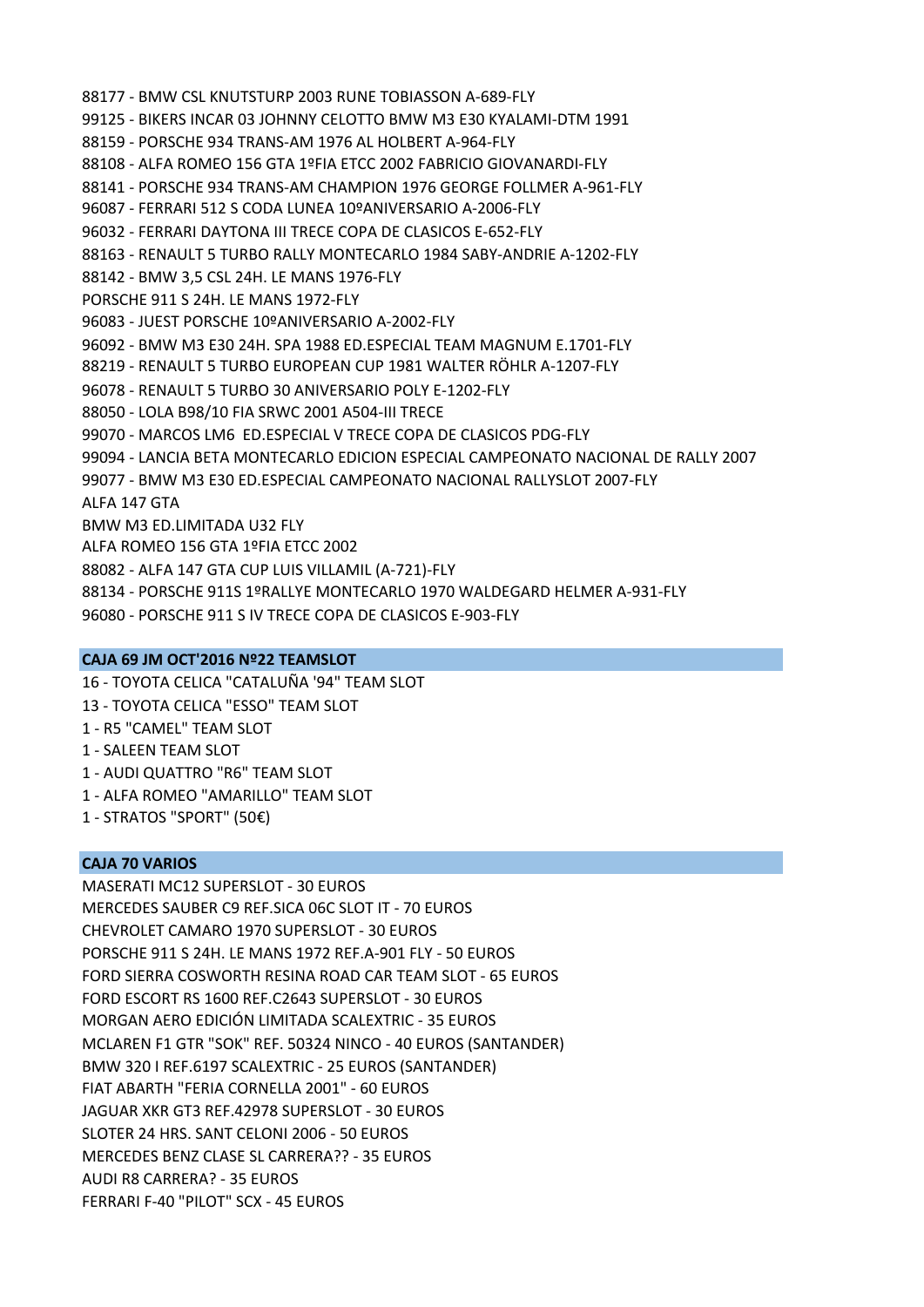88177 - BMW CSL KNUTSTURP 2003 RUNE TOBIASSON A-689-FLY
99125 - BIKERS INCAR 03 JOHNNY CELOTTO BMW M3 E30 KYALAMI-DTM 1991
88159 - PORSCHE 934 TRANS-AM 1976 AL HOLBERT A-964-FLY
88108 - ALFA ROMEO 156 GTA 1ºFIA ETCC 2002 FABRICIO GIOVANARDI-FLY
88141 - PORSCHE 934 TRANS-AM CHAMPION 1976 GEORGE FOLLMER A-961-FLY
96087 - FERRARI 512 S CODA LUNEA 10ºANIVERSARIO A-2006-FLY
96032 - FERRARI DAYTONA III TRECE COPA DE CLASICOS E-652-FLY
88163 - RENAULT 5 TURBO RALLY MONTECARLO 1984 SABY-ANDRIE A-1202-FLY
88142 - BMW 3,5 CSL 24H. LE MANS 1976-FLY
PORSCHE 911 S 24H. LE MANS 1972-FLY
96083 - JUEST PORSCHE 10ºANIVERSARIO A-2002-FLY
96092 - BMW M3 E30 24H. SPA 1988 ED.ESPECIAL TEAM MAGNUM E.1701-FLY
88219 - RENAULT 5 TURBO EUROPEAN CUP 1981 WALTER RÖHLR A-1207-FLY
96078 - RENAULT 5 TURBO 30 ANIVERSARIO POLY E-1202-FLY
88050 - LOLA B98/10 FIA SRWC 2001 A504-III TRECE
99070 - MARCOS LM6 ED.ESPECIAL V TRECE COPA DE CLASICOS PDG-FLY
99094 - LANCIA BETA MONTECARLO EDICION ESPECIAL CAMPEONATO NACIONAL DE RALLY 2007
99077 - BMW M3 E30 ED.ESPECIAL CAMPEONATO NACIONAL RALLYSLOT 2007-FLY
ALFA 147 GTA
BMW M3 ED.LIMITADA U32 FLY
ALFA ROMEO 156 GTA 1ºFIA ETCC 2002
88082 - ALFA 147 GTA CUP LUIS VILLAMIL (A-721)-FLY
88134 - PORSCHE 911S 1ºRALLYE MONTECARLO 1970 WALDEGARD HELMER A-931-FLY
96080 - PORSCHE 911 S IV TRECE COPA DE CLASICOS E-903-FLY

**CAJA 69 JM OCT'2016 Nº22 TEAMSLOT**

16 - TOYOTA CELICA "CATALUÑA '94" TEAM SLOT
13 - TOYOTA CELICA "ESSO" TEAM SLOT
1 - R5 "CAMEL" TEAM SLOT
1 - SALEEN TEAM SLOT
1 - AUDI QUATTRO "R6" TEAM SLOT
1 - ALFA ROMEO "AMARILLO" TEAM SLOT
1 - STRATOS "SPORT" (50€)

**CAJA 70 VARIOS**

MASERATI MC12 SUPERSLOT - 30 EUROS
MERCEDES SAUBER C9 REF.SICA 06C SLOT IT - 70 EUROS
CHEVROLET CAMARO 1970 SUPERSLOT - 30 EUROS
PORSCHE 911 S 24H. LE MANS 1972 REF.A-901 FLY - 50 EUROS
FORD SIERRA COSWORTH RESINA ROAD CAR TEAM SLOT - 65 EUROS
FORD ESCORT RS 1600 REF.C2643 SUPERSLOT - 30 EUROS
MORGAN AERO EDICIÓN LIMITADA SCALEXTRIC - 35 EUROS
MCLAREN F1 GTR "SOK" REF. 50324 NINCO - 40 EUROS (SANTANDER)
BMW 320 I REF.6197 SCALEXTRIC - 25 EUROS (SANTANDER)
FIAT ABARTH "FERIA CORNELLA 2001" - 60 EUROS
JAGUAR XKR GT3 REF.42978 SUPERSLOT - 30 EUROS
SLOTER 24 HRS. SANT CELONI 2006 - 50 EUROS
MERCEDES BENZ CLASE SL CARRERA?? - 35 EUROS
AUDI R8 CARRERA? - 35 EUROS
FERRARI F-40 "PILOT" SCX - 45 EUROS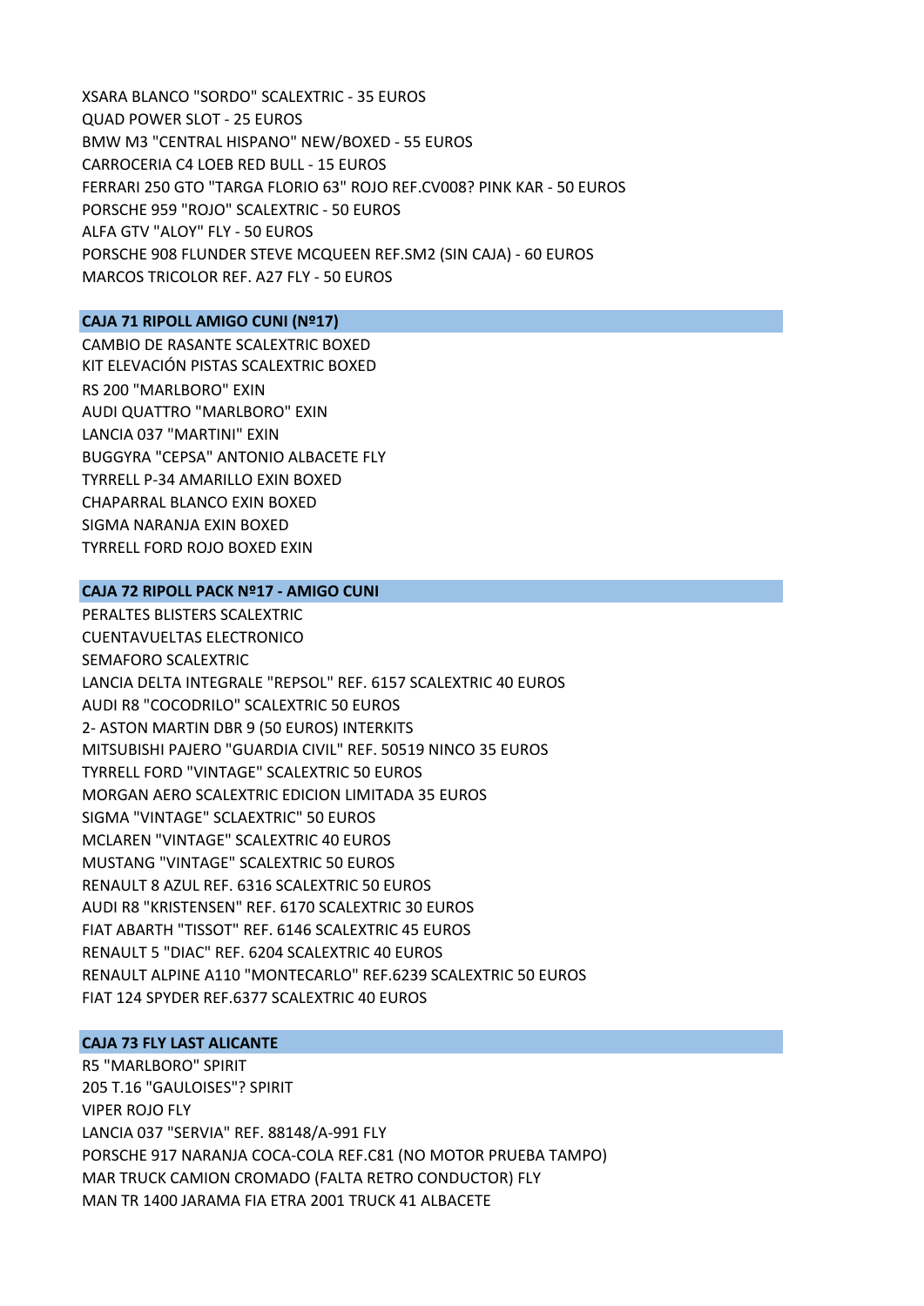XSARA BLANCO "SORDO" SCALEXTRIC - 35 EUROS
QUAD POWER SLOT - 25 EUROS
BMW M3 "CENTRAL HISPANO" NEW/BOXED - 55 EUROS
CARROCERIA C4 LOEB RED BULL - 15 EUROS
FERRARI 250 GTO "TARGA FLORIO 63" ROJO REF.CV008? PINK KAR - 50 EUROS
PORSCHE 959 "ROJO" SCALEXTRIC - 50 EUROS
ALFA GTV "ALOY" FLY - 50 EUROS
PORSCHE 908 FLUNDER STEVE MCQUEEN REF.SM2 (SIN CAJA) - 60 EUROS
MARCOS TRICOLOR REF. A27 FLY - 50 EUROS

**CAJA 71 RIPOLL AMIGO CUNI (Nº17)**

CAMBIO DE RASANTE SCALEXTRIC BOXED
KIT ELEVACIÓN PISTAS SCALEXTRIC BOXED
RS 200 "MARLBORO" EXIN
AUDI QUATTRO "MARLBORO" EXIN
LANCIA 037 "MARTINI" EXIN
BUGGYRA "CEPSA" ANTONIO ALBACETE FLY
TYRRELL P-34 AMARILLO EXIN BOXED
CHAPARRAL BLANCO EXIN BOXED
SIGMA NARANJA EXIN BOXED
TYRRELL FORD ROJO BOXED EXIN

**CAJA 72 RIPOLL PACK Nº17 - AMIGO CUNI**

PERALTES BLISTERS SCALEXTRIC
CUENTAVUELTAS ELECTRONICO
SEMAFORO SCALEXTRIC
LANCIA DELTA INTEGRALE "REPSOL" REF. 6157 SCALEXTRIC 40 EUROS
AUDI R8 "COCODRILO" SCALEXTRIC 50 EUROS
2- ASTON MARTIN DBR 9 (50 EUROS) INTERKITS
MITSUBISHI PAJERO "GUARDIA CIVIL" REF. 50519 NINCO 35 EUROS
TYRRELL FORD "VINTAGE" SCALEXTRIC 50 EUROS
MORGAN AERO SCALEXTRIC EDICION LIMITADA 35 EUROS
SIGMA "VINTAGE" SCLAEXTRIC" 50 EUROS
MCLAREN "VINTAGE" SCALEXTRIC 40 EUROS
MUSTANG "VINTAGE" SCALEXTRIC 50 EUROS
RENAULT 8 AZUL REF. 6316 SCALEXTRIC 50 EUROS
AUDI R8 "KRISTENSEN" REF. 6170 SCALEXTRIC 30 EUROS
FIAT ABARTH "TISSOT" REF. 6146 SCALEXTRIC 45 EUROS
RENAULT 5 "DIAC" REF. 6204 SCALEXTRIC 40 EUROS
RENAULT ALPINE A110 "MONTECARLO" REF.6239 SCALEXTRIC 50 EUROS
FIAT 124 SPYDER REF.6377 SCALEXTRIC 40 EUROS

**CAJA 73 FLY LAST ALICANTE**

R5 "MARLBORO" SPIRIT
205 T.16 "GAULOISES"? SPIRIT
VIPER ROJO FLY
LANCIA 037 "SERVIA" REF. 88148/A-991 FLY
PORSCHE 917 NARANJA COCA-COLA REF.C81 (NO MOTOR PRUEBA TAMPO)
MAR TRUCK CAMION CROMADO (FALTA RETRO CONDUCTOR) FLY
MAN TR 1400 JARAMA FIA ETRA 2001 TRUCK 41 ALBACETE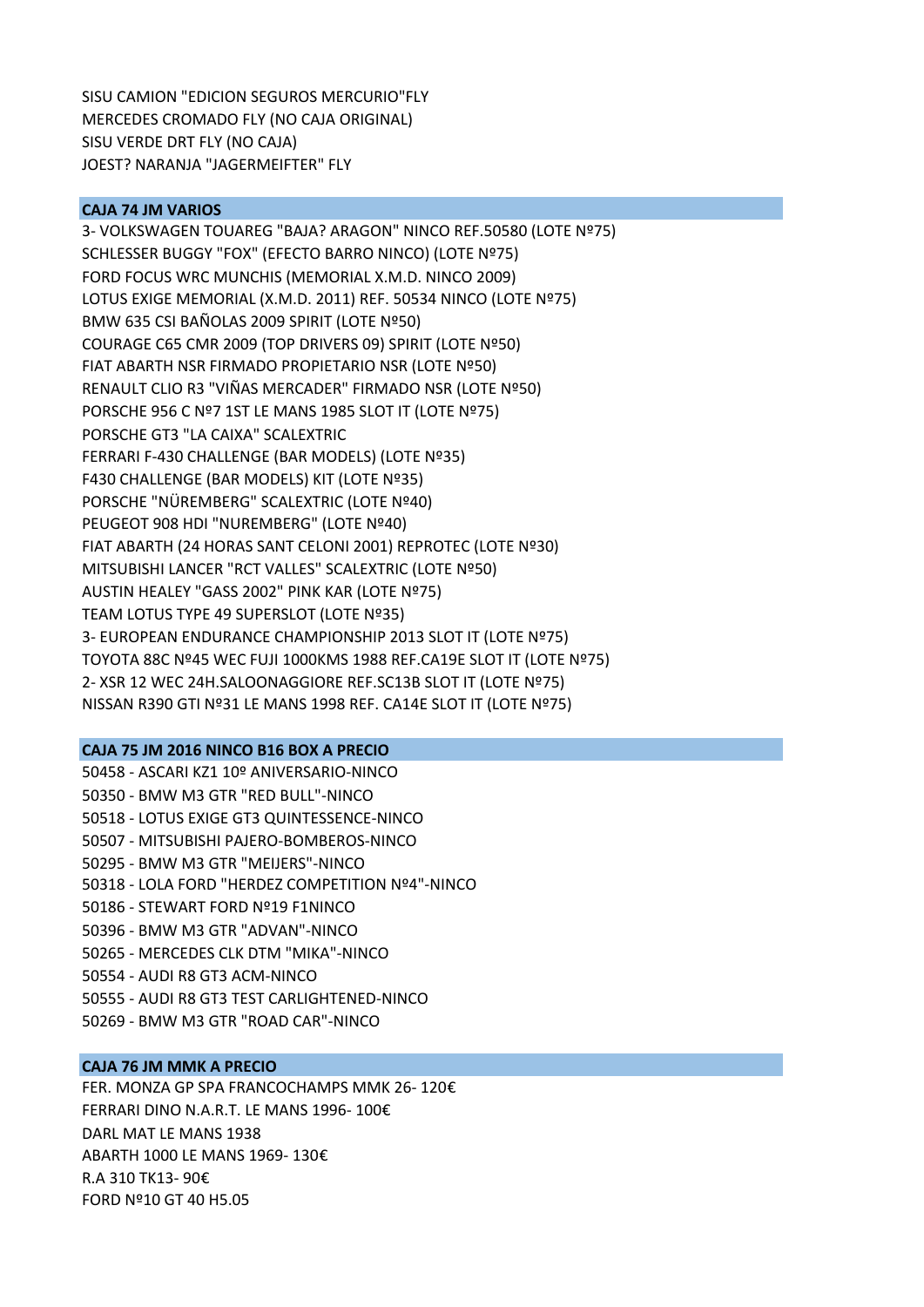SISU CAMION "EDICION SEGUROS MERCURIO"FLY
MERCEDES CROMADO FLY (NO CAJA ORIGINAL)
SISU VERDE DRT FLY (NO CAJA)
JOEST? NARANJA "JAGERMEIFTER" FLY

**CAJA 74 JM VARIOS**

3- VOLKSWAGEN TOUAREG "BAJA? ARAGON" NINCO REF.50580 (LOTE Nº75)
SCHLESSER BUGGY "FOX" (EFECTO BARRO NINCO) (LOTE Nº75)
FORD FOCUS WRC MUNCHIS (MEMORIAL X.M.D. NINCO 2009)
LOTUS EXIGE MEMORIAL (X.M.D. 2011) REF. 50534 NINCO (LOTE Nº75)
BMW 635 CSI BAÑOLAS 2009 SPIRIT (LOTE Nº50)
COURAGE C65 CMR 2009 (TOP DRIVERS 09) SPIRIT (LOTE Nº50)
FIAT ABARTH NSR FIRMADO PROPIETARIO NSR (LOTE Nº50)
RENAULT CLIO R3 "VIÑAS MERCADER" FIRMADO NSR (LOTE Nº50)
PORSCHE 956 C Nº7 1ST LE MANS 1985 SLOT IT (LOTE Nº75)
PORSCHE GT3 "LA CAIXA" SCALEXTRIC
FERRARI F-430 CHALLENGE (BAR MODELS) (LOTE Nº35)
F430 CHALLENGE (BAR MODELS) KIT (LOTE Nº35)
PORSCHE "NÜREMBERG" SCALEXTRIC (LOTE Nº40)
PEUGEOT 908 HDI "NUREMBERG" (LOTE Nº40)
FIAT ABARTH (24 HORAS SANT CELONI 2001) REPROTEC (LOTE Nº30)
MITSUBISHI LANCER "RCT VALLES" SCALEXTRIC (LOTE Nº50)
AUSTIN HEALEY "GASS 2002" PINK KAR (LOTE Nº75)
TEAM LOTUS TYPE 49 SUPERSLOT (LOTE Nº35)
3- EUROPEAN ENDURANCE CHAMPIONSHIP 2013 SLOT IT (LOTE Nº75)
TOYOTA 88C Nº45 WEC FUJI 1000KMS 1988 REF.CA19E SLOT IT (LOTE Nº75)
2- XSR 12 WEC 24H.SALOONAGGIORE REF.SC13B SLOT IT (LOTE Nº75)
NISSAN R390 GTI Nº31 LE MANS 1998 REF. CA14E SLOT IT (LOTE Nº75)

**CAJA 75 JM 2016 NINCO B16 BOX A PRECIO**

50458 - ASCARI KZ1 10º ANIVERSARIO-NINCO
50350 - BMW M3 GTR "RED BULL"-NINCO
50518 - LOTUS EXIGE GT3 QUINTESSENCE-NINCO
50507 - MITSUBISHI PAJERO-BOMBEROS-NINCO
50295 - BMW M3 GTR "MEIJERS"-NINCO
50318 - LOLA FORD "HERDEZ COMPETITION Nº4"-NINCO
50186 - STEWART FORD Nº19 F1NINCO
50396 - BMW M3 GTR "ADVAN"-NINCO
50265 - MERCEDES CLK DTM "MIKA"-NINCO
50554 - AUDI R8 GT3 ACM-NINCO
50555 - AUDI R8 GT3 TEST CARLIGHTENED-NINCO
50269 - BMW M3 GTR "ROAD CAR"-NINCO

**CAJA 76 JM MMK A PRECIO**

FER. MONZA GP SPA FRANCOCHAMPS MMK 26- 120€
FERRARI DINO N.A.R.T. LE MANS 1996- 100€
DARL MAT LE MANS 1938
ABARTH 1000 LE MANS 1969- 130€
R.A 310 TK13- 90€
FORD Nº10 GT 40 H5.05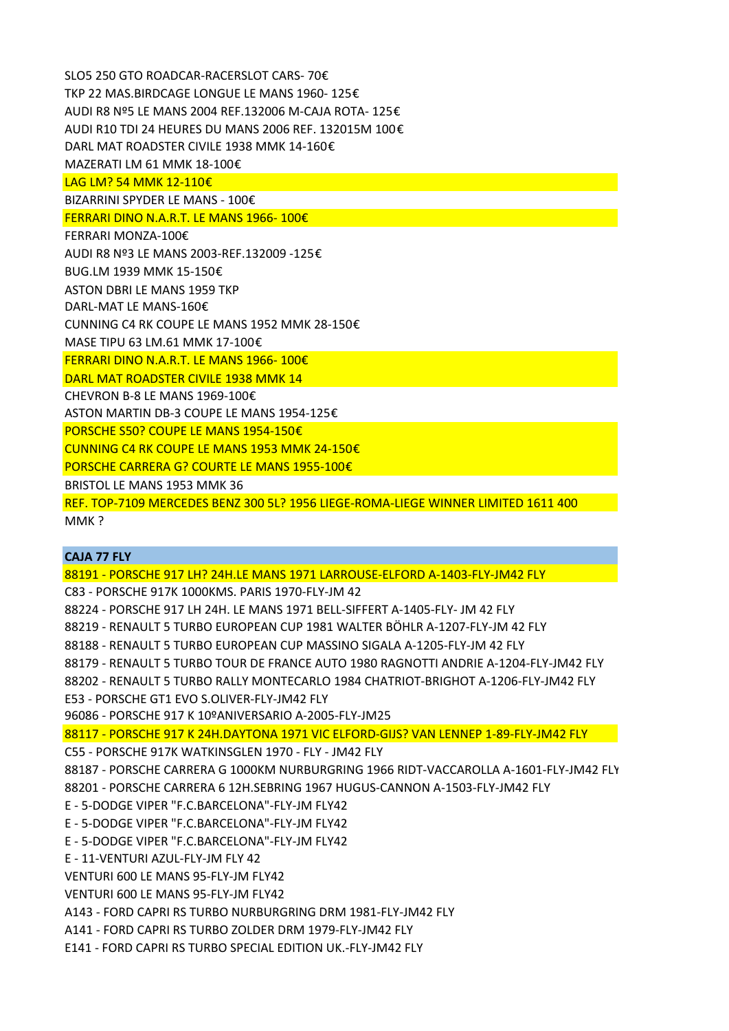SLO5 250 GTO ROADCAR-RACERSLOT CARS- 70€

TKP 22 MAS.BIRDCAGE LONGUE LE MANS 1960- 125€

AUDI R8 Nº5 LE MANS 2004 REF.132006 M-CAJA ROTA- 125€

AUDI R10 TDI 24 HEURES DU MANS 2006 REF. 132015M 100€

DARL MAT ROADSTER CIVILE 1938 MMK 14-160€

MAZERATI LM 61 MMK 18-100€

LAG LM? 54 MMK 12-110€

BIZARRINI SPYDER LE MANS - 100€

FERRARI DINO N.A.R.T. LE MANS 1966- 100€

FERRARI MONZA-100€

AUDI R8 Nº3 LE MANS 2003-REF.132009 -125€

BUG.LM 1939 MMK 15-150€

ASTON DBRI LE MANS 1959 TKP

DARL-MAT LE MANS-160€

CUNNING C4 RK COUPE LE MANS 1952 MMK 28-150€

MASE TIPU 63 LM.61 MMK 17-100€

FERRARI DINO N.A.R.T. LE MANS 1966- 100€

DARL MAT ROADSTER CIVILE 1938 MMK 14

CHEVRON B-8 LE MANS 1969-100€

ASTON MARTIN DB-3 COUPE LE MANS 1954-125€

PORSCHE S50? COUPE LE MANS 1954-150€

CUNNING C4 RK COUPE LE MANS 1953 MMK 24-150€

PORSCHE CARRERA G? COURTE LE MANS 1955-100€

BRISTOL LE MANS 1953 MMK 36

REF. TOP-7109 MERCEDES BENZ 300 5L? 1956 LIEGE-ROMA-LIEGE WINNER LIMITED 1611 400

MMK ?

**CAJA 77 FLY**

88191 - PORSCHE 917 LH? 24H.LE MANS 1971 LARROUSE-ELFORD A-1403-FLY-JM42 FLY

C83 - PORSCHE 917K 1000KMS. PARIS 1970-FLY-JM 42

88224 - PORSCHE 917 LH 24H. LE MANS 1971 BELL-SIFFERT A-1405-FLY- JM 42 FLY

88219 - RENAULT 5 TURBO EUROPEAN CUP 1981 WALTER BÖHLR A-1207-FLY-JM 42 FLY

88188 - RENAULT 5 TURBO EUROPEAN CUP MASSINO SIGALA A-1205-FLY-JM 42 FLY

88179 - RENAULT 5 TURBO TOUR DE FRANCE AUTO 1980 RAGNOTTI ANDRIE A-1204-FLY-JM42 FLY

88202 - RENAULT 5 TURBO RALLY MONTECARLO 1984 CHATRIOT-BRIGHOT A-1206-FLY-JM42 FLY

E53 - PORSCHE GT1 EVO S.OLIVER-FLY-JM42 FLY

96086 - PORSCHE 917 K 10ºANIVERSARIO A-2005-FLY-JM25

88117 - PORSCHE 917 K 24H.DAYTONA 1971 VIC ELFORD-GIJS? VAN LENNEP 1-89-FLY-JM42 FLY

C55 - PORSCHE 917K WATKINSGLEN 1970 - FLY - JM42 FLY

88187 - PORSCHE CARRERA G 1000KM NURBURGRING 1966 RIDT-VACCAROLLA A-1601-FLY-JM42 FLY

88201 - PORSCHE CARRERA 6 12H.SEBRING 1967 HUGUS-CANNON A-1503-FLY-JM42 FLY

E - 5-DODGE VIPER "F.C.BARCELONA"-FLY-JM FLY42

E - 5-DODGE VIPER "F.C.BARCELONA"-FLY-JM FLY42

E - 5-DODGE VIPER "F.C.BARCELONA"-FLY-JM FLY42

E - 11-VENTURI AZUL-FLY-JM FLY 42

VENTURI 600 LE MANS 95-FLY-JM FLY42

VENTURI 600 LE MANS 95-FLY-JM FLY42

A143 - FORD CAPRI RS TURBO NURBURGRING DRM 1981-FLY-JM42 FLY

A141 - FORD CAPRI RS TURBO ZOLDER DRM 1979-FLY-JM42 FLY

E141 - FORD CAPRI RS TURBO SPECIAL EDITION UK.-FLY-JM42 FLY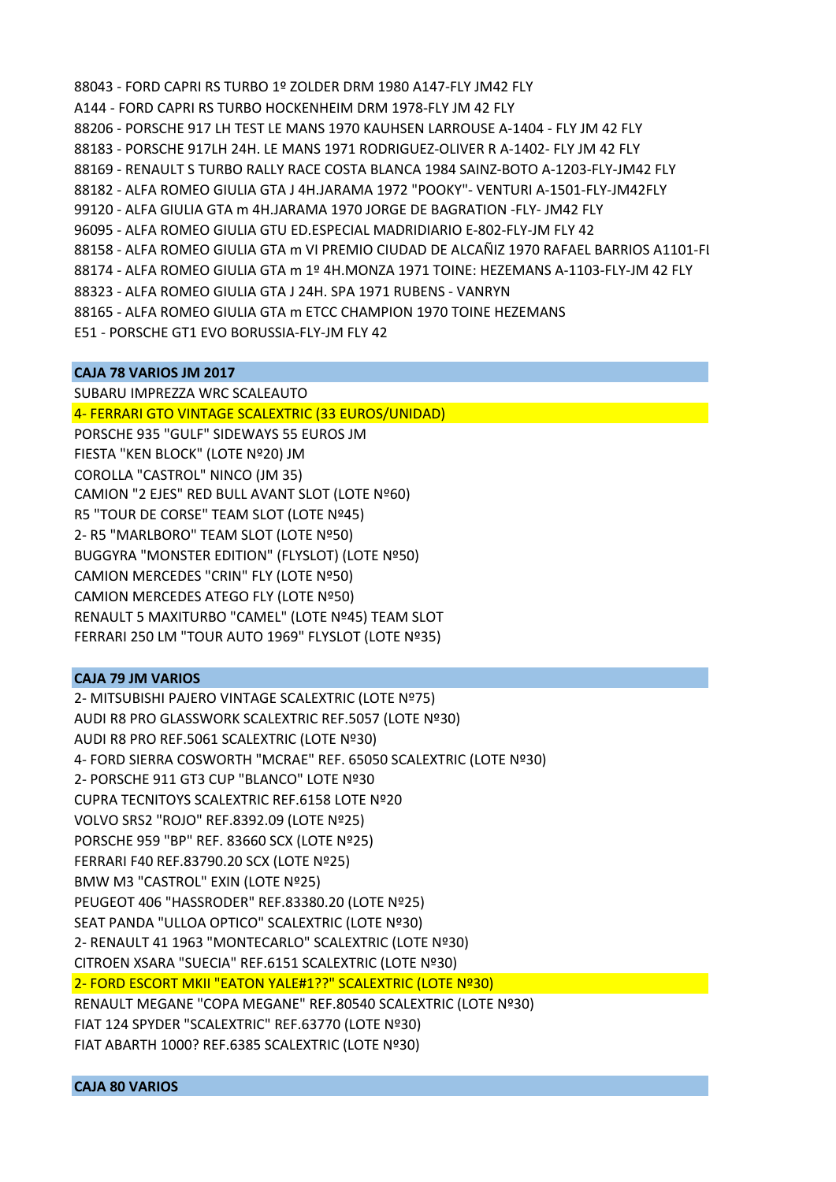88043 - FORD CAPRI RS TURBO 1º ZOLDER DRM 1980 A147-FLY JM42 FLY
A144 - FORD CAPRI RS TURBO HOCKENHEIM DRM 1978-FLY JM 42 FLY
88206 - PORSCHE 917 LH TEST LE MANS 1970 KAUHSEN LARROUSE A-1404 - FLY JM 42 FLY
88183 - PORSCHE 917LH 24H. LE MANS 1971 RODRIGUEZ-OLIVER R A-1402- FLY JM 42 FLY
88169 - RENAULT S TURBO RALLY RACE COSTA BLANCA 1984 SAINZ-BOTO A-1203-FLY-JM42 FLY
88182 - ALFA ROMEO GIULIA GTA J 4H.JARAMA 1972 "POOKY"- VENTURI A-1501-FLY-JM42FLY
99120 - ALFA GIULIA GTA m 4H.JARAMA 1970 JORGE DE BAGRATION -FLY- JM42 FLY
96095 - ALFA ROMEO GIULIA GTU ED.ESPECIAL MADRIDIARIO E-802-FLY-JM FLY 42
88158 - ALFA ROMEO GIULIA GTA m VI PREMIO CIUDAD DE ALCAÑIZ 1970 RAFAEL BARRIOS A1101-FL
88174 - ALFA ROMEO GIULIA GTA m 1º 4H.MONZA 1971 TOINE: HEZEMANS A-1103-FLY-JM 42 FLY
88323 - ALFA ROMEO GIULIA GTA J 24H. SPA 1971 RUBENS - VANRYN
88165 - ALFA ROMEO GIULIA GTA m ETCC CHAMPION 1970 TOINE HEZEMANS
E51 - PORSCHE GT1 EVO BORUSSIA-FLY-JM FLY 42

**CAJA 78 VARIOS JM 2017**

SUBARU IMPREZZA WRC SCALEAUTO
4- FERRARI GTO VINTAGE SCALEXTRIC (33 EUROS/UNIDAD)
PORSCHE 935 "GULF" SIDEWAYS 55 EUROS JM
FIESTA "KEN BLOCK" (LOTE Nº20) JM
COROLLA "CASTROL" NINCO (JM 35)
CAMION "2 EJES" RED BULL AVANT SLOT (LOTE Nº60)
R5 "TOUR DE CORSE" TEAM SLOT (LOTE Nº45)
2- R5 "MARLBORO" TEAM SLOT (LOTE Nº50)
BUGGYRA "MONSTER EDITION" (FLYSLOT) (LOTE Nº50)
CAMION MERCEDES "CRIN" FLY (LOTE Nº50)
CAMION MERCEDES ATEGO FLY (LOTE Nº50)
RENAULT 5 MAXITURBO "CAMEL" (LOTE Nº45) TEAM SLOT
FERRARI 250 LM "TOUR AUTO 1969" FLYSLOT (LOTE Nº35)

**CAJA 79 JM VARIOS**

2- MITSUBISHI PAJERO VINTAGE SCALEXTRIC (LOTE Nº75)
AUDI R8 PRO GLASSWORK SCALEXTRIC REF.5057 (LOTE Nº30)
AUDI R8 PRO REF.5061 SCALEXTRIC (LOTE Nº30)
4- FORD SIERRA COSWORTH "MCRAE" REF. 65050 SCALEXTRIC (LOTE Nº30)
2- PORSCHE 911 GT3 CUP "BLANCO" LOTE Nº30
CUPRA TECNITOYS SCALEXTRIC REF.6158 LOTE Nº20
VOLVO SRS2 "ROJO" REF.8392.09 (LOTE Nº25)
PORSCHE 959 "BP" REF. 83660 SCX (LOTE Nº25)
FERRARI F40 REF.83790.20 SCX (LOTE Nº25)
BMW M3 "CASTROL" EXIN (LOTE Nº25)
PEUGEOT 406 "HASSRODER" REF.83380.20 (LOTE Nº25)
SEAT PANDA "ULLOA OPTICO" SCALEXTRIC (LOTE Nº30)
2- RENAULT 41 1963 "MONTECARLO" SCALEXTRIC (LOTE Nº30)
CITROEN XSARA "SUECIA" REF.6151 SCALEXTRIC (LOTE Nº30)
2- FORD ESCORT MKII "EATON YALE#1??" SCALEXTRIC (LOTE Nº30)
RENAULT MEGANE "COPA MEGANE" REF.80540 SCALEXTRIC (LOTE Nº30)
FIAT 124 SPYDER "SCALEXTRIC" REF.63770 (LOTE Nº30)
FIAT ABARTH 1000? REF.6385 SCALEXTRIC (LOTE Nº30)

**CAJA 80 VARIOS**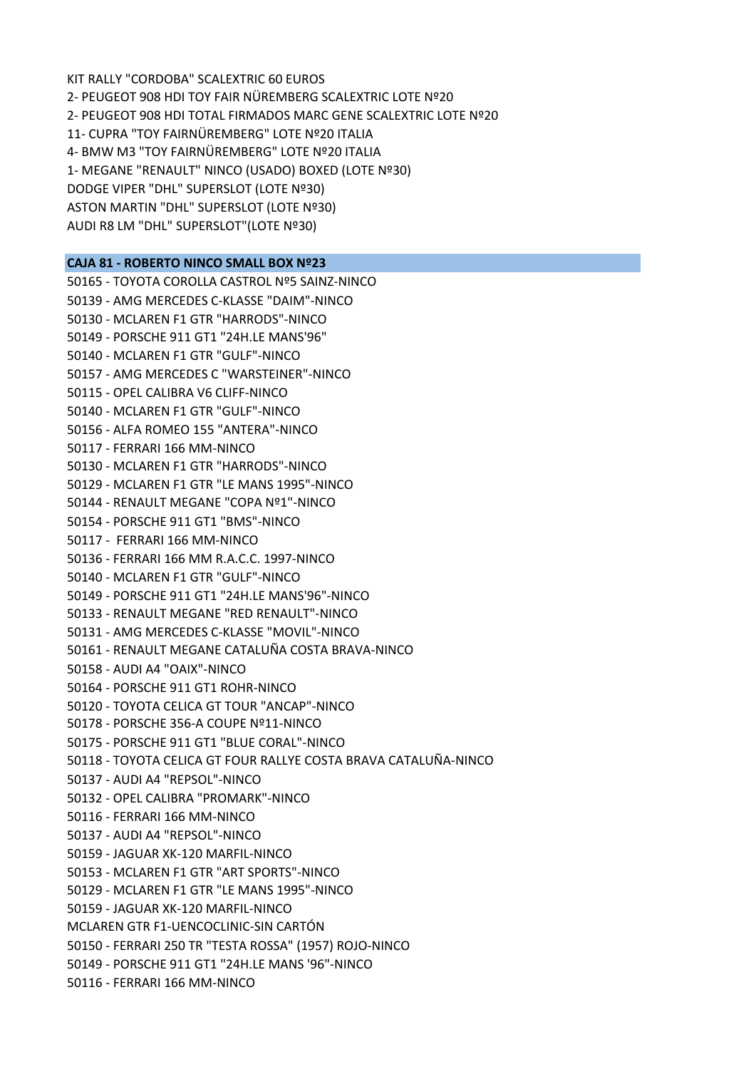KIT RALLY "CORDOBA" SCALEXTRIC 60 EUROS
2- PEUGEOT 908 HDI TOY FAIR NÜREMBERG SCALEXTRIC LOTE Nº20
2- PEUGEOT 908 HDI TOTAL FIRMADOS MARC GENE SCALEXTRIC LOTE Nº20
11- CUPRA "TOY FAIRNÜREMBERG" LOTE Nº20 ITALIA
4- BMW M3 "TOY FAIRNÜREMBERG" LOTE Nº20 ITALIA
1- MEGANE "RENAULT" NINCO (USADO) BOXED (LOTE Nº30)
DODGE VIPER "DHL" SUPERSLOT (LOTE Nº30)
ASTON MARTIN "DHL" SUPERSLOT (LOTE Nº30)
AUDI R8 LM "DHL" SUPERSLOT"(LOTE Nº30)

**CAJA 81 - ROBERTO NINCO SMALL BOX Nº23**

50165 - TOYOTA COROLLA CASTROL Nº5 SAINZ-NINCO
50139 - AMG MERCEDES C-KLASSE "DAIM"-NINCO
50130 - MCLAREN F1 GTR "HARRODS"-NINCO
50149 - PORSCHE 911 GT1 "24H.LE MANS'96"
50140 - MCLAREN F1 GTR "GULF"-NINCO
50157 - AMG MERCEDES C "WARSTEINER"-NINCO
50115 - OPEL CALIBRA V6 CLIFF-NINCO
50140 - MCLAREN F1 GTR "GULF"-NINCO
50156 - ALFA ROMEO 155 "ANTERA"-NINCO
50117 - FERRARI 166 MM-NINCO
50130 - MCLAREN F1 GTR "HARRODS"-NINCO
50129 - MCLAREN F1 GTR "LE MANS 1995"-NINCO
50144 - RENAULT MEGANE "COPA Nº1"-NINCO
50154 - PORSCHE 911 GT1 "BMS"-NINCO
50117 - FERRARI 166 MM-NINCO
50136 - FERRARI 166 MM R.A.C.C. 1997-NINCO
50140 - MCLAREN F1 GTR "GULF"-NINCO
50149 - PORSCHE 911 GT1 "24H.LE MANS'96"-NINCO
50133 - RENAULT MEGANE "RED RENAULT"-NINCO
50131 - AMG MERCEDES C-KLASSE "MOVIL"-NINCO
50161 - RENAULT MEGANE CATALUÑA COSTA BRAVA-NINCO
50158 - AUDI A4 "OAIX"-NINCO
50164 - PORSCHE 911 GT1 ROHR-NINCO
50120 - TOYOTA CELICA GT TOUR "ANCAP"-NINCO
50178 - PORSCHE 356-A COUPE Nº11-NINCO
50175 - PORSCHE 911 GT1 "BLUE CORAL"-NINCO
50118 - TOYOTA CELICA GT FOUR RALLYE COSTA BRAVA CATALUÑA-NINCO
50137 - AUDI A4 "REPSOL"-NINCO
50132 - OPEL CALIBRA "PROMARK"-NINCO
50116 - FERRARI 166 MM-NINCO
50137 - AUDI A4 "REPSOL"-NINCO
50159 - JAGUAR XK-120 MARFIL-NINCO
50153 - MCLAREN F1 GTR "ART SPORTS"-NINCO
50129 - MCLAREN F1 GTR "LE MANS 1995"-NINCO
50159 - JAGUAR XK-120 MARFIL-NINCO
MCLAREN GTR F1-UENCOCLINIC-SIN CARTÓN
50150 - FERRARI 250 TR "TESTA ROSSA" (1957) ROJO-NINCO
50149 - PORSCHE 911 GT1 "24H.LE MANS '96"-NINCO
50116 - FERRARI 166 MM-NINCO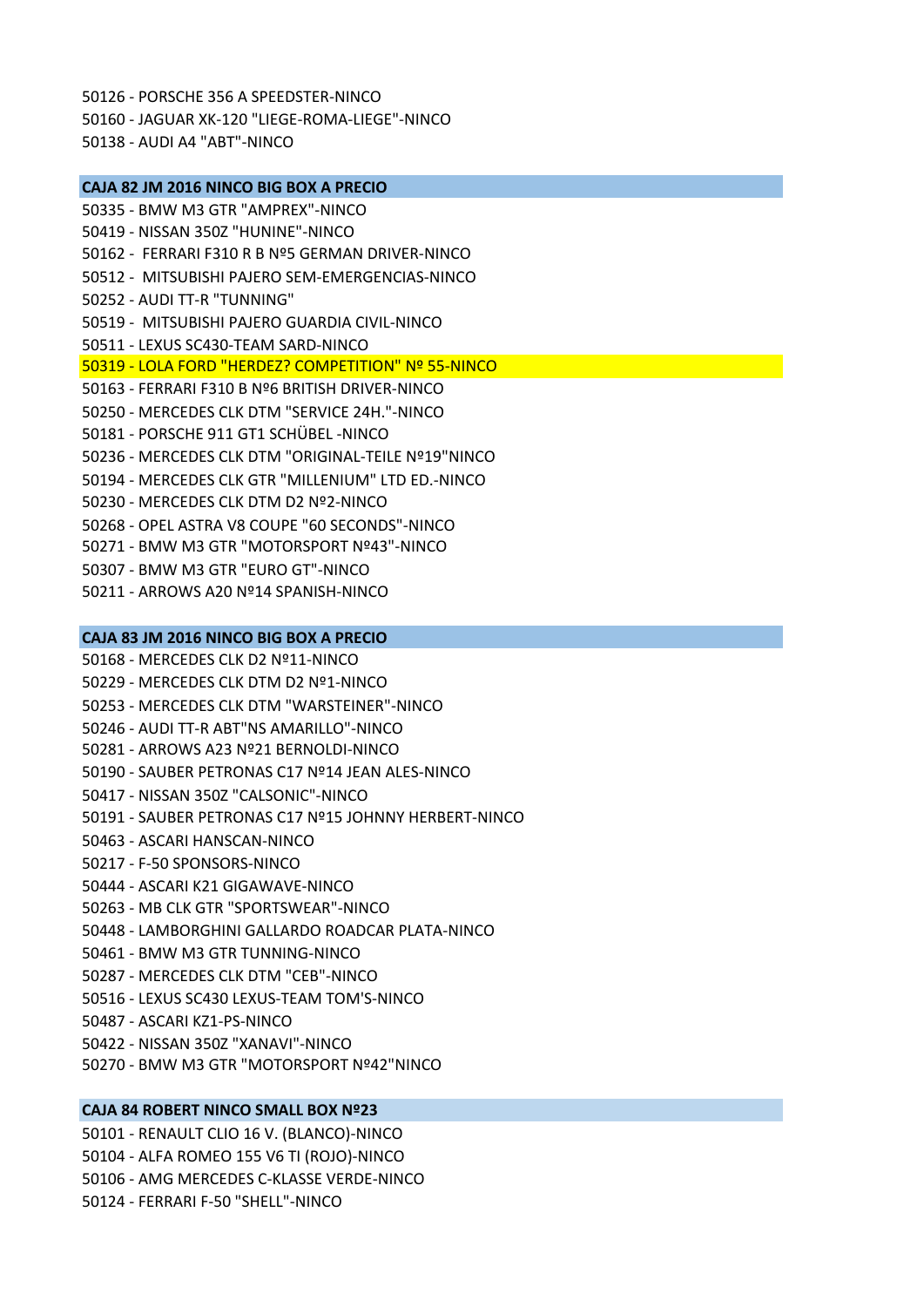50126 - PORSCHE 356 A SPEEDSTER-NINCO

50160 - JAGUAR XK-120 "LIEGE-ROMA-LIEGE"-NINCO

50138 - AUDI A4 "ABT"-NINCO

**CAJA 82 JM 2016 NINCO BIG BOX A PRECIO**

50335 - BMW M3 GTR "AMPREX"-NINCO

50419 - NISSAN 350Z "HUNINE"-NINCO

50162 - FERRARI F310 R B Nº5 GERMAN DRIVER-NINCO

50512 - MITSUBISHI PAJERO SEM-EMERGENCIAS-NINCO

50252 - AUDI TT-R "TUNNING"

50519 - MITSUBISHI PAJERO GUARDIA CIVIL-NINCO

50511 - LEXUS SC430-TEAM SARD-NINCO

50319 - LOLA FORD "HERDEZ? COMPETITION" Nº 55-NINCO

50163 - FERRARI F310 B Nº6 BRITISH DRIVER-NINCO

50250 - MERCEDES CLK DTM "SERVICE 24H."-NINCO

50181 - PORSCHE 911 GT1 SCHÜBEL -NINCO

50236 - MERCEDES CLK DTM "ORIGINAL-TEILE Nº19"NINCO

50194 - MERCEDES CLK GTR "MILLENIUM" LTD ED.-NINCO

50230 - MERCEDES CLK DTM D2 Nº2-NINCO

50268 - OPEL ASTRA V8 COUPE "60 SECONDS"-NINCO

50271 - BMW M3 GTR "MOTORSPORT Nº43"-NINCO

50307 - BMW M3 GTR "EURO GT"-NINCO

50211 - ARROWS A20 Nº14 SPANISH-NINCO

**CAJA 83 JM 2016 NINCO BIG BOX A PRECIO**

50168 - MERCEDES CLK D2 Nº11-NINCO

50229 - MERCEDES CLK DTM D2 Nº1-NINCO

50253 - MERCEDES CLK DTM "WARSTEINER"-NINCO

50246 - AUDI TT-R ABT"NS AMARILLO"-NINCO

50281 - ARROWS A23 Nº21 BERNOLDI-NINCO

50190 - SAUBER PETRONAS C17 Nº14 JEAN ALES-NINCO

50417 - NISSAN 350Z "CALSONIC"-NINCO

50191 - SAUBER PETRONAS C17 Nº15 JOHNNY HERBERT-NINCO

50463 - ASCARI HANSCAN-NINCO

50217 - F-50 SPONSORS-NINCO

50444 - ASCARI K21 GIGAWAVE-NINCO

50263 - MB CLK GTR "SPORTSWEAR"-NINCO

50448 - LAMBORGHINI GALLARDO ROADCAR PLATA-NINCO

50461 - BMW M3 GTR TUNNING-NINCO

50287 - MERCEDES CLK DTM "CEB"-NINCO

50516 - LEXUS SC430 LEXUS-TEAM TOM'S-NINCO

50487 - ASCARI KZ1-PS-NINCO

50422 - NISSAN 350Z "XANAVI"-NINCO

50270 - BMW M3 GTR "MOTORSPORT Nº42"NINCO

**CAJA 84 ROBERT NINCO SMALL BOX Nº23**

50101 - RENAULT CLIO 16 V. (BLANCO)-NINCO

50104 - ALFA ROMEO 155 V6 TI (ROJO)-NINCO

50106 - AMG MERCEDES C-KLASSE VERDE-NINCO

50124 - FERRARI F-50 "SHELL"-NINCO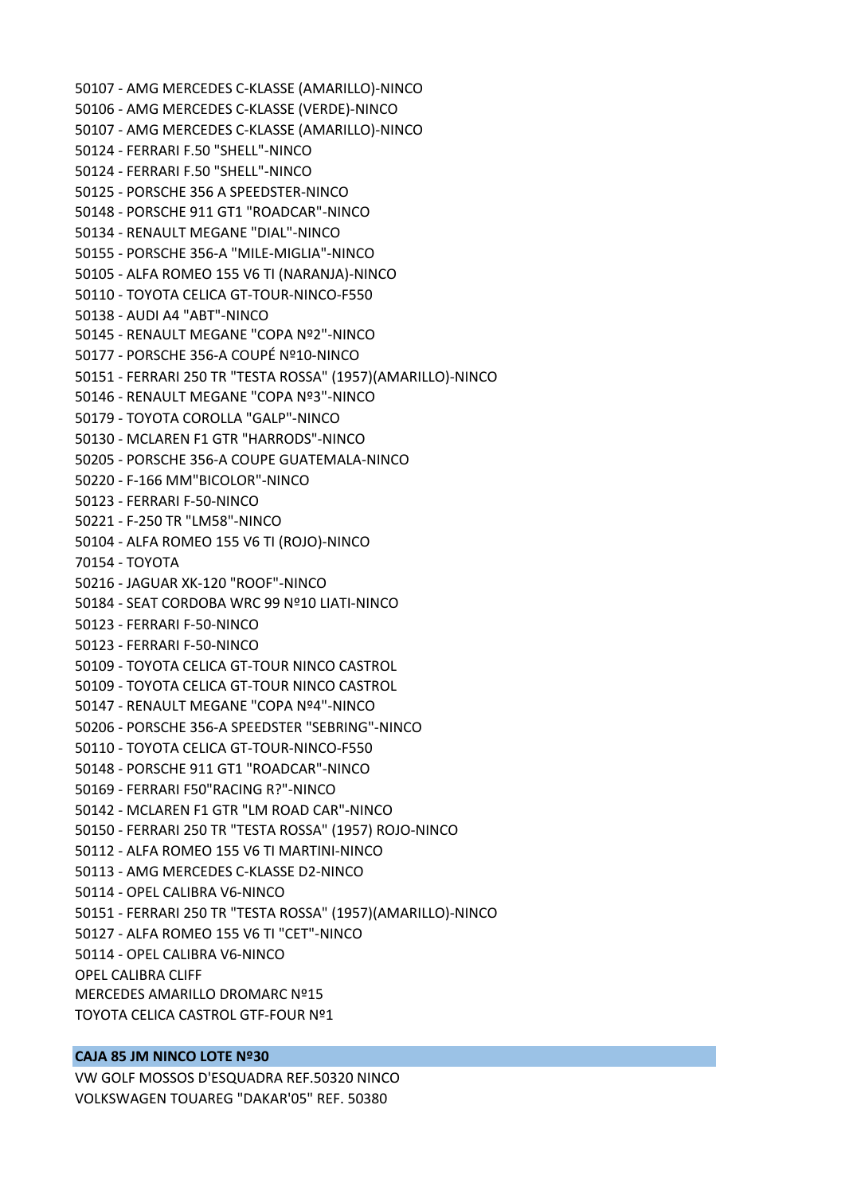50107 - AMG MERCEDES C-KLASSE (AMARILLO)-NINCO
50106 - AMG MERCEDES C-KLASSE (VERDE)-NINCO
50107 - AMG MERCEDES C-KLASSE (AMARILLO)-NINCO
50124 - FERRARI F.50 "SHELL"-NINCO
50124 - FERRARI F.50 "SHELL"-NINCO
50125 - PORSCHE 356 A SPEEDSTER-NINCO
50148 - PORSCHE 911 GT1 "ROADCAR"-NINCO
50134 - RENAULT MEGANE "DIAL"-NINCO
50155 - PORSCHE 356-A "MILE-MIGLIA"-NINCO
50105 - ALFA ROMEO 155 V6 TI (NARANJA)-NINCO
50110 - TOYOTA CELICA GT-TOUR-NINCO-F550
50138 - AUDI A4 "ABT"-NINCO
50145 - RENAULT MEGANE "COPA Nº2"-NINCO
50177 - PORSCHE 356-A COUPÉ Nº10-NINCO
50151 - FERRARI 250 TR "TESTA ROSSA" (1957)(AMARILLO)-NINCO
50146 - RENAULT MEGANE "COPA Nº3"-NINCO
50179 - TOYOTA COROLLA "GALP"-NINCO
50130 - MCLAREN F1 GTR "HARRODS"-NINCO
50205 - PORSCHE 356-A COUPE GUATEMALA-NINCO
50220 - F-166 MM"BICOLOR"-NINCO
50123 - FERRARI F-50-NINCO
50221 - F-250 TR "LM58"-NINCO
50104 - ALFA ROMEO 155 V6 TI (ROJO)-NINCO
70154 - TOYOTA
50216 - JAGUAR XK-120 "ROOF"-NINCO
50184 - SEAT CORDOBA WRC 99 Nº10 LIATI-NINCO
50123 - FERRARI F-50-NINCO
50123 - FERRARI F-50-NINCO
50109 - TOYOTA CELICA GT-TOUR NINCO CASTROL
50109 - TOYOTA CELICA GT-TOUR NINCO CASTROL
50147 - RENAULT MEGANE "COPA Nº4"-NINCO
50206 - PORSCHE 356-A SPEEDSTER "SEBRING"-NINCO
50110 - TOYOTA CELICA GT-TOUR-NINCO-F550
50148 - PORSCHE 911 GT1 "ROADCAR"-NINCO
50169 - FERRARI F50"RACING R?"-NINCO
50142 - MCLAREN F1 GTR "LM ROAD CAR"-NINCO
50150 - FERRARI 250 TR "TESTA ROSSA" (1957) ROJO-NINCO
50112 - ALFA ROMEO 155 V6 TI MARTINI-NINCO
50113 - AMG MERCEDES C-KLASSE D2-NINCO
50114 - OPEL CALIBRA V6-NINCO
50151 - FERRARI 250 TR "TESTA ROSSA" (1957)(AMARILLO)-NINCO
50127 - ALFA ROMEO 155 V6 TI "CET"-NINCO
50114 - OPEL CALIBRA V6-NINCO
OPEL CALIBRA CLIFF
MERCEDES AMARILLO DROMARC Nº15
TOYOTA CELICA CASTROL GTF-FOUR Nº1

**CAJA 85 JM NINCO LOTE Nº30**

VW GOLF MOSSOS D'ESQUADRA REF.50320 NINCO
VOLKSWAGEN TOUAREG "DAKAR'05" REF. 50380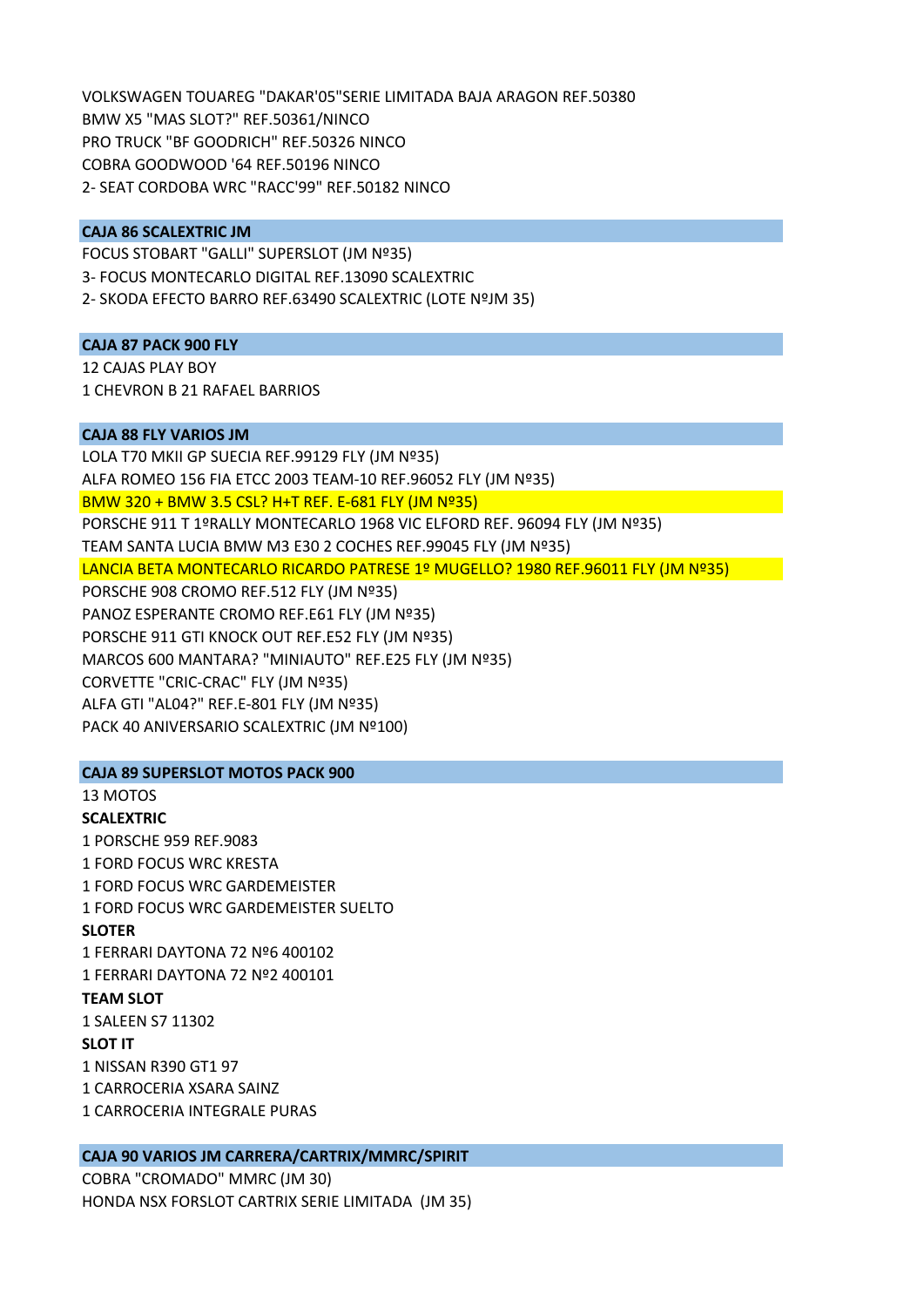VOLKSWAGEN TOUAREG "DAKAR'05"SERIE LIMITADA BAJA ARAGON REF.50380
BMW X5 "MAS SLOT?" REF.50361/NINCO
PRO TRUCK "BF GOODRICH" REF.50326 NINCO
COBRA GOODWOOD '64 REF.50196 NINCO
2- SEAT CORDOBA WRC "RACC'99" REF.50182 NINCO

**CAJA 86 SCALEXTRIC JM**

FOCUS STOBART "GALLI" SUPERSLOT (JM Nº35)
3- FOCUS MONTECARLO DIGITAL REF.13090 SCALEXTRIC
2- SKODA EFECTO BARRO REF.63490 SCALEXTRIC (LOTE NºJM 35)

**CAJA 87 PACK 900 FLY**

12 CAJAS PLAY BOY
1 CHEVRON B 21 RAFAEL BARRIOS

**CAJA 88 FLY VARIOS JM**

LOLA T70 MKII GP SUECIA REF.99129 FLY (JM Nº35)
ALFA ROMEO 156 FIA ETCC 2003 TEAM-10 REF.96052 FLY (JM Nº35)
BMW 320 + BMW 3.5 CSL? H+T REF. E-681 FLY (JM Nº35)
PORSCHE 911 T 1ºRALLY MONTECARLO 1968 VIC ELFORD REF. 96094 FLY (JM Nº35)
TEAM SANTA LUCIA BMW M3 E30 2 COCHES REF.99045 FLY (JM Nº35)
LANCIA BETA MONTECARLO RICARDO PATRESE 1º MUGELLO? 1980 REF.96011 FLY (JM Nº35)
PORSCHE 908 CROMO REF.512 FLY (JM Nº35)
PANOZ ESPERANTE CROMO REF.E61 FLY (JM Nº35)
PORSCHE 911 GTI KNOCK OUT REF.E52 FLY (JM Nº35)
MARCOS 600 MANTARA? "MINIAUTO" REF.E25 FLY (JM Nº35)
CORVETTE "CRIC-CRAC" FLY (JM Nº35)
ALFA GTI "AL04?" REF.E-801 FLY (JM Nº35)
PACK 40 ANIVERSARIO SCALEXTRIC (JM Nº100)

**CAJA 89 SUPERSLOT MOTOS PACK 900**

13 MOTOS

**SCALEXTRIC**

1 PORSCHE 959 REF.9083
1 FORD FOCUS WRC KRESTA
1 FORD FOCUS WRC GARDEMEISTER
1 FORD FOCUS WRC GARDEMEISTER SUELTO

**SLOTER**

1 FERRARI DAYTONA 72 Nº6 400102
1 FERRARI DAYTONA 72 Nº2 400101

**TEAM SLOT**

1 SALEEN S7 11302

**SLOT IT**

1 NISSAN R390 GT1 97
1 CARROCERIA XSARA SAINZ
1 CARROCERIA INTEGRALE PURAS

**CAJA 90 VARIOS JM CARRERA/CARTRIX/MMRC/SPIRIT**

COBRA "CROMADO" MMRC (JM 30)
HONDA NSX FORSLOT CARTRIX SERIE LIMITADA (JM 35)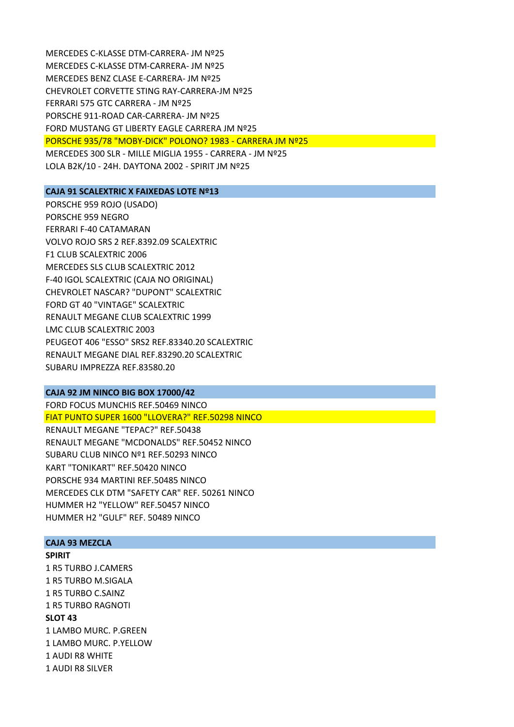MERCEDES C-KLASSE DTM-CARRERA- JM Nº25
MERCEDES C-KLASSE DTM-CARRERA- JM Nº25
MERCEDES BENZ CLASE E-CARRERA- JM Nº25
CHEVROLET CORVETTE STING RAY-CARRERA-JM Nº25
FERRARI 575 GTC CARRERA - JM Nº25
PORSCHE 911-ROAD CAR-CARRERA- JM Nº25
FORD MUSTANG GT LIBERTY EAGLE CARRERA JM Nº25
PORSCHE 935/78 "MOBY-DICK" POLONO? 1983 - CARRERA JM Nº25
MERCEDES 300 SLR - MILLE MIGLIA 1955 - CARRERA - JM Nº25
LOLA B2K/10 - 24H. DAYTONA 2002 - SPIRIT JM Nº25

**CAJA 91 SCALEXTRIC X FAIXEDAS LOTE Nº13**

PORSCHE 959 ROJO (USADO)
PORSCHE 959 NEGRO
FERRARI F-40 CATAMARAN
VOLVO ROJO SRS 2 REF.8392.09 SCALEXTRIC
F1 CLUB SCALEXTRIC 2006
MERCEDES SLS CLUB SCALEXTRIC 2012
F-40 IGOL SCALEXTRIC (CAJA NO ORIGINAL)
CHEVROLET NASCAR? "DUPONT" SCALEXTRIC
FORD GT 40 "VINTAGE" SCALEXTRIC
RENAULT MEGANE CLUB SCALEXTRIC 1999
LMC CLUB SCALEXTRIC 2003
PEUGEOT 406 "ESSO" SRS2 REF.83340.20 SCALEXTRIC
RENAULT MEGANE DIAL REF.83290.20 SCALEXTRIC
SUBARU IMPREZZA REF.83580.20

**CAJA 92 JM NINCO BIG BOX 17000/42**

FORD FOCUS MUNCHIS REF.50469 NINCO
FIAT PUNTO SUPER 1600 "LLOVERA?" REF.50298 NINCO
RENAULT MEGANE "TEPAC?" REF.50438
RENAULT MEGANE "MCDONALDS" REF.50452 NINCO
SUBARU CLUB NINCO Nº1 REF.50293 NINCO
KART "TONIKART" REF.50420 NINCO
PORSCHE 934 MARTINI REF.50485 NINCO
MERCEDES CLK DTM "SAFETY CAR" REF. 50261 NINCO
HUMMER H2 "YELLOW" REF.50457 NINCO
HUMMER H2 "GULF" REF. 50489 NINCO

**CAJA 93 MEZCLA**

**SPIRIT**

1 R5 TURBO J.CAMERS
1 R5 TURBO M.SIGALA
1 R5 TURBO C.SAINZ
1 R5 TURBO RAGNOTI

**SLOT 43**

1 LAMBO MURC. P.GREEN
1 LAMBO MURC. P.YELLOW
1 AUDI R8 WHITE
1 AUDI R8 SILVER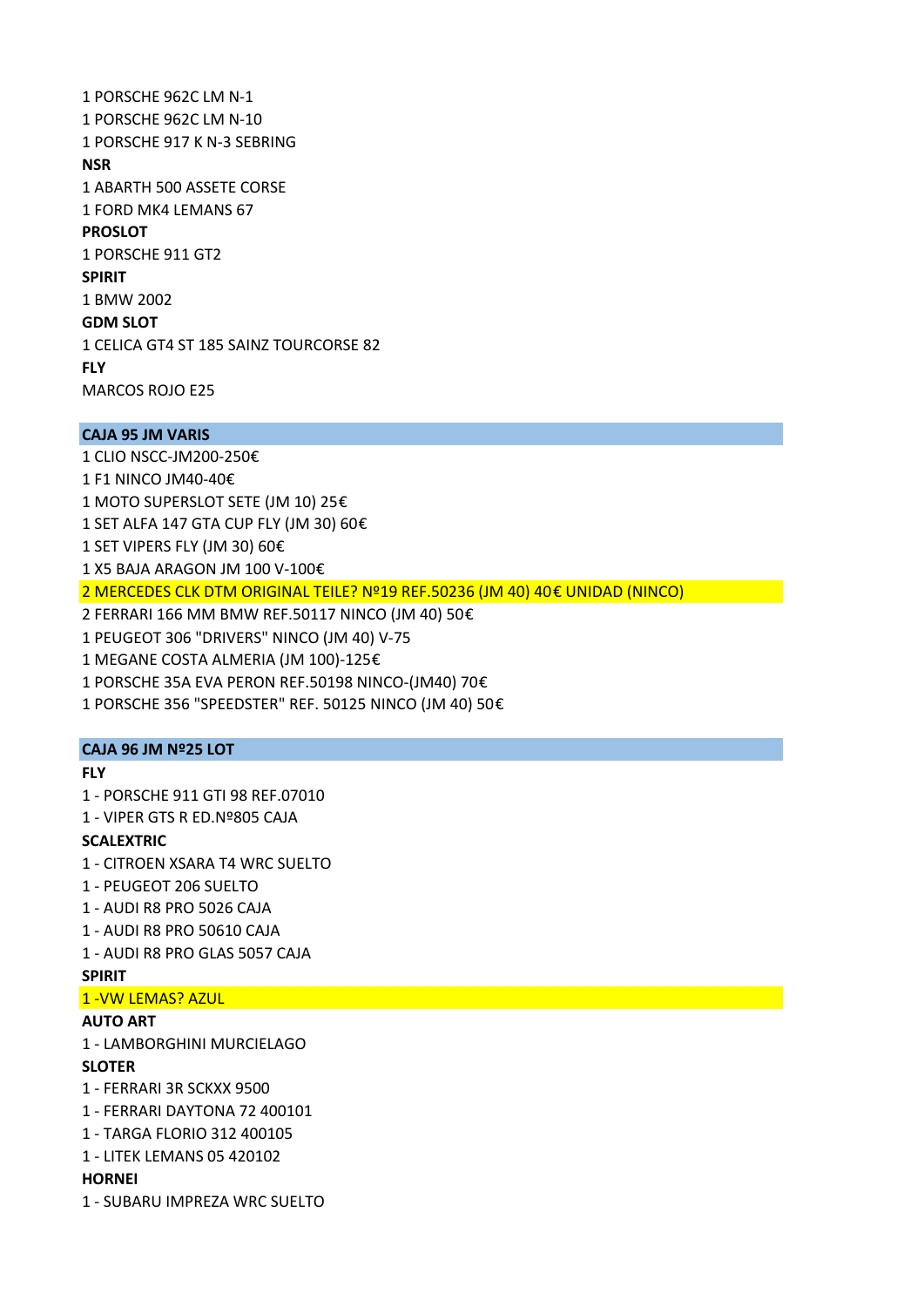1 PORSCHE 962C LM N-1
1 PORSCHE 962C LM N-10
1 PORSCHE 917 K N-3 SEBRING

**NSR**

1 ABARTH 500 ASSETE CORSE
1 FORD MK4 LEMANS 67

**PROSLOT**

1 PORSCHE 911 GT2

**SPIRIT**

1 BMW 2002

**GDM SLOT**

1 CELICA GT4 ST 185 SAINZ TOURCORSE 82

**FLY**

MARCOS ROJO E25

**CAJA 95 JM VARIS**

1 CLIO NSCC-JM200-250€
1 F1 NINCO JM40-40€
1 MOTO SUPERSLOT SETE (JM 10) 25€
1 SET ALFA 147 GTA CUP FLY (JM 30) 60€
1 SET VIPERS FLY (JM 30) 60€
1 X5 BAJA ARAGON JM 100 V-100€
2 MERCEDES CLK DTM ORIGINAL TEILE? Nº19 REF.50236 (JM 40) 40€ UNIDAD (NINCO)
2 FERRARI 166 MM BMW REF.50117 NINCO (JM 40) 50€
1 PEUGEOT 306 "DRIVERS" NINCO (JM 40) V-75
1 MEGANE COSTA ALMERIA (JM 100)-125€
1 PORSCHE 35A EVA PERON REF.50198 NINCO-(JM40) 70€
1 PORSCHE 356 "SPEEDSTER" REF. 50125 NINCO (JM 40) 50€

**CAJA 96 JM Nº25 LOT**

**FLY**

1 - PORSCHE 911 GTI 98 REF.07010
1 - VIPER GTS R ED.Nº805 CAJA

**SCALEXTRIC**

1 - CITROEN XSARA T4 WRC SUELTO
1 - PEUGEOT 206 SUELTO
1 - AUDI R8 PRO 5026 CAJA
1 - AUDI R8 PRO 50610 CAJA
1 - AUDI R8 PRO GLAS 5057 CAJA

**SPIRIT**

1 -VW LEMAS? AZUL

**AUTO ART**

1 - LAMBORGHINI MURCIELAGO

**SLOTER**

1 - FERRARI 3R SCKXX 9500
1 - FERRARI DAYTONA 72 400101
1 - TARGA FLORIO 312 400105
1 - LITEK LEMANS 05 420102

**HORNEI**

1 - SUBARU IMPREZA WRC SUELTO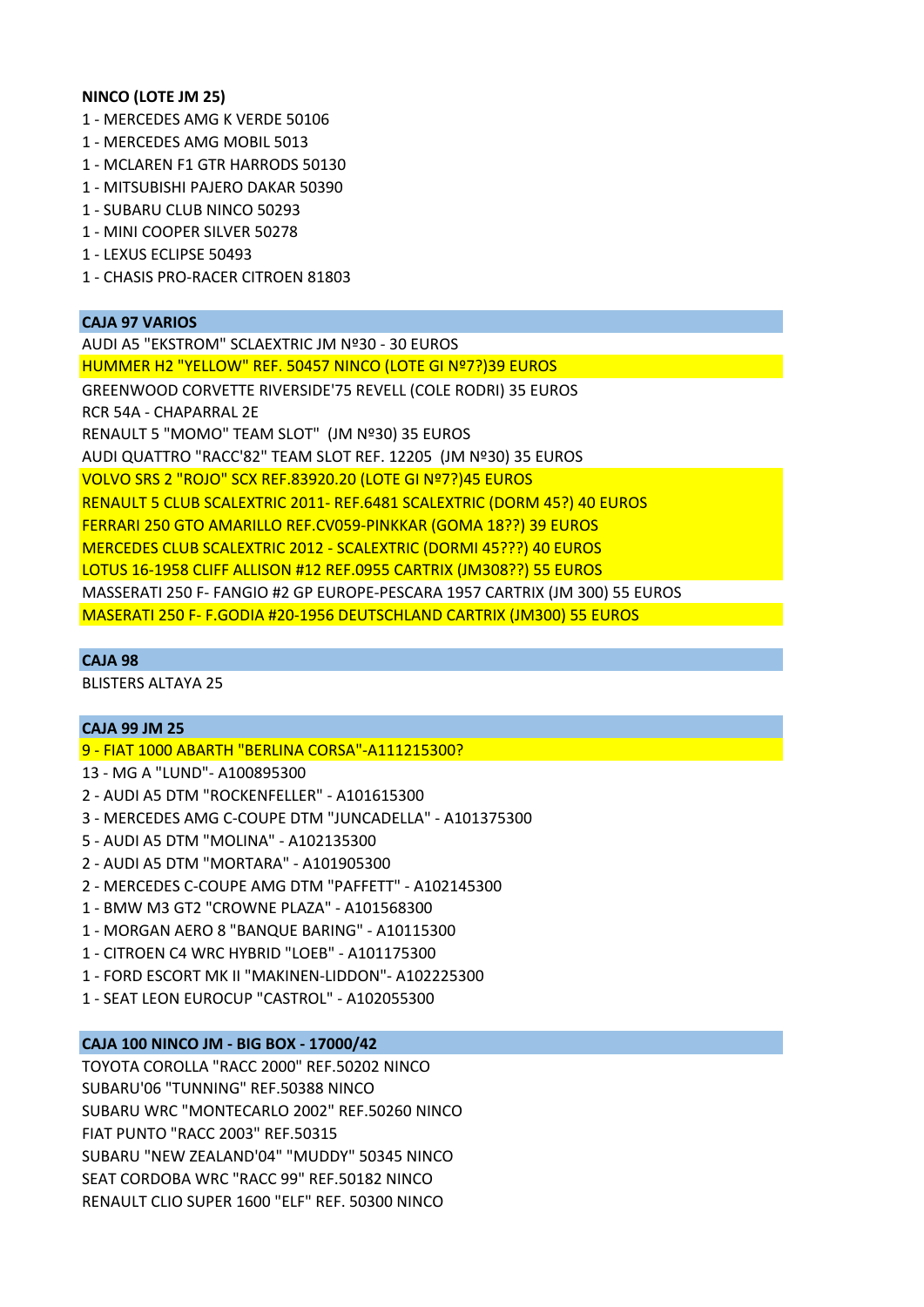**NINCO (LOTE JM 25)**

1 - MERCEDES AMG K VERDE 50106
1 - MERCEDES AMG MOBIL 5013
1 - MCLAREN F1 GTR HARRODS 50130
1 - MITSUBISHI PAJERO DAKAR 50390
1 - SUBARU CLUB NINCO 50293
1 - MINI COOPER SILVER 50278
1 - LEXUS ECLIPSE 50493
1 - CHASIS PRO-RACER CITROEN 81803

**CAJA 97 VARIOS**

AUDI A5 "EKSTROM" SCLAEXTRIC JM Nº30 - 30 EUROS
HUMMER H2 "YELLOW" REF. 50457 NINCO (LOTE GI Nº7?)39 EUROS
GREENWOOD CORVETTE RIVERSIDE'75 REVELL (COLE RODRI) 35 EUROS
RCR 54A - CHAPARRAL 2E
RENAULT 5 "MOMO" TEAM SLOT" (JM Nº30) 35 EUROS
AUDI QUATTRO "RACC'82" TEAM SLOT REF. 12205 (JM Nº30) 35 EUROS
VOLVO SRS 2 "ROJO" SCX REF.83920.20 (LOTE GI Nº7?)45 EUROS
RENAULT 5 CLUB SCALEXTRIC 2011- REF.6481 SCALEXTRIC (DORM 45?) 40 EUROS
FERRARI 250 GTO AMARILLO REF.CV059-PINKKAR (GOMA 18??) 39 EUROS
MERCEDES CLUB SCALEXTRIC 2012 - SCALEXTRIC (DORMI 45???) 40 EUROS
LOTUS 16-1958 CLIFF ALLISON #12 REF.0955 CARTRIX (JM308??) 55 EUROS
MASSERATI 250 F- FANGIO #2 GP EUROPE-PESCARA 1957 CARTRIX (JM 300) 55 EUROS
MASERATI 250 F- F.GODIA #20-1956 DEUTSCHLAND CARTRIX (JM300) 55 EUROS

**CAJA 98**

BLISTERS ALTAYA 25

**CAJA 99 JM 25**

9 - FIAT 1000 ABARTH "BERLINA CORSA"-A111215300?
13 - MG A "LUND"- A100895300
2 - AUDI A5 DTM "ROCKENFELLER" - A101615300
3 - MERCEDES AMG C-COUPE DTM "JUNCADELLA" - A101375300
5 - AUDI A5 DTM "MOLINA" - A102135300
2 - AUDI A5 DTM "MORTARA" - A101905300
2 - MERCEDES C-COUPE AMG DTM "PAFFETT" - A102145300
1 - BMW M3 GT2 "CROWNE PLAZA" - A101568300
1 - MORGAN AERO 8 "BANQUE BARING" - A10115300
1 - CITROEN C4 WRC HYBRID "LOEB" - A101175300
1 - FORD ESCORT MK II "MAKINEN-LIDDON"- A102225300
1 - SEAT LEON EUROCUP "CASTROL" - A102055300

**CAJA 100 NINCO JM - BIG BOX - 17000/42**

TOYOTA COROLLA "RACC 2000" REF.50202 NINCO
SUBARU'06 "TUNNING" REF.50388 NINCO
SUBARU WRC "MONTECARLO 2002" REF.50260 NINCO
FIAT PUNTO "RACC 2003" REF.50315
SUBARU "NEW ZEALAND'04" "MUDDY" 50345 NINCO
SEAT CORDOBA WRC "RACC 99" REF.50182 NINCO
RENAULT CLIO SUPER 1600 "ELF" REF. 50300 NINCO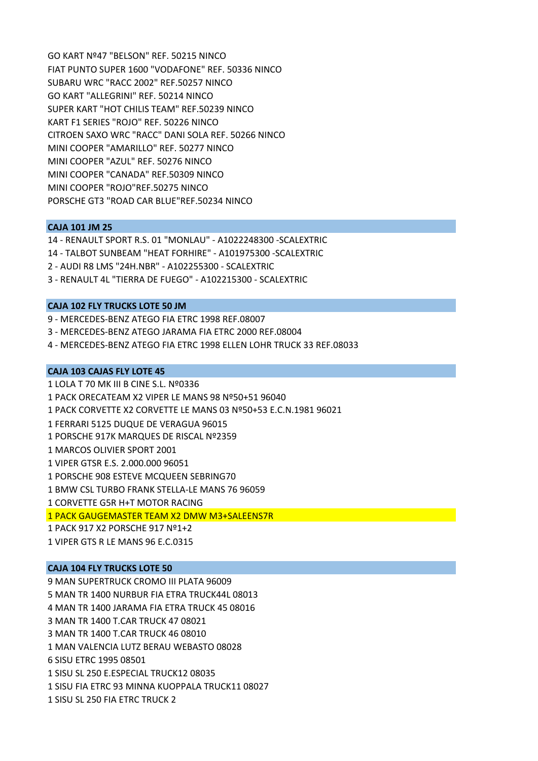GO KART Nº47 "BELSON" REF. 50215 NINCO
FIAT PUNTO SUPER 1600 "VODAFONE" REF. 50336 NINCO
SUBARU WRC "RACC 2002" REF.50257 NINCO
GO KART "ALLEGRINI" REF. 50214 NINCO
SUPER KART "HOT CHILIS TEAM" REF.50239 NINCO
KART F1 SERIES "ROJO" REF. 50226 NINCO
CITROEN SAXO WRC "RACC" DANI SOLA REF. 50266 NINCO
MINI COOPER "AMARILLO" REF. 50277 NINCO
MINI COOPER "AZUL" REF. 50276 NINCO
MINI COOPER "CANADA" REF.50309 NINCO
MINI COOPER "ROJO"REF.50275 NINCO
PORSCHE GT3 "ROAD CAR BLUE"REF.50234 NINCO

**CAJA 101 JM 25**

14 - RENAULT SPORT R.S. 01 "MONLAU" - A1022248300 -SCALEXTRIC
14 - TALBOT SUNBEAM "HEAT FORHIRE" - A101975300 -SCALEXTRIC
2 - AUDI R8 LMS "24H.NBR" - A102255300 - SCALEXTRIC
3 - RENAULT 4L "TIERRA DE FUEGO" - A102215300 - SCALEXTRIC

**CAJA 102 FLY TRUCKS LOTE 50 JM**

9 - MERCEDES-BENZ ATEGO FIA ETRC 1998 REF.08007
3 - MERCEDES-BENZ ATEGO JARAMA FIA ETRC 2000 REF.08004
4 - MERCEDES-BENZ ATEGO FIA ETRC 1998 ELLEN LOHR TRUCK 33 REF.08033

**CAJA 103 CAJAS FLY LOTE 45**

1 LOLA T 70 MK III B CINE S.L. Nº0336
1 PACK ORECATEAM X2 VIPER LE MANS 98 Nº50+51 96040
1 PACK CORVETTE X2 CORVETTE LE MANS 03 Nº50+53 E.C.N.1981 96021
1 FERRARI 5125 DUQUE DE VERAGUA 96015
1 PORSCHE 917K MARQUES DE RISCAL Nº2359
1 MARCOS OLIVIER SPORT 2001
1 VIPER GTSR E.S. 2.000.000 96051
1 PORSCHE 908 ESTEVE MCQUEEN SEBRING70
1 BMW CSL TURBO FRANK STELLA-LE MANS 76 96059
1 CORVETTE G5R H+T MOTOR RACING
1 PACK GAUGEMASTER TEAM X2 DMW M3+SALEENS7R
1 PACK 917 X2 PORSCHE 917 Nº1+2
1 VIPER GTS R LE MANS 96 E.C.0315

**CAJA 104 FLY TRUCKS LOTE 50**

9 MAN SUPERTRUCK CROMO III PLATA 96009
5 MAN TR 1400 NURBUR FIA ETRA TRUCK44L 08013
4 MAN TR 1400 JARAMA FIA ETRA TRUCK 45 08016
3 MAN TR 1400 T.CAR TRUCK 47 08021
3 MAN TR 1400 T.CAR TRUCK 46 08010
1 MAN VALENCIA LUTZ BERAU WEBASTO 08028
6 SISU ETRC 1995 08501
1 SISU SL 250 E.ESPECIAL TRUCK12 08035
1 SISU FIA ETRC 93 MINNA KUOPPALA TRUCK11 08027
1 SISU SL 250 FIA ETRC TRUCK 2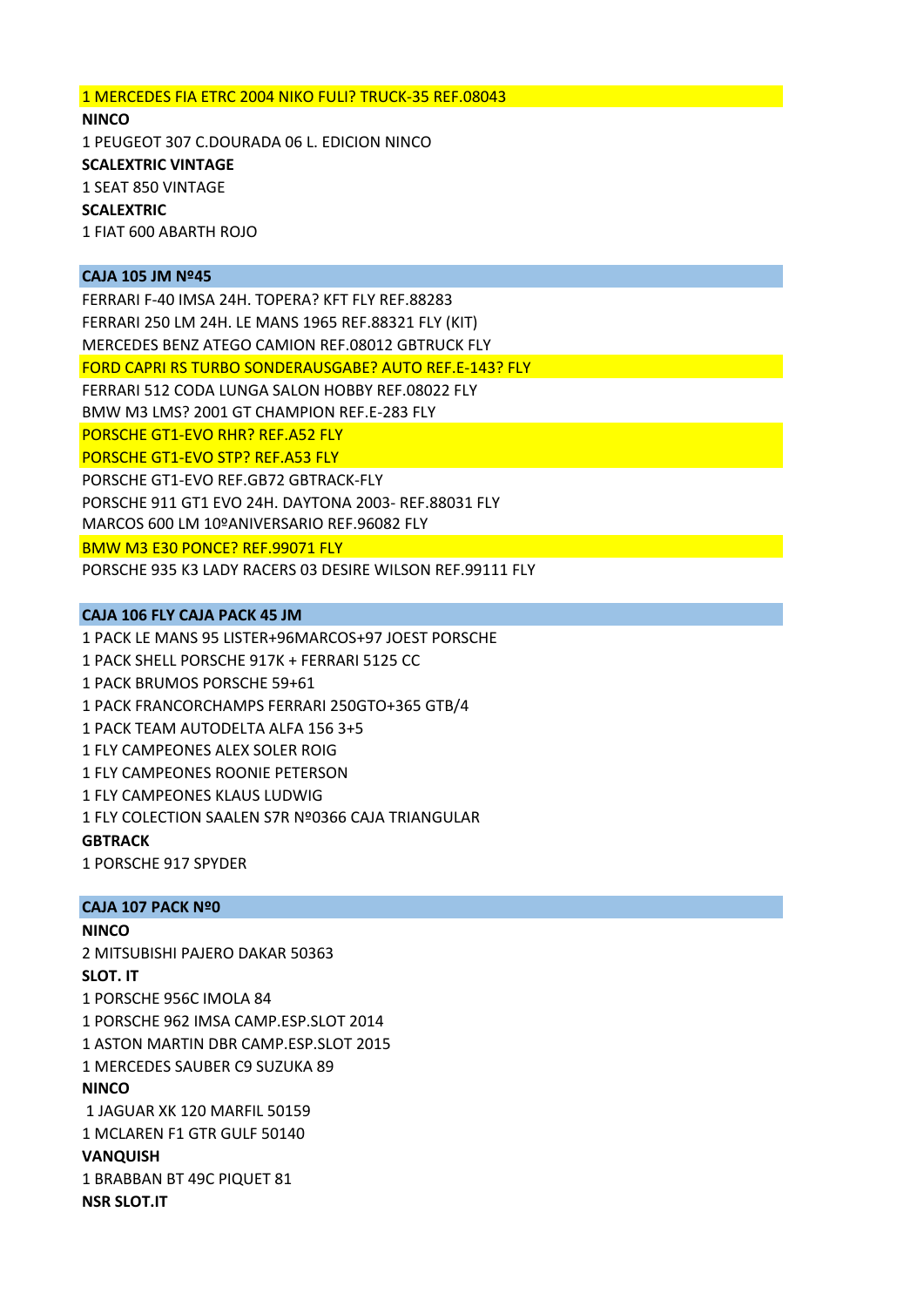1 MERCEDES FIA ETRC 2004 NIKO FULI? TRUCK-35 REF.08043

**NINCO**

1 PEUGEOT 307 C.DOURADA 06 L. EDICION NINCO

**SCALEXTRIC VINTAGE**

1 SEAT 850 VINTAGE

**SCALEXTRIC**

1 FIAT 600 ABARTH ROJO

**CAJA 105 JM Nº45**

FERRARI F-40 IMSA 24H. TOPERA? KFT FLY REF.88283

FERRARI 250 LM 24H. LE MANS 1965 REF.88321 FLY (KIT)

MERCEDES BENZ ATEGO CAMION REF.08012 GBTRUCK FLY

FORD CAPRI RS TURBO SONDERAUSGABE? AUTO REF.E-143? FLY

FERRARI 512 CODA LUNGA SALON HOBBY REF.08022 FLY

BMW M3 LMS? 2001 GT CHAMPION REF.E-283 FLY

PORSCHE GT1-EVO RHR? REF.A52 FLY

PORSCHE GT1-EVO STP? REF.A53 FLY

PORSCHE GT1-EVO REF.GB72 GBTRACK-FLY

PORSCHE 911 GT1 EVO 24H. DAYTONA 2003- REF.88031 FLY

MARCOS 600 LM 10ºANIVERSARIO REF.96082 FLY

BMW M3 E30 PONCE? REF.99071 FLY

PORSCHE 935 K3 LADY RACERS 03 DESIRE WILSON REF.99111 FLY

**CAJA 106 FLY CAJA PACK 45 JM**

1 PACK LE MANS 95 LISTER+96MARCOS+97 JOEST PORSCHE

1 PACK SHELL PORSCHE 917K + FERRARI 5125 CC

1 PACK BRUMOS PORSCHE 59+61

1 PACK FRANCORCHAMPS FERRARI 250GTO+365 GTB/4

1 PACK TEAM AUTODELTA ALFA 156 3+5

1 FLY CAMPEONES ALEX SOLER ROIG

1 FLY CAMPEONES ROONIE PETERSON

1 FLY CAMPEONES KLAUS LUDWIG

1 FLY COLECTION SAALEN S7R Nº0366 CAJA TRIANGULAR

**GBTRACK**

1 PORSCHE 917 SPYDER

**CAJA 107 PACK Nº0**

**NINCO**

2 MITSUBISHI PAJERO DAKAR 50363

**SLOT. IT**

1 PORSCHE 956C IMOLA 84

1 PORSCHE 962 IMSA CAMP.ESP.SLOT 2014

1 ASTON MARTIN DBR CAMP.ESP.SLOT 2015

1 MERCEDES SAUBER C9 SUZUKA 89

**NINCO**

1 JAGUAR XK 120 MARFIL 50159

1 MCLAREN F1 GTR GULF 50140

**VANQUISH**

1 BRABBAN BT 49C PIQUET 81

**NSR SLOT.IT**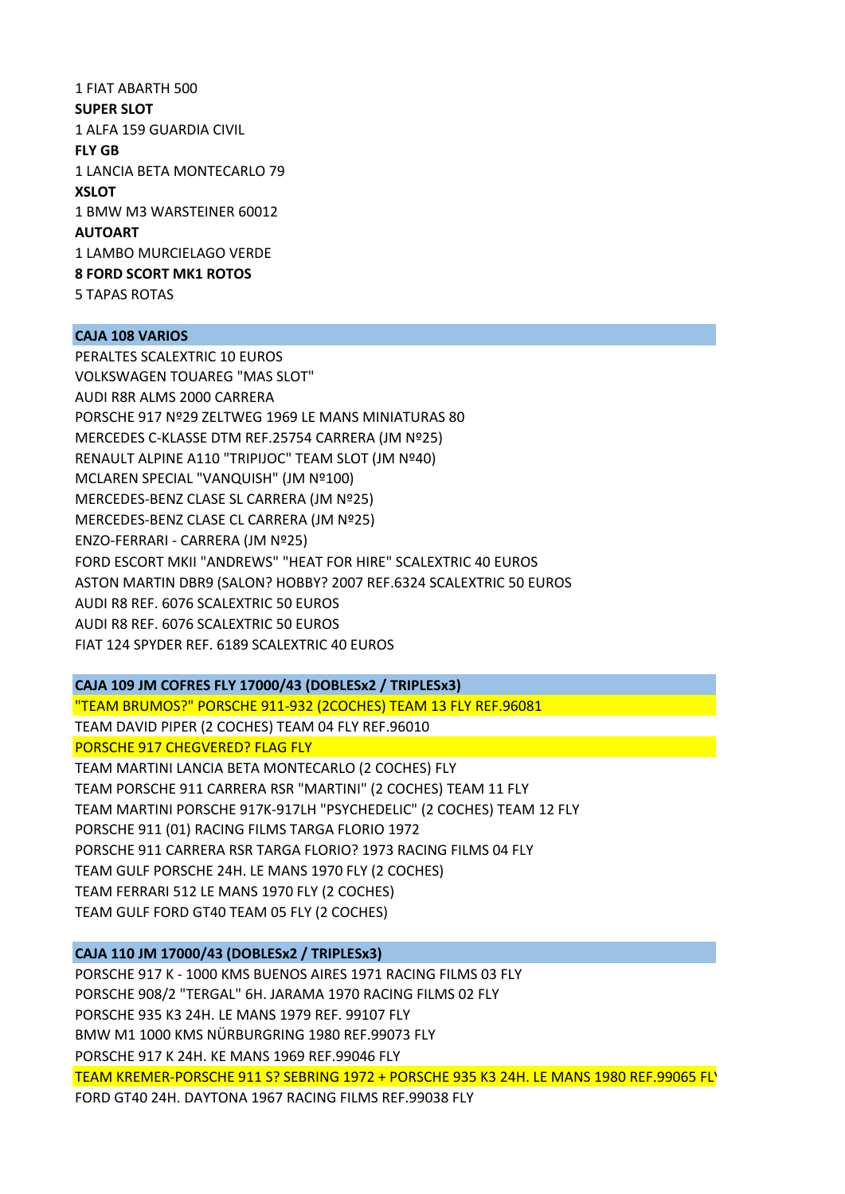1 FIAT ABARTH 500

**SUPER SLOT**

1 ALFA 159 GUARDIA CIVIL

**FLY GB**

1 LANCIA BETA MONTECARLO 79

**XSLOT**

1 BMW M3 WARSTEINER 60012

**AUTOART**

1 LAMBO MURCIELAGO VERDE

**8 FORD SCORT MK1 ROTOS**

5 TAPAS ROTAS

**CAJA 108 VARIOS**

PERALTES SCALEXTRIC 10 EUROS

VOLKSWAGEN TOUAREG "MAS SLOT"

AUDI R8R ALMS 2000 CARRERA

PORSCHE 917 Nº29 ZELTWEG 1969 LE MANS MINIATURAS 80

MERCEDES C-KLASSE DTM REF.25754 CARRERA (JM Nº25)

RENAULT ALPINE A110 "TRIPIJOC" TEAM SLOT (JM Nº40)

MCLAREN SPECIAL "VANQUISH" (JM Nº100)

MERCEDES-BENZ CLASE SL CARRERA (JM Nº25)

MERCEDES-BENZ CLASE CL CARRERA (JM Nº25)

ENZO-FERRARI - CARRERA (JM Nº25)

FORD ESCORT MKII "ANDREWS" "HEAT FOR HIRE" SCALEXTRIC 40 EUROS

ASTON MARTIN DBR9 (SALON? HOBBY? 2007 REF.6324 SCALEXTRIC 50 EUROS

AUDI R8 REF. 6076 SCALEXTRIC 50 EUROS

AUDI R8 REF. 6076 SCALEXTRIC 50 EUROS

FIAT 124 SPYDER REF. 6189 SCALEXTRIC 40 EUROS

**CAJA 109 JM COFRES FLY 17000/43 (DOBLESx2 / TRIPLESx3)**

"TEAM BRUMOS?" PORSCHE 911-932 (2COCHES) TEAM 13 FLY REF.96081

TEAM DAVID PIPER (2 COCHES) TEAM 04 FLY REF.96010

PORSCHE 917 CHEGVERED? FLAG FLY

TEAM MARTINI LANCIA BETA MONTECARLO (2 COCHES) FLY

TEAM PORSCHE 911 CARRERA RSR "MARTINI" (2 COCHES) TEAM 11 FLY

TEAM MARTINI PORSCHE 917K-917LH "PSYCHEDELIC" (2 COCHES) TEAM 12 FLY

PORSCHE 911 (01) RACING FILMS TARGA FLORIO 1972

PORSCHE 911 CARRERA RSR TARGA FLORIO? 1973 RACING FILMS 04 FLY

TEAM GULF PORSCHE 24H. LE MANS 1970 FLY (2 COCHES)

TEAM FERRARI 512 LE MANS 1970 FLY (2 COCHES)

TEAM GULF FORD GT40 TEAM 05 FLY (2 COCHES)

**CAJA 110 JM 17000/43 (DOBLESx2 / TRIPLESx3)**

PORSCHE 917 K - 1000 KMS BUENOS AIRES 1971 RACING FILMS 03 FLY

PORSCHE 908/2 "TERGAL" 6H. JARAMA 1970 RACING FILMS 02 FLY

PORSCHE 935 K3 24H. LE MANS 1979 REF. 99107 FLY

BMW M1 1000 KMS NÜRBURGRING 1980 REF.99073 FLY

PORSCHE 917 K 24H. KE MANS 1969 REF.99046 FLY

TEAM KREMER-PORSCHE 911 S? SEBRING 1972 + PORSCHE 935 K3 24H. LE MANS 1980 REF.99065 FLY

FORD GT40 24H. DAYTONA 1967 RACING FILMS REF.99038 FLY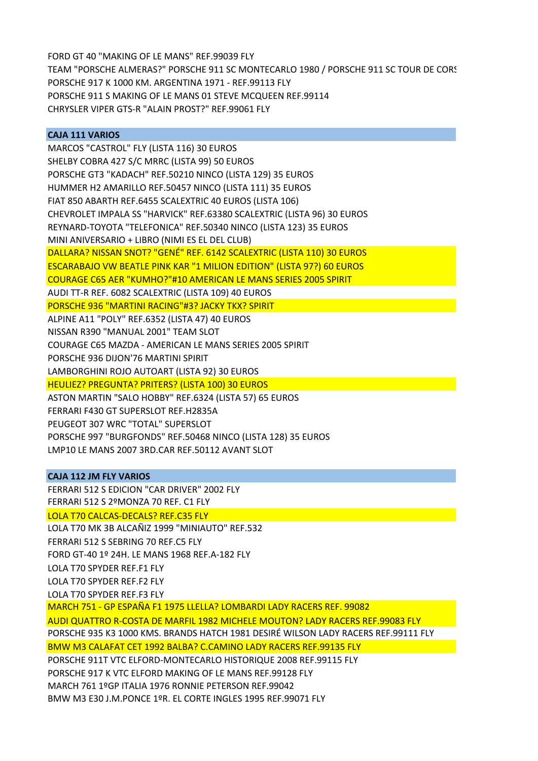FORD GT 40 "MAKING OF LE MANS" REF.99039 FLY
TEAM "PORSCHE ALMERAS?" PORSCHE 911 SC MONTECARLO 1980 / PORSCHE 911 SC TOUR DE CORS
PORSCHE 917 K 1000 KM. ARGENTINA 1971 - REF.99113 FLY
PORSCHE 911 S MAKING OF LE MANS 01 STEVE MCQUEEN REF.99114
CHRYSLER VIPER GTS-R "ALAIN PROST?" REF.99061 FLY

## CAJA 111 VARIOS

MARCOS "CASTROL" FLY (LISTA 116) 30 EUROS
SHELBY COBRA 427 S/C MRRC (LISTA 99) 50 EUROS
PORSCHE GT3 "KADACH" REF.50210 NINCO (LISTA 129) 35 EUROS
HUMMER H2 AMARILLO REF.50457 NINCO (LISTA 111) 35 EUROS
FIAT 850 ABARTH REF.6455 SCALEXTRIC 40 EUROS (LISTA 106)
CHEVROLET IMPALA SS "HARVICK" REF.63380 SCALEXTRIC (LISTA 96) 30 EUROS
REYNARD-TOYOTA "TELEFONICA" REF.50340 NINCO (LISTA 123) 35 EUROS
MINI ANIVERSARIO + LIBRO (NIMI ES EL DEL CLUB)
DALLARA? NISSAN SNOT? "GENÉ" REF. 6142 SCALEXTRIC (LISTA 110) 30 EUROS
ESCARABAJO VW BEATLE PINK KAR "1 MILION EDITION" (LISTA 97?) 60 EUROS
COURAGE C65 AER "KUMHO?"#10 AMERICAN LE MANS SERIES 2005 SPIRIT
AUDI TT-R REF. 6082 SCALEXTRIC (LISTA 109) 40 EUROS
PORSCHE 936 "MARTINI RACING"#3? JACKY TKX? SPIRIT
ALPINE A11 "POLY" REF.6352 (LISTA 47) 40 EUROS
NISSAN R390 "MANUAL 2001" TEAM SLOT
COURAGE C65 MAZDA - AMERICAN LE MANS SERIES 2005 SPIRIT
PORSCHE 936 DIJON'76 MARTINI SPIRIT
LAMBORGHINI ROJO AUTOART (LISTA 92) 30 EUROS
HEULIEZ? PREGUNTA? PRITERS? (LISTA 100) 30 EUROS
ASTON MARTIN "SALO HOBBY" REF.6324 (LISTA 57) 65 EUROS
FERRARI F430 GT SUPERSLOT REF.H2835A
PEUGEOT 307 WRC "TOTAL" SUPERSLOT
PORSCHE 997 "BURGFONDS" REF.50468 NINCO (LISTA 128) 35 EUROS
LMP10 LE MANS 2007 3RD.CAR REF.50112 AVANT SLOT

## CAJA 112 JM FLY VARIOS

FERRARI 512 S EDICION "CAR DRIVER" 2002 FLY
FERRARI 512 S 2ºMONZA 70 REF. C1 FLY
LOLA T70 CALCAS-DECALS? REF.C35 FLY
LOLA T70 MK 3B ALCAÑIZ 1999 "MINIAUTO" REF.532
FERRARI 512 S SEBRING 70 REF.C5 FLY
FORD GT-40 1º 24H. LE MANS 1968 REF.A-182 FLY
LOLA T70 SPYDER REF.F1 FLY
LOLA T70 SPYDER REF.F2 FLY
LOLA T70 SPYDER REF.F3 FLY
MARCH 751 - GP ESPAÑA F1 1975 LLELLA? LOMBARDI LADY RACERS REF. 99082
AUDI QUATTRO R-COSTA DE MARFIL 1982 MICHELE MOUTON? LADY RACERS REF.99083 FLY
PORSCHE 935 K3 1000 KMS. BRANDS HATCH 1981 DESIRÉ WILSON LADY RACERS REF.99111 FLY
BMW M3 CALAFAT CET 1992 BALBA? C.CAMINO LADY RACERS REF.99135 FLY
PORSCHE 911T VTC ELFORD-MONTECARLO HISTORIQUE 2008 REF.99115 FLY
PORSCHE 917 K VTC ELFORD MAKING OF LE MANS REF.99128 FLY
MARCH 761 1ºGP ITALIA 1976 RONNIE PETERSON REF.99042
BMW M3 E30 J.M.PONCE 1ºR. EL CORTE INGLES 1995 REF.99071 FLY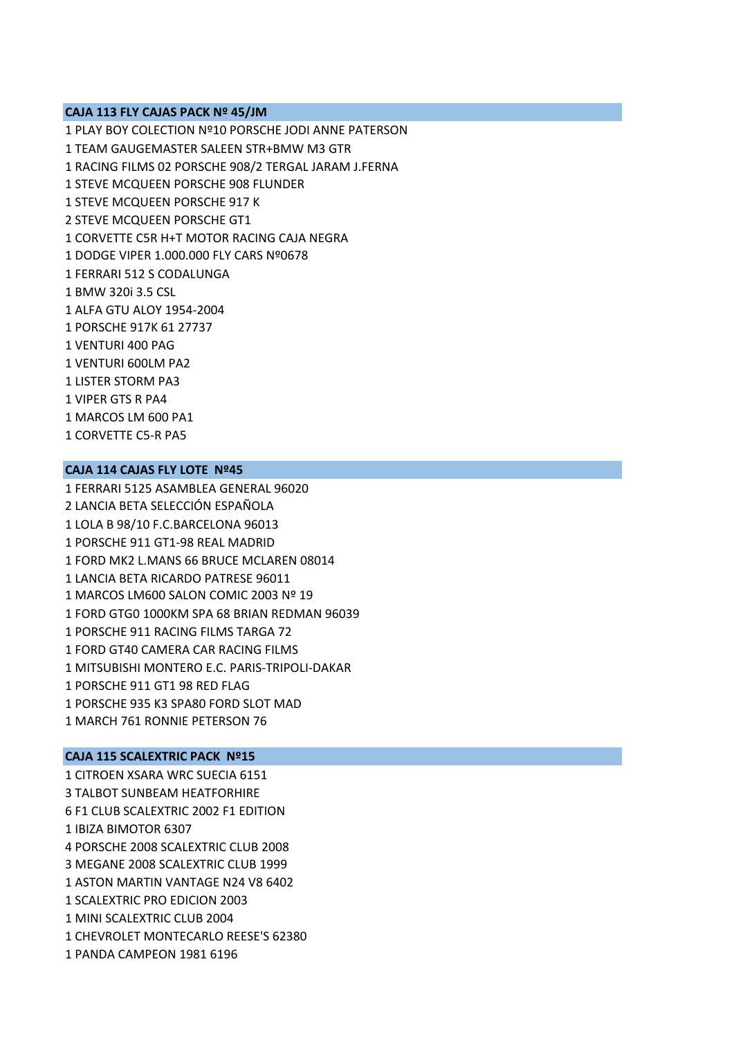**CAJA 113 FLY CAJAS PACK Nº 45/JM**

1 PLAY BOY COLECTION Nº10 PORSCHE JODI ANNE PATERSON
1 TEAM GAUGEMASTER SALEEN STR+BMW M3 GTR
1 RACING FILMS 02 PORSCHE 908/2 TERGAL JARAM J.FERNA
1 STEVE MCQUEEN PORSCHE 908 FLUNDER
1 STEVE MCQUEEN PORSCHE 917 K
2 STEVE MCQUEEN PORSCHE GT1
1 CORVETTE C5R H+T MOTOR RACING CAJA NEGRA
1 DODGE VIPER 1.000.000 FLY CARS Nº0678
1 FERRARI 512 S CODALUNGA
1 BMW 320i 3.5 CSL
1 ALFA GTU ALOY 1954-2004
1 PORSCHE 917K 61 27737
1 VENTURI 400 PAG
1 VENTURI 600LM PA2
1 LISTER STORM PA3
1 VIPER GTS R PA4
1 MARCOS LM 600 PA1
1 CORVETTE C5-R PA5

**CAJA 114 CAJAS FLY LOTE Nº45**

1 FERRARI 5125 ASAMBLEA GENERAL 96020
2 LANCIA BETA SELECCIÓN ESPAÑOLA
1 LOLA B 98/10 F.C.BARCELONA 96013
1 PORSCHE 911 GT1-98 REAL MADRID
1 FORD MK2 L.MANS 66 BRUCE MCLAREN 08014
1 LANCIA BETA RICARDO PATRESE 96011
1 MARCOS LM600 SALON COMIC 2003 Nº 19
1 FORD GTG0 1000KM SPA 68 BRIAN REDMAN 96039
1 PORSCHE 911 RACING FILMS TARGA 72
1 FORD GT40 CAMERA CAR RACING FILMS
1 MITSUBISHI MONTERO E.C. PARIS-TRIPOLI-DAKAR
1 PORSCHE 911 GT1 98 RED FLAG
1 PORSCHE 935 K3 SPA80 FORD SLOT MAD
1 MARCH 761 RONNIE PETERSON 76

**CAJA 115 SCALEXTRIC PACK Nº15**

1 CITROEN XSARA WRC SUECIA 6151
3 TALBOT SUNBEAM HEATFORHIRE
6 F1 CLUB SCALEXTRIC 2002 F1 EDITION
1 IBIZA BIMOTOR 6307
4 PORSCHE 2008 SCALEXTRIC CLUB 2008
3 MEGANE 2008 SCALEXTRIC CLUB 1999
1 ASTON MARTIN VANTAGE N24 V8 6402
1 SCALEXTRIC PRO EDICION 2003
1 MINI SCALEXTRIC CLUB 2004
1 CHEVROLET MONTECARLO REESE'S 62380
1 PANDA CAMPEON 1981 6196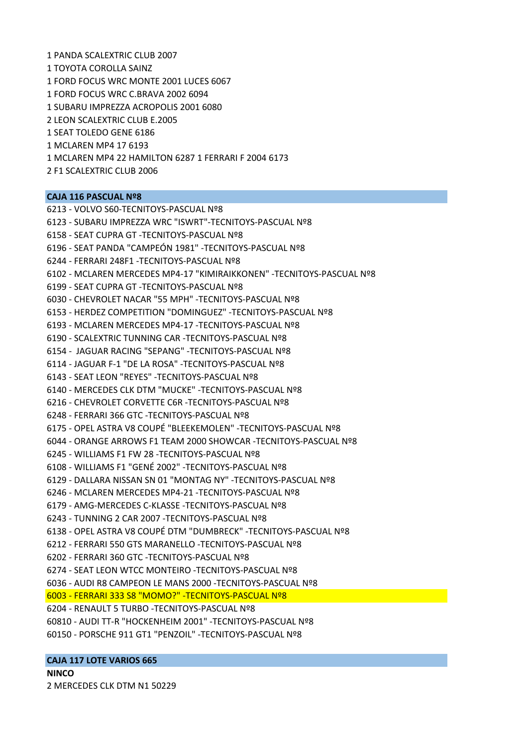1 PANDA SCALEXTRIC CLUB 2007

1 TOYOTA COROLLA SAINZ

1 FORD FOCUS WRC MONTE 2001 LUCES 6067

1 FORD FOCUS WRC C.BRAVA 2002 6094

1 SUBARU IMPREZZA ACROPOLIS 2001 6080

2 LEON SCALEXTRIC CLUB E.2005

1 SEAT TOLEDO GENE 6186

1 MCLAREN MP4 17 6193

1 MCLAREN MP4 22 HAMILTON 6287 1 FERRARI F 2004 6173

2 F1 SCALEXTRIC CLUB 2006

**CAJA 116 PASCUAL Nº8**

6213 - VOLVO S60-TECNITOYS-PASCUAL Nº8

6123 - SUBARU IMPREZZA WRC "ISWRT"-TECNITOYS-PASCUAL Nº8

6158 - SEAT CUPRA GT -TECNITOYS-PASCUAL Nº8

6196 - SEAT PANDA "CAMPEÓN 1981" -TECNITOYS-PASCUAL Nº8

6244 - FERRARI 248F1 -TECNITOYS-PASCUAL Nº8

6102 - MCLAREN MERCEDES MP4-17 "KIMIRAIKKONEN" -TECNITOYS-PASCUAL Nº8

6199 - SEAT CUPRA GT -TECNITOYS-PASCUAL Nº8

6030 - CHEVROLET NACAR "55 MPH" -TECNITOYS-PASCUAL Nº8

6153 - HERDEZ COMPETITION "DOMINGUEZ" -TECNITOYS-PASCUAL Nº8

6193 - MCLAREN MERCEDES MP4-17 -TECNITOYS-PASCUAL Nº8

6190 - SCALEXTRIC TUNNING CAR -TECNITOYS-PASCUAL Nº8

6154 - JAGUAR RACING "SEPANG" -TECNITOYS-PASCUAL Nº8

6114 - JAGUAR F-1 "DE LA ROSA" -TECNITOYS-PASCUAL Nº8

6143 - SEAT LEON "REYES" -TECNITOYS-PASCUAL Nº8

6140 - MERCEDES CLK DTM "MUCKE" -TECNITOYS-PASCUAL Nº8

6216 - CHEVROLET CORVETTE C6R -TECNITOYS-PASCUAL Nº8

6248 - FERRARI 366 GTC -TECNITOYS-PASCUAL Nº8

6175 - OPEL ASTRA V8 COUPÉ "BLEEKEMOLEN" -TECNITOYS-PASCUAL Nº8

6044 - ORANGE ARROWS F1 TEAM 2000 SHOWCAR -TECNITOYS-PASCUAL Nº8

6245 - WILLIAMS F1 FW 28 -TECNITOYS-PASCUAL Nº8

6108 - WILLIAMS F1 "GENÉ 2002" -TECNITOYS-PASCUAL Nº8

6129 - DALLARA NISSAN SN 01 "MONTAG NY" -TECNITOYS-PASCUAL Nº8

6246 - MCLAREN MERCEDES MP4-21 -TECNITOYS-PASCUAL Nº8

6179 - AMG-MERCEDES C-KLASSE -TECNITOYS-PASCUAL Nº8

6243 - TUNNING 2 CAR 2007 -TECNITOYS-PASCUAL Nº8

6138 - OPEL ASTRA V8 COUPÉ DTM "DUMBRECK" -TECNITOYS-PASCUAL Nº8

6212 - FERRARI 550 GTS MARANELLO -TECNITOYS-PASCUAL Nº8

6202 - FERRARI 360 GTC -TECNITOYS-PASCUAL Nº8

6274 - SEAT LEON WTCC MONTEIRO -TECNITOYS-PASCUAL Nº8

6036 - AUDI R8 CAMPEON LE MANS 2000 -TECNITOYS-PASCUAL Nº8

6003 - FERRARI 333 S8 "MOMO?" -TECNITOYS-PASCUAL Nº8

6204 - RENAULT 5 TURBO -TECNITOYS-PASCUAL Nº8

60810 - AUDI TT-R "HOCKENHEIM 2001" -TECNITOYS-PASCUAL Nº8

60150 - PORSCHE 911 GT1 "PENZOIL" -TECNITOYS-PASCUAL Nº8

**CAJA 117 LOTE VARIOS 665**

**NINCO**

2 MERCEDES CLK DTM N1 50229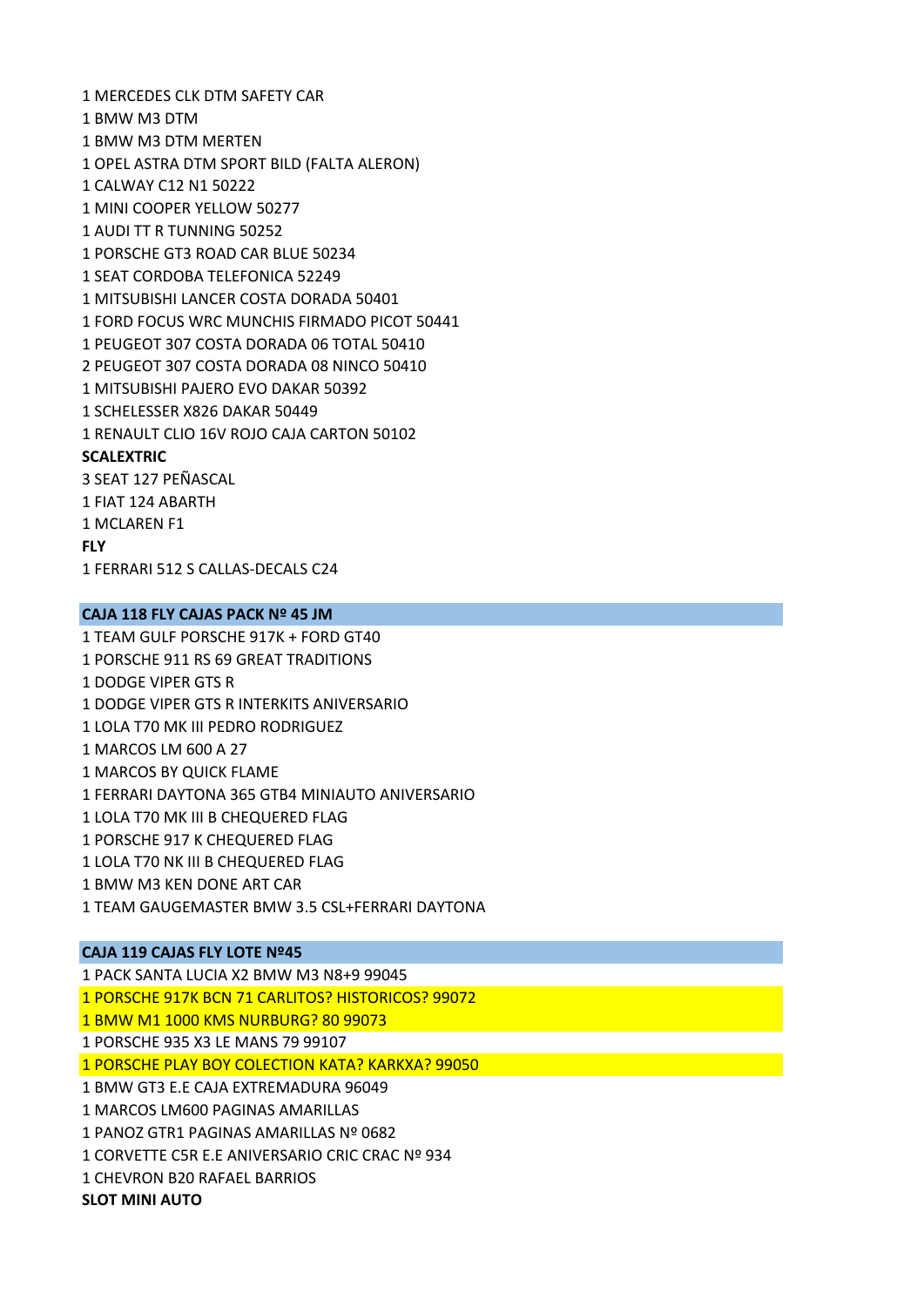1 MERCEDES CLK DTM SAFETY CAR
1 BMW M3 DTM
1 BMW M3 DTM MERTEN
1 OPEL ASTRA DTM SPORT BILD (FALTA ALERON)
1 CALWAY C12 N1 50222
1 MINI COOPER YELLOW 50277
1 AUDI TT R TUNNING 50252
1 PORSCHE GT3 ROAD CAR BLUE 50234
1 SEAT CORDOBA TELEFONICA 52249
1 MITSUBISHI LANCER COSTA DORADA 50401
1 FORD FOCUS WRC MUNCHIS FIRMADO PICOT 50441
1 PEUGEOT 307 COSTA DORADA 06 TOTAL 50410
2 PEUGEOT 307 COSTA DORADA 08 NINCO 50410
1 MITSUBISHI PAJERO EVO DAKAR 50392
1 SCHELESSER X826 DAKAR 50449
1 RENAULT CLIO 16V ROJO CAJA CARTON 50102

**SCALEXTRIC**

3 SEAT 127 PEÑASCAL
1 FIAT 124 ABARTH
1 MCLAREN F1

**FLY**

1 FERRARI 512 S CALLAS-DECALS C24

**CAJA 118 FLY CAJAS PACK Nº 45 JM**

1 TEAM GULF PORSCHE 917K + FORD GT40
1 PORSCHE 911 RS 69 GREAT TRADITIONS
1 DODGE VIPER GTS R
1 DODGE VIPER GTS R INTERKITS ANIVERSARIO
1 LOLA T70 MK III PEDRO RODRIGUEZ
1 MARCOS LM 600 A 27
1 MARCOS BY QUICK FLAME
1 FERRARI DAYTONA 365 GTB4 MINIAUTO ANIVERSARIO
1 LOLA T70 MK III B CHEQUERED FLAG
1 PORSCHE 917 K CHEQUERED FLAG
1 LOLA T70 NK III B CHEQUERED FLAG
1 BMW M3 KEN DONE ART CAR
1 TEAM GAUGEMASTER BMW 3.5 CSL+FERRARI DAYTONA

**CAJA 119 CAJAS FLY LOTE Nº45**

1 PACK SANTA LUCIA X2 BMW M3 N8+9 99045
1 PORSCHE 917K BCN 71 CARLITOS? HISTORICOS? 99072
1 BMW M1 1000 KMS NURBURG? 80 99073
1 PORSCHE 935 X3 LE MANS 79 99107
1 PORSCHE PLAY BOY COLECTION KATA? KARKXA? 99050
1 BMW GT3 E.E CAJA EXTREMADURA 96049
1 MARCOS LM600 PAGINAS AMARILLAS
1 PANOZ GTR1 PAGINAS AMARILLAS Nº 0682
1 CORVETTE C5R E.E ANIVERSARIO CRIC CRAC Nº 934
1 CHEVRON B20 RAFAEL BARRIOS

**SLOT MINI AUTO**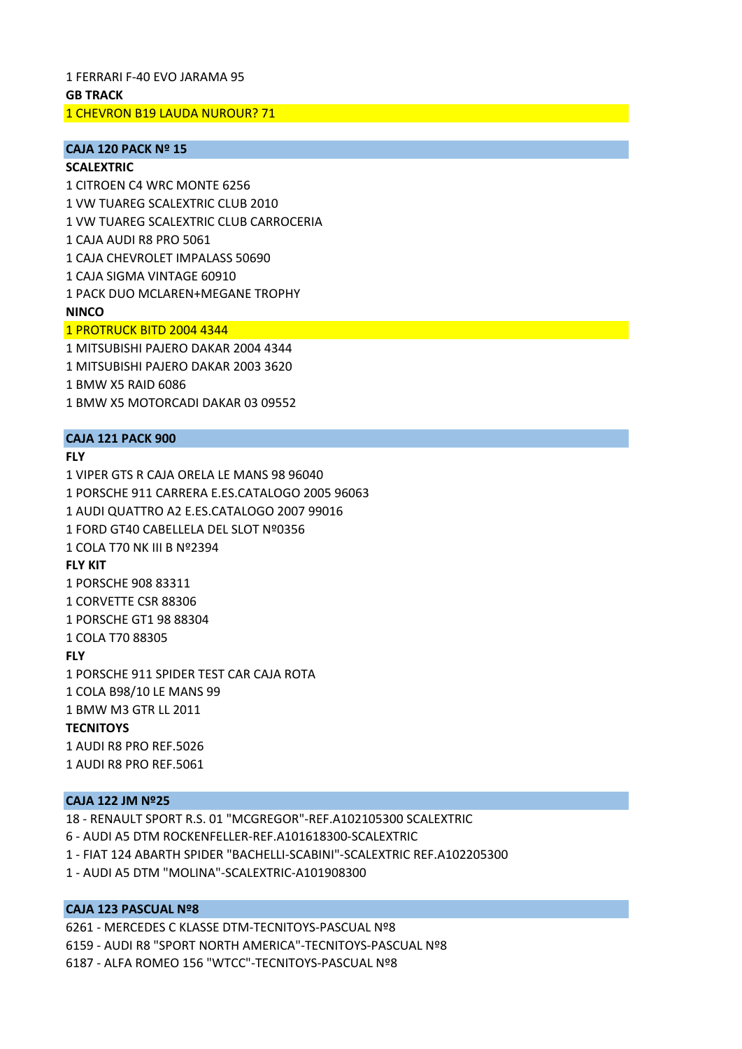1 FERRARI F-40 EVO JARAMA 95

**GB TRACK**

1 CHEVRON B19 LAUDA NUROUR? 71

**CAJA 120 PACK Nº 15**

**SCALEXTRIC**

1 CITROEN C4 WRC MONTE 6256

1 VW TUAREG SCALEXTRIC CLUB 2010

1 VW TUAREG SCALEXTRIC CLUB CARROCERIA

1 CAJA AUDI R8 PRO 5061

1 CAJA CHEVROLET IMPALASS 50690

1 CAJA SIGMA VINTAGE 60910

1 PACK DUO MCLAREN+MEGANE TROPHY

**NINCO**

1 PROTRUCK BITD 2004 4344

1 MITSUBISHI PAJERO DAKAR 2004 4344

1 MITSUBISHI PAJERO DAKAR 2003 3620

1 BMW X5 RAID 6086

1 BMW X5 MOTORCADI DAKAR 03 09552

**CAJA 121 PACK 900**

**FLY**

1 VIPER GTS R CAJA ORELA LE MANS 98 96040

1 PORSCHE 911 CARRERA E.ES.CATALOGO 2005 96063

1 AUDI QUATTRO A2 E.ES.CATALOGO 2007 99016

1 FORD GT40 CABELLELA DEL SLOT Nº0356

1 COLA T70 NK III B Nº2394

**FLY KIT**

1 PORSCHE 908 83311

1 CORVETTE CSR 88306

1 PORSCHE GT1 98 88304

1 COLA T70 88305

**FLY**

1 PORSCHE 911 SPIDER TEST CAR CAJA ROTA

1 COLA B98/10 LE MANS 99

1 BMW M3 GTR LL 2011

**TECNITOYS**

1 AUDI R8 PRO REF.5026

1 AUDI R8 PRO REF.5061

**CAJA 122 JM Nº25**

18 - RENAULT SPORT R.S. 01 "MCGREGOR"-REF.A102105300 SCALEXTRIC

6 - AUDI A5 DTM ROCKENFELLER-REF.A101618300-SCALEXTRIC

1 - FIAT 124 ABARTH SPIDER "BACHELLI-SCABINI"-SCALEXTRIC REF.A102205300

1 - AUDI A5 DTM "MOLINA"-SCALEXTRIC-A101908300

**CAJA 123 PASCUAL Nº8**

6261 - MERCEDES C KLASSE DTM-TECNITOYS-PASCUAL Nº8

6159 - AUDI R8 "SPORT NORTH AMERICA"-TECNITOYS-PASCUAL Nº8

6187 - ALFA ROMEO 156 "WTCC"-TECNITOYS-PASCUAL Nº8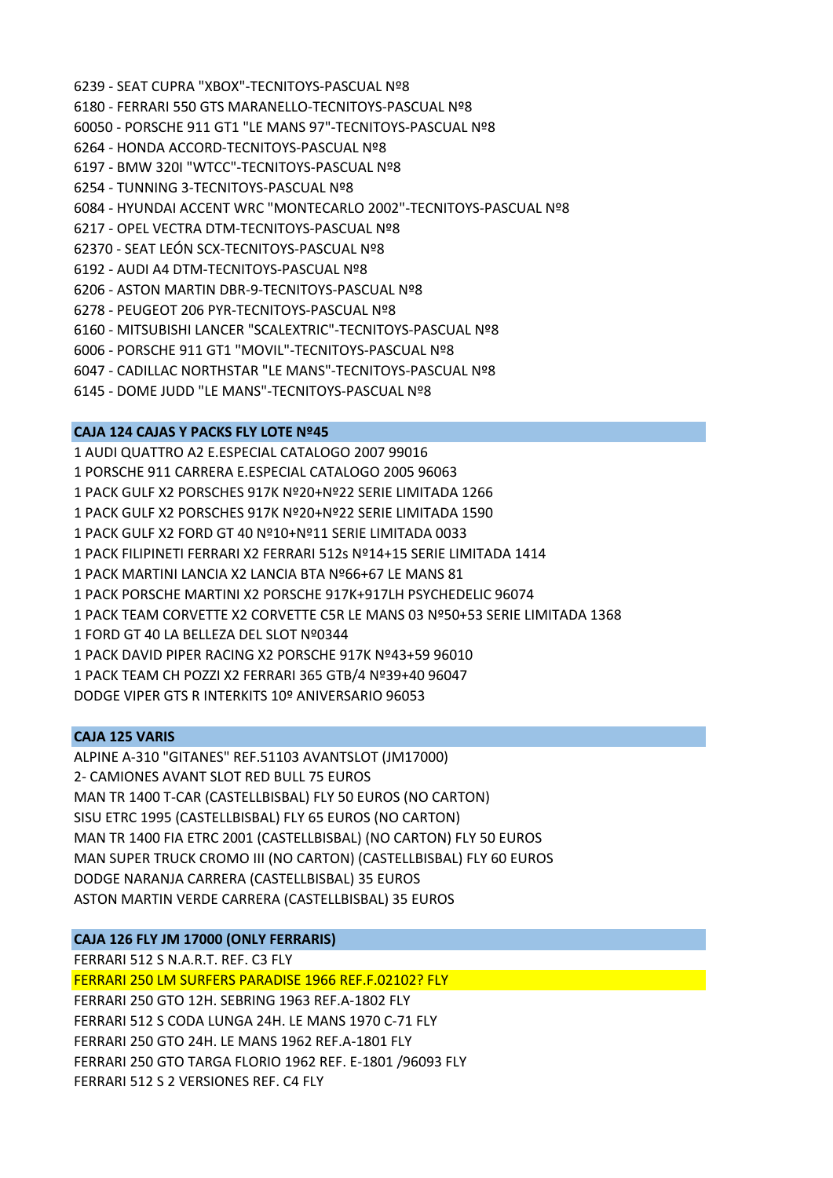6239 - SEAT CUPRA "XBOX"-TECNITOYS-PASCUAL Nº8
6180 - FERRARI 550 GTS MARANELLO-TECNITOYS-PASCUAL Nº8
60050 - PORSCHE 911 GT1 "LE MANS 97"-TECNITOYS-PASCUAL Nº8
6264 - HONDA ACCORD-TECNITOYS-PASCUAL Nº8
6197 - BMW 320I "WTCC"-TECNITOYS-PASCUAL Nº8
6254 - TUNNING 3-TECNITOYS-PASCUAL Nº8
6084 - HYUNDAI ACCENT WRC "MONTECARLO 2002"-TECNITOYS-PASCUAL Nº8
6217 - OPEL VECTRA DTM-TECNITOYS-PASCUAL Nº8
62370 - SEAT LEÓN SCX-TECNITOYS-PASCUAL Nº8
6192 - AUDI A4 DTM-TECNITOYS-PASCUAL Nº8
6206 - ASTON MARTIN DBR-9-TECNITOYS-PASCUAL Nº8
6278 - PEUGEOT 206 PYR-TECNITOYS-PASCUAL Nº8
6160 - MITSUBISHI LANCER "SCALEXTRIC"-TECNITOYS-PASCUAL Nº8
6006 - PORSCHE 911 GT1 "MOVIL"-TECNITOYS-PASCUAL Nº8
6047 - CADILLAC NORTHSTAR "LE MANS"-TECNITOYS-PASCUAL Nº8
6145 - DOME JUDD "LE MANS"-TECNITOYS-PASCUAL Nº8

**CAJA 124 CAJAS Y PACKS FLY LOTE Nº45**

1 AUDI QUATTRO A2 E.ESPECIAL CATALOGO 2007 99016
1 PORSCHE 911 CARRERA E.ESPECIAL CATALOGO 2005 96063
1 PACK GULF X2 PORSCHES 917K Nº20+Nº22 SERIE LIMITADA 1266
1 PACK GULF X2 PORSCHES 917K Nº20+Nº22 SERIE LIMITADA 1590
1 PACK GULF X2 FORD GT 40 Nº10+Nº11 SERIE LIMITADA 0033
1 PACK FILIPINETI FERRARI X2 FERRARI 512s Nº14+15 SERIE LIMITADA 1414
1 PACK MARTINI LANCIA X2 LANCIA BTA Nº66+67 LE MANS 81
1 PACK PORSCHE MARTINI X2 PORSCHE 917K+917LH PSYCHEDELIC 96074
1 PACK TEAM CORVETTE X2 CORVETTE C5R LE MANS 03 Nº50+53 SERIE LIMITADA 1368
1 FORD GT 40 LA BELLEZA DEL SLOT Nº0344
1 PACK DAVID PIPER RACING X2 PORSCHE 917K Nº43+59 96010
1 PACK TEAM CH POZZI X2 FERRARI 365 GTB/4 Nº39+40 96047
DODGE VIPER GTS R INTERKITS 10º ANIVERSARIO 96053

**CAJA 125 VARIS**

ALPINE A-310 "GITANES" REF.51103 AVANTSLOT (JM17000)
2- CAMIONES AVANT SLOT RED BULL 75 EUROS
MAN TR 1400 T-CAR (CASTELLBISBAL) FLY 50 EUROS (NO CARTON)
SISU ETRC 1995 (CASTELLBISBAL) FLY 65 EUROS (NO CARTON)
MAN TR 1400 FIA ETRC 2001 (CASTELLBISBAL) (NO CARTON) FLY 50 EUROS
MAN SUPER TRUCK CROMO III (NO CARTON) (CASTELLBISBAL) FLY 60 EUROS
DODGE NARANJA CARRERA (CASTELLBISBAL) 35 EUROS
ASTON MARTIN VERDE CARRERA (CASTELLBISBAL) 35 EUROS

**CAJA 126 FLY JM 17000 (ONLY FERRARIS)**

FERRARI 512 S N.A.R.T. REF. C3 FLY
FERRARI 250 LM SURFERS PARADISE 1966 REF.F.02102? FLY
FERRARI 250 GTO 12H. SEBRING 1963 REF.A-1802 FLY
FERRARI 512 S CODA LUNGA 24H. LE MANS 1970 C-71 FLY
FERRARI 250 GTO 24H. LE MANS 1962 REF.A-1801 FLY
FERRARI 250 GTO TARGA FLORIO 1962 REF. E-1801 /96093 FLY
FERRARI 512 S 2 VERSIONES REF. C4 FLY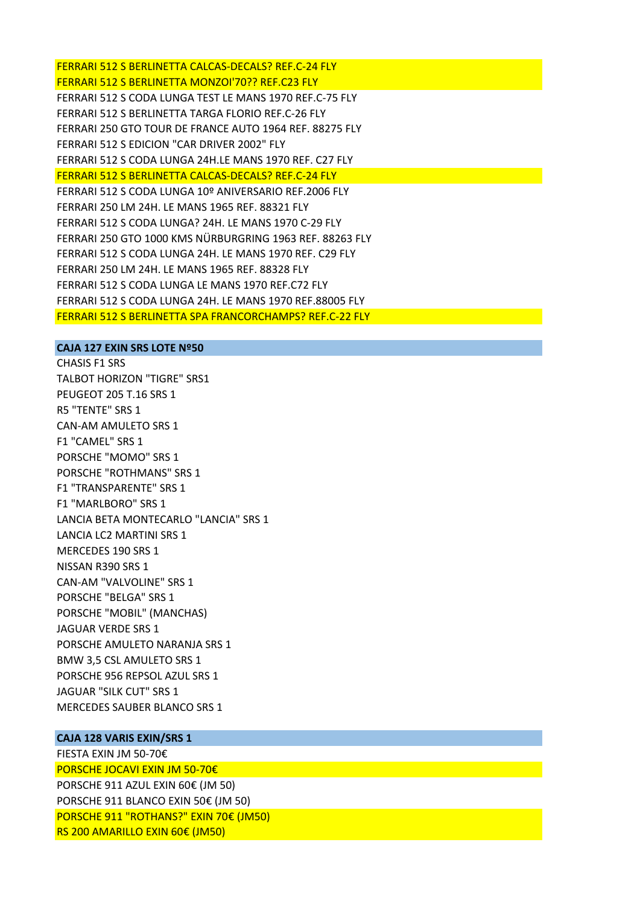FERRARI 512 S BERLINETTA CALCAS-DECALS? REF.C-24 FLY
FERRARI 512 S BERLINETTA MONZOI'70?? REF.C23 FLY
FERRARI 512 S CODA LUNGA TEST LE MANS 1970 REF.C-75 FLY
FERRARI 512 S BERLINETTA TARGA FLORIO REF.C-26 FLY
FERRARI 250 GTO TOUR DE FRANCE AUTO 1964 REF. 88275 FLY
FERRARI 512 S EDICION "CAR DRIVER 2002" FLY
FERRARI 512 S CODA LUNGA 24H.LE MANS 1970 REF. C27 FLY
FERRARI 512 S BERLINETTA CALCAS-DECALS? REF.C-24 FLY
FERRARI 512 S CODA LUNGA 10º ANIVERSARIO REF.2006 FLY
FERRARI 250 LM 24H. LE MANS 1965 REF. 88321 FLY
FERRARI 512 S CODA LUNGA? 24H. LE MANS 1970 C-29 FLY
FERRARI 250 GTO 1000 KMS NÜRBURGRING 1963 REF. 88263 FLY
FERRARI 512 S CODA LUNGA 24H. LE MANS 1970 REF. C29 FLY
FERRARI 250 LM 24H. LE MANS 1965 REF. 88328 FLY
FERRARI 512 S CODA LUNGA LE MANS 1970 REF.C72 FLY
FERRARI 512 S CODA LUNGA 24H. LE MANS 1970 REF.88005 FLY
FERRARI 512 S BERLINETTA SPA FRANCORCHAMPS? REF.C-22 FLY

**CAJA 127 EXIN SRS LOTE Nº50**

CHASIS F1 SRS
TALBOT HORIZON "TIGRE" SRS1
PEUGEOT 205 T.16 SRS 1
R5 "TENTE" SRS 1
CAN-AM AMULETO SRS 1
F1 "CAMEL" SRS 1
PORSCHE "MOMO" SRS 1
PORSCHE "ROTHMANS" SRS 1
F1 "TRANSPARENTE" SRS 1
F1 "MARLBORO" SRS 1
LANCIA BETA MONTECARLO "LANCIA" SRS 1
LANCIA LC2 MARTINI SRS 1
MERCEDES 190 SRS 1
NISSAN R390 SRS 1
CAN-AM "VALVOLINE" SRS 1
PORSCHE "BELGA" SRS 1
PORSCHE "MOBIL" (MANCHAS)
JAGUAR VERDE SRS 1
PORSCHE AMULETO NARANJA SRS 1
BMW 3,5 CSL AMULETO SRS 1
PORSCHE 956 REPSOL AZUL SRS 1
JAGUAR "SILK CUT" SRS 1
MERCEDES SAUBER BLANCO SRS 1

**CAJA 128 VARIS EXIN/SRS 1**

FIESTA EXIN JM 50-70€
PORSCHE JOCAVI EXIN JM 50-70€
PORSCHE 911 AZUL EXIN 60€ (JM 50)
PORSCHE 911 BLANCO EXIN 50€ (JM 50)
PORSCHE 911 "ROTHANS?" EXIN 70€ (JM50)
RS 200 AMARILLO EXIN 60€ (JM50)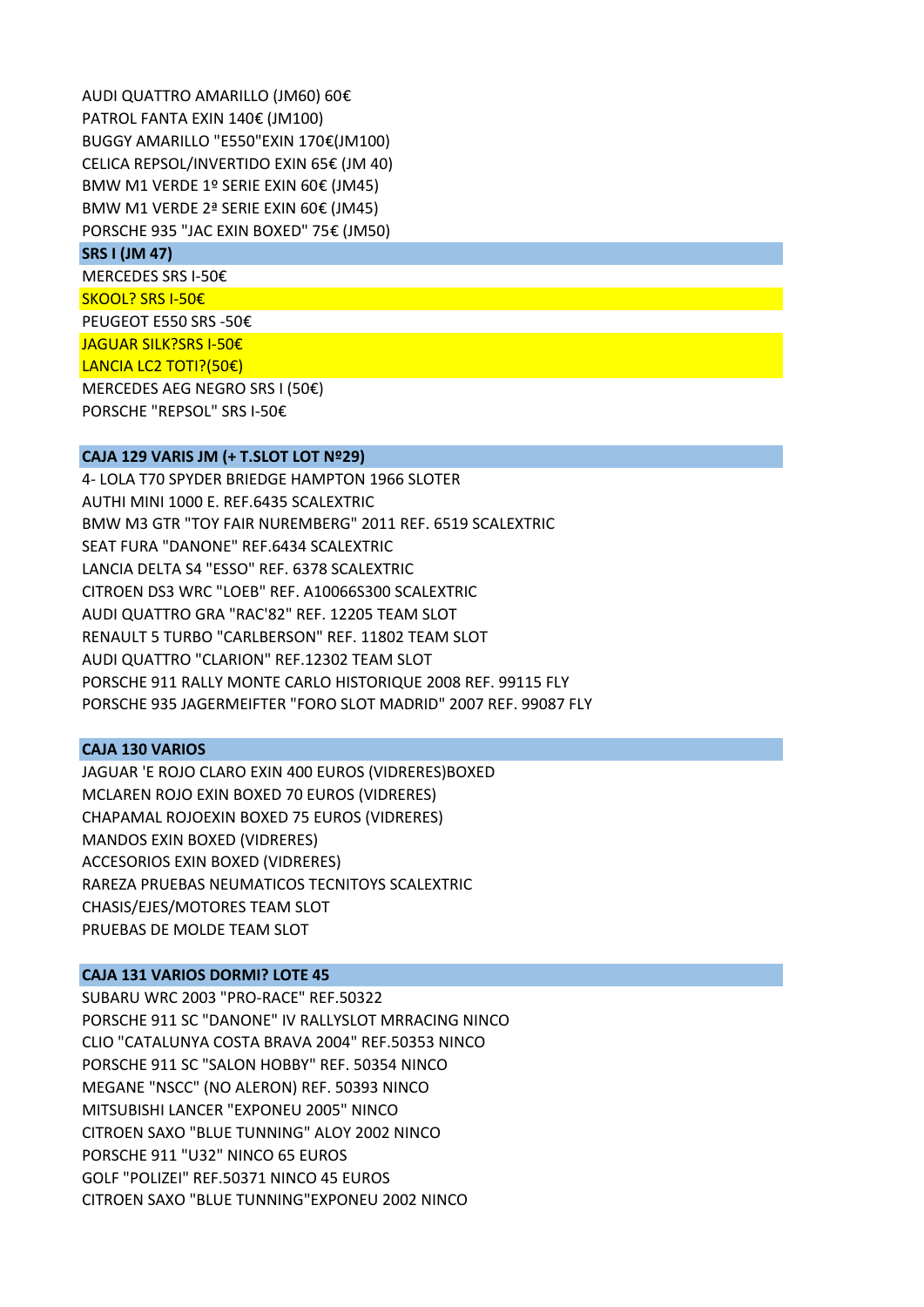AUDI QUATTRO AMARILLO (JM60) 60€
PATROL FANTA EXIN 140€ (JM100)
BUGGY AMARILLO "E550"EXIN 170€(JM100)
CELICA REPSOL/INVERTIDO EXIN 65€ (JM 40)
BMW M1 VERDE 1º SERIE EXIN 60€ (JM45)
BMW M1 VERDE 2ª SERIE EXIN 60€ (JM45)
PORSCHE 935 "JAC EXIN BOXED" 75€ (JM50)

**SRS I (JM 47)**

MERCEDES SRS I-50€
SKOOL? SRS I-50€
PEUGEOT E550 SRS -50€
JAGUAR SILK?SRS I-50€
LANCIA LC2 TOTI?(50€)
MERCEDES AEG NEGRO SRS I (50€)
PORSCHE "REPSOL" SRS I-50€

**CAJA 129 VARIS JM (+ T.SLOT LOT Nº29)**

4- LOLA T70 SPYDER BRIEDGE HAMPTON 1966 SLOTER
AUTHI MINI 1000 E. REF.6435 SCALEXTRIC
BMW M3 GTR "TOY FAIR NUREMBERG" 2011 REF. 6519 SCALEXTRIC
SEAT FURA "DANONE" REF.6434 SCALEXTRIC
LANCIA DELTA S4 "ESSO" REF. 6378 SCALEXTRIC
CITROEN DS3 WRC "LOEB" REF. A10066S300 SCALEXTRIC
AUDI QUATTRO GRA "RAC'82" REF. 12205 TEAM SLOT
RENAULT 5 TURBO "CARLBERSON" REF. 11802 TEAM SLOT
AUDI QUATTRO "CLARION" REF.12302 TEAM SLOT
PORSCHE 911 RALLY MONTE CARLO HISTORIQUE 2008 REF. 99115 FLY
PORSCHE 935 JAGERMEIFTER "FORO SLOT MADRID" 2007 REF. 99087 FLY

**CAJA 130 VARIOS**

JAGUAR 'E ROJO CLARO EXIN 400 EUROS (VIDRERES)BOXED
MCLAREN ROJO EXIN BOXED 70 EUROS (VIDRERES)
CHAPAMAL ROJOEXIN BOXED 75 EUROS (VIDRERES)
MANDOS EXIN BOXED (VIDRERES)
ACCESORIOS EXIN BOXED (VIDRERES)
RAREZA PRUEBAS NEUMATICOS TECNITOYS SCALEXTRIC
CHASIS/EJES/MOTORES TEAM SLOT
PRUEBAS DE MOLDE TEAM SLOT

**CAJA 131 VARIOS DORMI? LOTE 45**

SUBARU WRC 2003 "PRO-RACE" REF.50322
PORSCHE 911 SC "DANONE" IV RALLYSLOT MRRACING NINCO
CLIO "CATALUNYA COSTA BRAVA 2004" REF.50353 NINCO
PORSCHE 911 SC "SALON HOBBY" REF. 50354 NINCO
MEGANE "NSCC" (NO ALERON) REF. 50393 NINCO
MITSUBISHI LANCER "EXPONEU 2005" NINCO
CITROEN SAXO "BLUE TUNNING" ALOY 2002 NINCO
PORSCHE 911 "U32" NINCO 65 EUROS
GOLF "POLIZEI" REF.50371 NINCO 45 EUROS
CITROEN SAXO "BLUE TUNNING"EXPONEU 2002 NINCO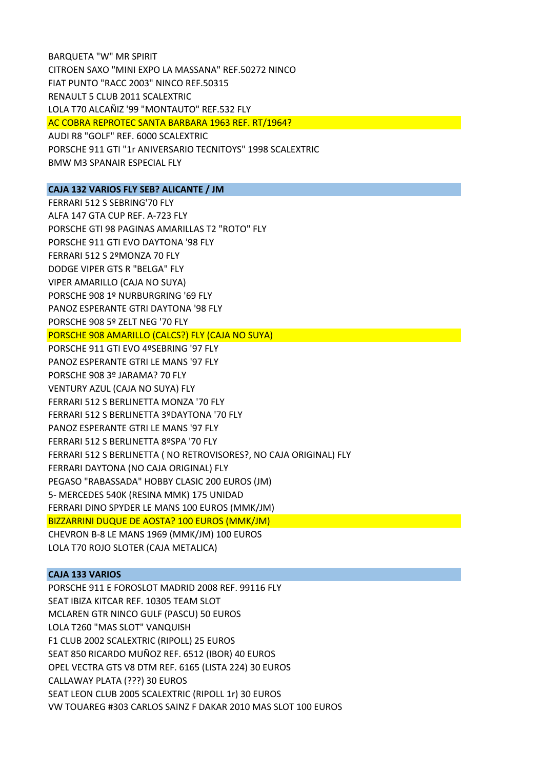BARQUETA "W" MR SPIRIT
CITROEN SAXO "MINI EXPO LA MASSANA" REF.50272 NINCO
FIAT PUNTO "RACC 2003" NINCO REF.50315
RENAULT 5 CLUB 2011 SCALEXTRIC
LOLA T70 ALCAÑIZ '99 "MONTAUTO" REF.532 FLY
AC COBRA REPROTEC SANTA BARBARA 1963 REF. RT/1964?
AUDI R8 "GOLF" REF. 6000 SCALEXTRIC
PORSCHE 911 GTI "1r ANIVERSARIO TECNITOYS" 1998 SCALEXTRIC
BMW M3 SPANAIR ESPECIAL FLY

**CAJA 132 VARIOS FLY SEB? ALICANTE / JM**

FERRARI 512 S SEBRING'70 FLY
ALFA 147 GTA CUP REF. A-723 FLY
PORSCHE GTI 98 PAGINAS AMARILLAS T2 "ROTO" FLY
PORSCHE 911 GTI EVO DAYTONA '98 FLY
FERRARI 512 S 2ºMONZA 70 FLY
DODGE VIPER GTS R "BELGA" FLY
VIPER AMARILLO (CAJA NO SUYA)
PORSCHE 908 1º NURBURGRING '69 FLY
PANOZ ESPERANTE GTRI DAYTONA '98 FLY
PORSCHE 908 5º ZELT NEG '70 FLY
PORSCHE 908 AMARILLO (CALCS?) FLY (CAJA NO SUYA)
PORSCHE 911 GTI EVO 4ºSEBRING '97 FLY
PANOZ ESPERANTE GTRI LE MANS '97 FLY
PORSCHE 908 3º JARAMA? 70 FLY
VENTURY AZUL (CAJA NO SUYA) FLY
FERRARI 512 S BERLINETTA MONZA '70 FLY
FERRARI 512 S BERLINETTA 3ºDAYTONA '70 FLY
PANOZ ESPERANTE GTRI LE MANS '97 FLY
FERRARI 512 S BERLINETTA 8ºSPA '70 FLY
FERRARI 512 S BERLINETTA ( NO RETROVISORES?, NO CAJA ORIGINAL) FLY
FERRARI DAYTONA (NO CAJA ORIGINAL) FLY
PEGASO "RABASSADA" HOBBY CLASIC 200 EUROS (JM)
5- MERCEDES 540K (RESINA MMK) 175 UNIDAD
FERRARI DINO SPYDER LE MANS 100 EUROS (MMK/JM)
BIZZARRINI DUQUE DE AOSTA? 100 EUROS (MMK/JM)
CHEVRON B-8 LE MANS 1969 (MMK/JM) 100 EUROS
LOLA T70 ROJO SLOTER (CAJA METALICA)

**CAJA 133 VARIOS**

PORSCHE 911 E FOROSLOT MADRID 2008 REF. 99116 FLY
SEAT IBIZA KITCAR REF. 10305 TEAM SLOT
MCLAREN GTR NINCO GULF (PASCU) 50 EUROS
LOLA T260 "MAS SLOT" VANQUISH
F1 CLUB 2002 SCALEXTRIC (RIPOLL) 25 EUROS
SEAT 850 RICARDO MUÑOZ REF. 6512 (IBOR) 40 EUROS
OPEL VECTRA GTS V8 DTM REF. 6165 (LISTA 224) 30 EUROS
CALLAWAY PLATA (???) 30 EUROS
SEAT LEON CLUB 2005 SCALEXTRIC (RIPOLL 1r) 30 EUROS
VW TOUAREG #303 CARLOS SAINZ F DAKAR 2010 MAS SLOT 100 EUROS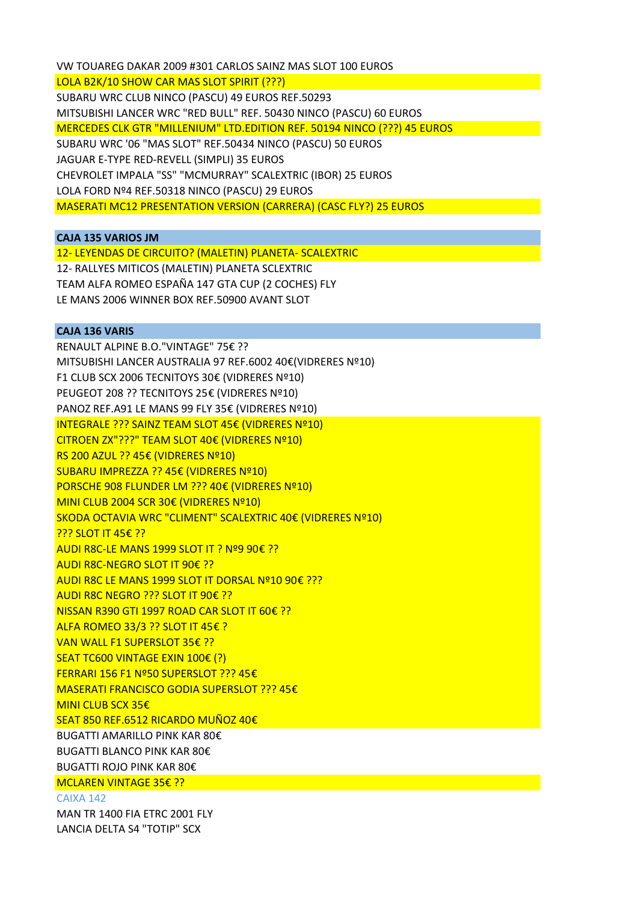VW TOUAREG DAKAR 2009 #301 CARLOS SAINZ MAS SLOT 100 EUROS

LOLA B2K/10 SHOW CAR MAS SLOT SPIRIT (???)

SUBARU WRC CLUB NINCO (PASCU) 49 EUROS REF.50293

MITSUBISHI LANCER WRC "RED BULL" REF. 50430 NINCO (PASCU) 60 EUROS

MERCEDES CLK GTR "MILLENIUM" LTD.EDITION REF. 50194 NINCO (???) 45 EUROS

SUBARU WRC '06 "MAS SLOT" REF.50434 NINCO (PASCU) 50 EUROS

JAGUAR E-TYPE RED-REVELL (SIMPLI) 35 EUROS

CHEVROLET IMPALA "SS" "MCMURRAY" SCALEXTRIC (IBOR) 25 EUROS

LOLA FORD Nº4 REF.50318 NINCO (PASCU) 29 EUROS

MASERATI MC12 PRESENTATION VERSION (CARRERA) (CASC FLY?) 25 EUROS

**CAJA 135 VARIOS JM**

12- LEYENDAS DE CIRCUITO? (MALETIN) PLANETA- SCALEXTRIC

12- RALLYES MITICOS (MALETIN) PLANETA SCLEXTRIC

TEAM ALFA ROMEO ESPAÑA 147 GTA CUP (2 COCHES) FLY

LE MANS 2006 WINNER BOX REF.50900 AVANT SLOT

**CAJA 136 VARIS**

RENAULT ALPINE B.O."VINTAGE" 75€ ??

MITSUBISHI LANCER AUSTRALIA 97 REF.6002 40€(VIDRERES Nº10)

F1 CLUB SCX 2006 TECNITOYS 30€ (VIDRERES Nº10)

PEUGEOT 208 ?? TECNITOYS 25€ (VIDRERES Nº10)

PANOZ REF.A91 LE MANS 99 FLY 35€ (VIDRERES Nº10)

INTEGRALE ??? SAINZ TEAM SLOT 45€ (VIDRERES Nº10)

CITROEN ZX"???" TEAM SLOT 40€ (VIDRERES Nº10)

RS 200 AZUL ?? 45€ (VIDRERES Nº10)

SUBARU IMPREZZA ?? 45€ (VIDRERES Nº10)

PORSCHE 908 FLUNDER LM ??? 40€ (VIDRERES Nº10)

MINI CLUB 2004 SCR 30€ (VIDRERES Nº10)

SKODA OCTAVIA WRC "CLIMENT" SCALEXTRIC 40€ (VIDRERES Nº10)

??? SLOT IT 45€ ??

AUDI R8C-LE MANS 1999 SLOT IT ? Nº9 90€ ??

AUDI R8C-NEGRO SLOT IT 90€ ??

AUDI R8C LE MANS 1999 SLOT IT DORSAL Nº10 90€ ???

AUDI R8C NEGRO ??? SLOT IT 90€ ??

NISSAN R390 GTI 1997 ROAD CAR SLOT IT 60€ ??

ALFA ROMEO 33/3 ?? SLOT IT 45€ ?

VAN WALL F1 SUPERSLOT 35€ ??

SEAT TC600 VINTAGE EXIN 100€ (?)

FERRARI 156 F1 Nº50 SUPERSLOT ??? 45€

MASERATI FRANCISCO GODIA SUPERSLOT ??? 45€

MINI CLUB SCX 35€

SEAT 850 REF.6512 RICARDO MUÑOZ 40€

BUGATTI AMARILLO PINK KAR 80€

BUGATTI BLANCO PINK KAR 80€

BUGATTI ROJO PINK KAR 80€

MCLAREN VINTAGE 35€ ??

CAIXA 142

MAN TR 1400 FIA ETRC 2001 FLY

LANCIA DELTA S4 "TOTIP" SCX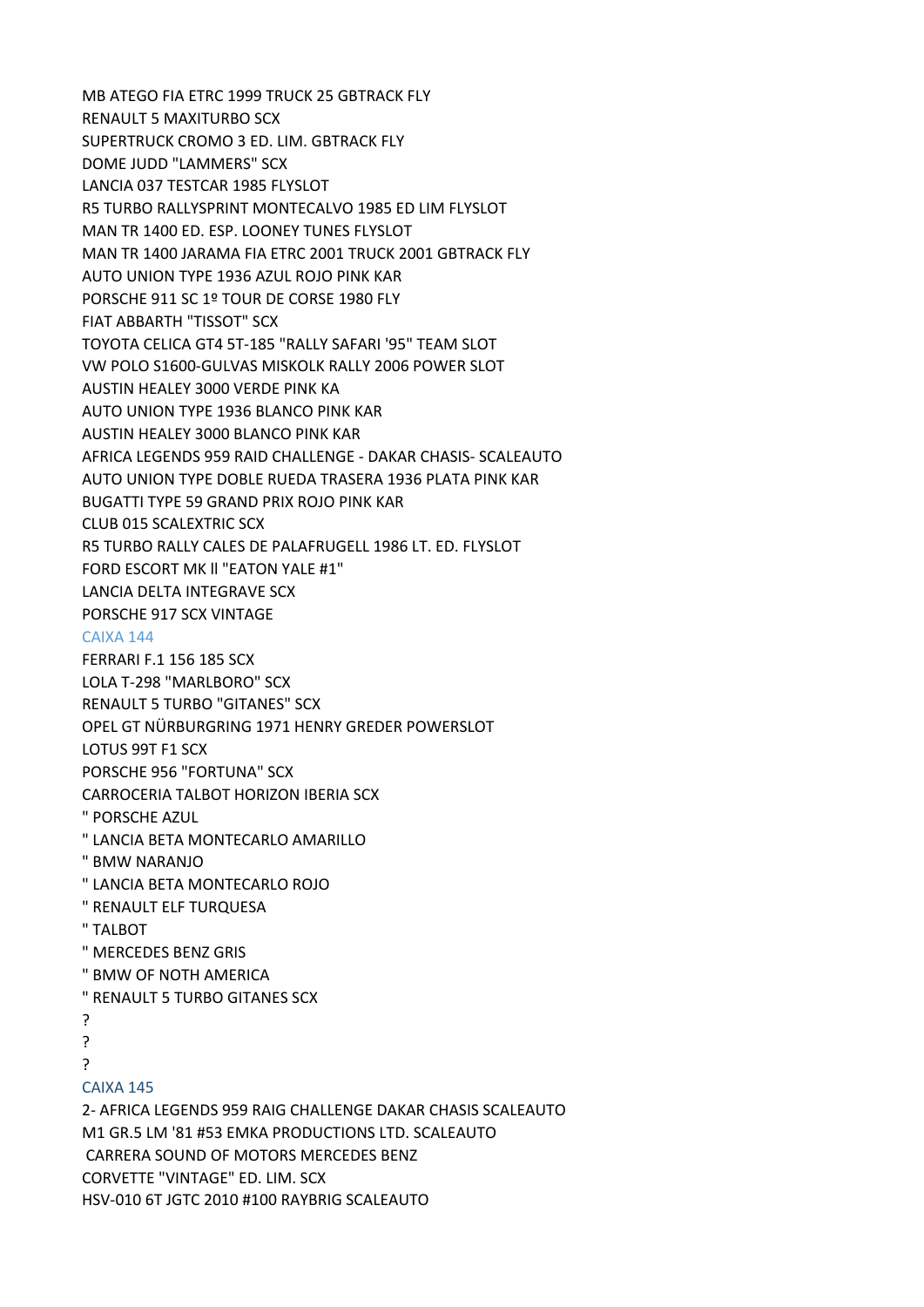MB ATEGO FIA ETRC 1999 TRUCK 25 GBTRACK FLY

RENAULT 5 MAXITURBO SCX

SUPERTRUCK CROMO 3 ED. LIM. GBTRACK FLY

DOME JUDD "LAMMERS" SCX

LANCIA 037 TESTCAR 1985 FLYSLOT

R5 TURBO RALLYSPRINT MONTECALVO 1985 ED LIM FLYSLOT

MAN TR 1400 ED. ESP. LOONEY TUNES FLYSLOT

MAN TR 1400 JARAMA FIA ETRC 2001 TRUCK 2001 GBTRACK FLY

AUTO UNION TYPE 1936 AZUL ROJO PINK KAR

PORSCHE 911 SC 1º TOUR DE CORSE 1980 FLY

FIAT ABBARTH "TISSOT" SCX

TOYOTA CELICA GT4 5T-185 "RALLY SAFARI '95" TEAM SLOT

VW POLO S1600-GULVAS MISKOLK RALLY 2006 POWER SLOT

AUSTIN HEALEY 3000 VERDE PINK KA

AUTO UNION TYPE 1936 BLANCO PINK KAR

AUSTIN HEALEY 3000 BLANCO PINK KAR

AFRICA LEGENDS 959 RAID CHALLENGE - DAKAR CHASIS- SCALEAUTO

AUTO UNION TYPE DOBLE RUEDA TRASERA 1936 PLATA PINK KAR

BUGATTI TYPE 59 GRAND PRIX ROJO PINK KAR

CLUB 015 SCALEXTRIC SCX

R5 TURBO RALLY CALES DE PALAFRUGELL 1986 LT. ED. FLYSLOT

FORD ESCORT MK ll "EATON YALE #1"

LANCIA DELTA INTEGRAVE SCX

PORSCHE 917 SCX VINTAGE

## CAIXA 144

FERRARI F.1 156 185 SCX

LOLA T-298 "MARLBORO" SCX

RENAULT 5 TURBO "GITANES" SCX

OPEL GT NÜRBURGRING 1971 HENRY GREDER POWERSLOT

LOTUS 99T F1 SCX

PORSCHE 956 "FORTUNA" SCX

CARROCERIA TALBOT HORIZON IBERIA SCX

" PORSCHE AZUL

" LANCIA BETA MONTECARLO AMARILLO

" BMW NARANJO

" LANCIA BETA MONTECARLO ROJO

" RENAULT ELF TURQUESA

" TALBOT

" MERCEDES BENZ GRIS

" BMW OF NOTH AMERICA

" RENAULT 5 TURBO GITANES SCX

?

?

?

## CAIXA 145

2- AFRICA LEGENDS 959 RAIG CHALLENGE DAKAR CHASIS SCALEAUTO

M1 GR.5 LM '81 #53 EMKA PRODUCTIONS LTD. SCALEAUTO

CARRERA SOUND OF MOTORS MERCEDES BENZ

CORVETTE "VINTAGE" ED. LIM. SCX

HSV-010 6T JGTC 2010 #100 RAYBRIG SCALEAUTO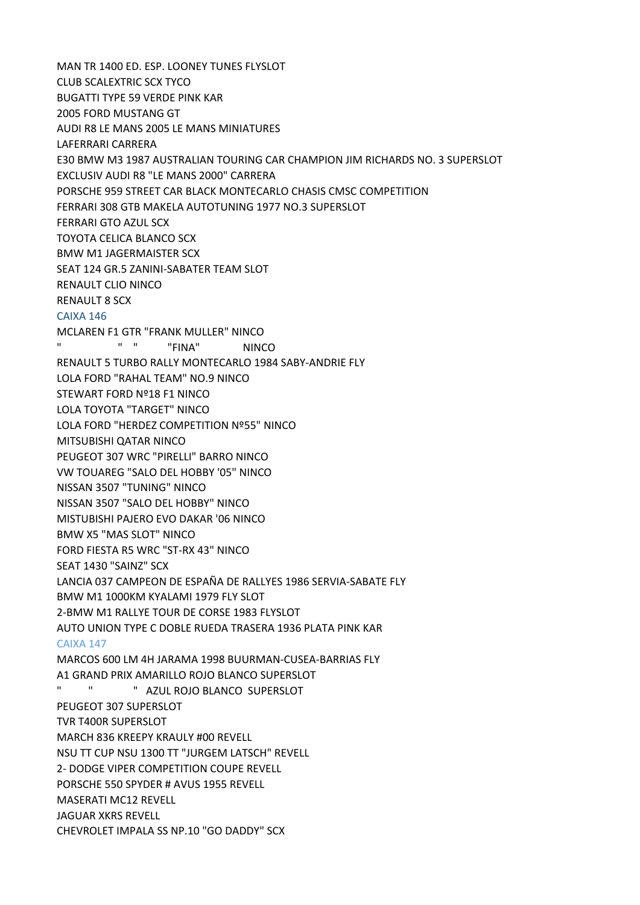MAN TR 1400 ED. ESP. LOONEY TUNES FLYSLOT

CLUB SCALEXTRIC SCX TYCO

BUGATTI TYPE 59 VERDE PINK KAR

2005 FORD MUSTANG GT

AUDI R8 LE MANS 2005 LE MANS MINIATURES

LAFERRARI CARRERA

E30 BMW M3 1987 AUSTRALIAN TOURING CAR CHAMPION JIM RICHARDS NO. 3 SUPERSLOT

EXCLUSIV AUDI R8 "LE MANS 2000" CARRERA

PORSCHE 959 STREET CAR BLACK MONTECARLO CHASIS CMSC COMPETITION

FERRARI 308 GTB MAKELA AUTOTUNING 1977 NO.3 SUPERSLOT

FERRARI GTO AZUL SCX

TOYOTA CELICA BLANCO SCX

BMW M1 JAGERMAISTER SCX

SEAT 124 GR.5 ZANINI-SABATER TEAM SLOT

RENAULT CLIO NINCO

RENAULT 8 SCX

CAIXA 146

MCLAREN F1 GTR "FRANK MULLER" NINCO

"    " " "FINA" NINCO

RENAULT 5 TURBO RALLY MONTECARLO 1984 SABY-ANDRIE FLY

LOLA FORD "RAHAL TEAM" NO.9 NINCO

STEWART FORD Nº18 F1 NINCO

LOLA TOYOTA "TARGET" NINCO

LOLA FORD "HERDEZ COMPETITION Nº55" NINCO

MITSUBISHI QATAR NINCO

PEUGEOT 307 WRC "PIRELLI" BARRO NINCO

VW TOUAREG "SALO DEL HOBBY '05" NINCO

NISSAN 3507 "TUNING" NINCO

NISSAN 3507 "SALO DEL HOBBY" NINCO

MISTUBISHI PAJERO EVO DAKAR '06 NINCO

BMW X5 "MAS SLOT" NINCO

FORD FIESTA R5 WRC "ST-RX 43" NINCO

SEAT 1430 "SAINZ" SCX

LANCIA 037 CAMPEON DE ESPAÑA DE RALLYES 1986 SERVIA-SABATE FLY

BMW M1 1000KM KYALAMI 1979 FLY SLOT

2-BMW M1 RALLYE TOUR DE CORSE 1983 FLYSLOT

AUTO UNION TYPE C DOBLE RUEDA TRASERA 1936 PLATA PINK KAR

CAIXA 147

MARCOS 600 LM 4H JARAMA 1998 BUURMAN-CUSEA-BARRIAS FLY

A1 GRAND PRIX AMARILLO ROJO BLANCO SUPERSLOT

"    "    " AZUL ROJO BLANCO SUPERSLOT

PEUGEOT 307 SUPERSLOT

TVR T400R SUPERSLOT

MARCH 836 KREEPY KRAULY #00 REVELL

NSU TT CUP NSU 1300 TT "JURGEM LATSCH" REVELL

2- DODGE VIPER COMPETITION COUPE REVELL

PORSCHE 550 SPYDER # AVUS 1955 REVELL

MASERATI MC12 REVELL

JAGUAR XKRS REVELL

CHEVROLET IMPALA SS NP.10 "GO DADDY" SCX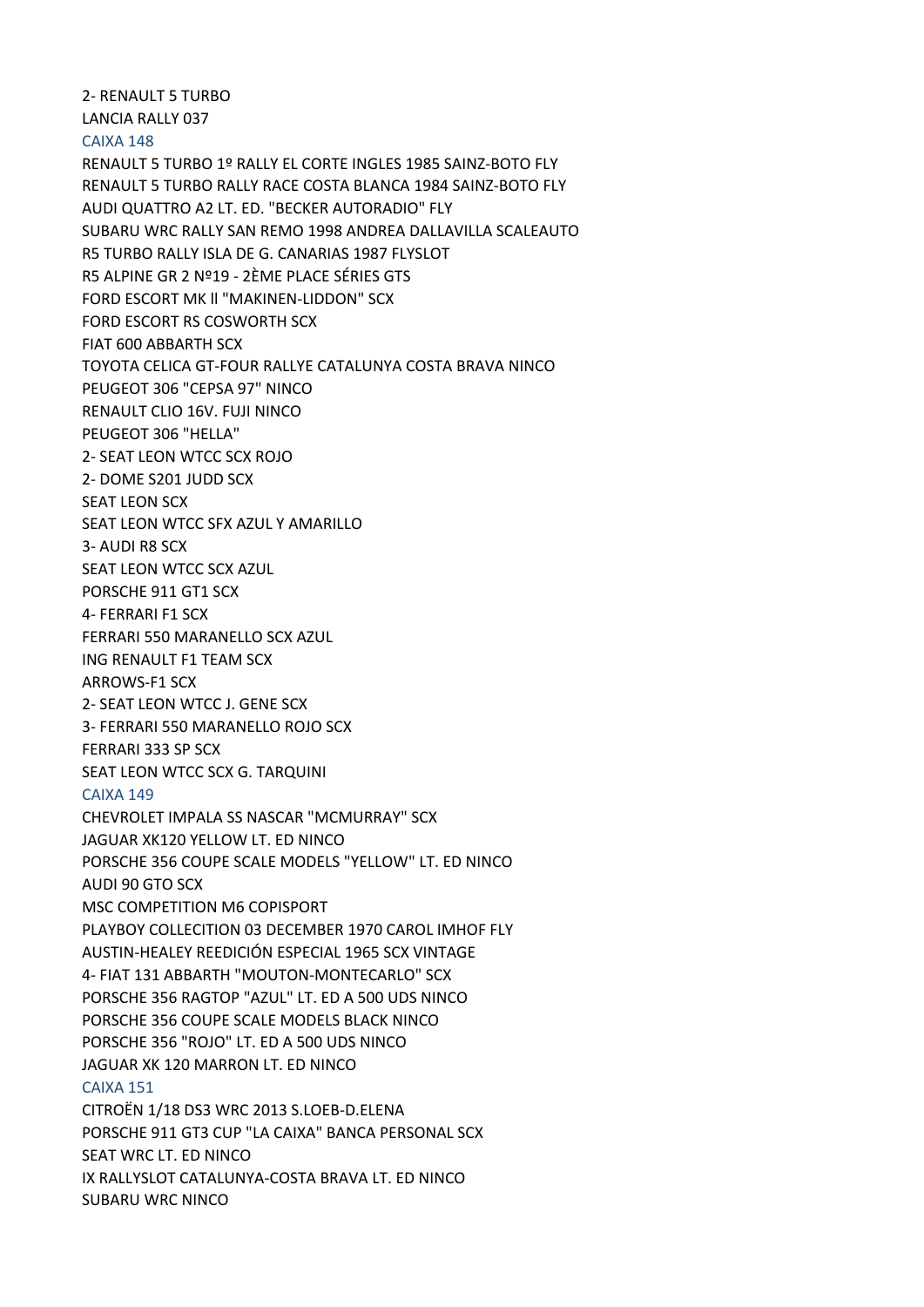2- RENAULT 5 TURBO
LANCIA RALLY 037

## CAIXA 148

RENAULT 5 TURBO 1º RALLY EL CORTE INGLES 1985 SAINZ-BOTO FLY
RENAULT 5 TURBO RALLY RACE COSTA BLANCA 1984 SAINZ-BOTO FLY
AUDI QUATTRO A2 LT. ED. "BECKER AUTORADIO" FLY
SUBARU WRC RALLY SAN REMO 1998 ANDREA DALLAVILLA SCALEAUTO
R5 TURBO RALLY ISLA DE G. CANARIAS 1987 FLYSLOT
R5 ALPINE GR 2 Nº19 - 2ÈME PLACE SÉRIES GTS
FORD ESCORT MK ll "MAKINEN-LIDDON" SCX
FORD ESCORT RS COSWORTH SCX
FIAT 600 ABBARTH SCX
TOYOTA CELICA GT-FOUR RALLYE CATALUNYA COSTA BRAVA NINCO
PEUGEOT 306 "CEPSA 97" NINCO
RENAULT CLIO 16V. FUJI NINCO
PEUGEOT 306 "HELLA"
2- SEAT LEON WTCC SCX ROJO
2- DOME S201 JUDD SCX
SEAT LEON SCX
SEAT LEON WTCC SFX AZUL Y AMARILLO
3- AUDI R8 SCX
SEAT LEON WTCC SCX AZUL
PORSCHE 911 GT1 SCX
4- FERRARI F1 SCX
FERRARI 550 MARANELLO SCX AZUL
ING RENAULT F1 TEAM SCX
ARROWS-F1 SCX
2- SEAT LEON WTCC J. GENE SCX
3- FERRARI 550 MARANELLO ROJO SCX
FERRARI 333 SP SCX
SEAT LEON WTCC SCX G. TARQUINI

## CAIXA 149

CHEVROLET IMPALA SS NASCAR "MCMURRAY" SCX
JAGUAR XK120 YELLOW LT. ED NINCO
PORSCHE 356 COUPE SCALE MODELS "YELLOW" LT. ED NINCO
AUDI 90 GTO SCX
MSC COMPETITION M6 COPISPORT
PLAYBOY COLLECITION 03 DECEMBER 1970 CAROL IMHOF FLY
AUSTIN-HEALEY REEDICIÓN ESPECIAL 1965 SCX VINTAGE
4- FIAT 131 ABBARTH "MOUTON-MONTECARLO" SCX
PORSCHE 356 RAGTOP "AZUL" LT. ED A 500 UDS NINCO
PORSCHE 356 COUPE SCALE MODELS BLACK NINCO
PORSCHE 356 "ROJO" LT. ED A 500 UDS NINCO
JAGUAR XK 120 MARRON LT. ED NINCO

## CAIXA 151

CITROËN 1/18 DS3 WRC 2013 S.LOEB-D.ELENA
PORSCHE 911 GT3 CUP "LA CAIXA" BANCA PERSONAL SCX
SEAT WRC LT. ED NINCO
IX RALLYSLOT CATALUNYA-COSTA BRAVA LT. ED NINCO
SUBARU WRC NINCO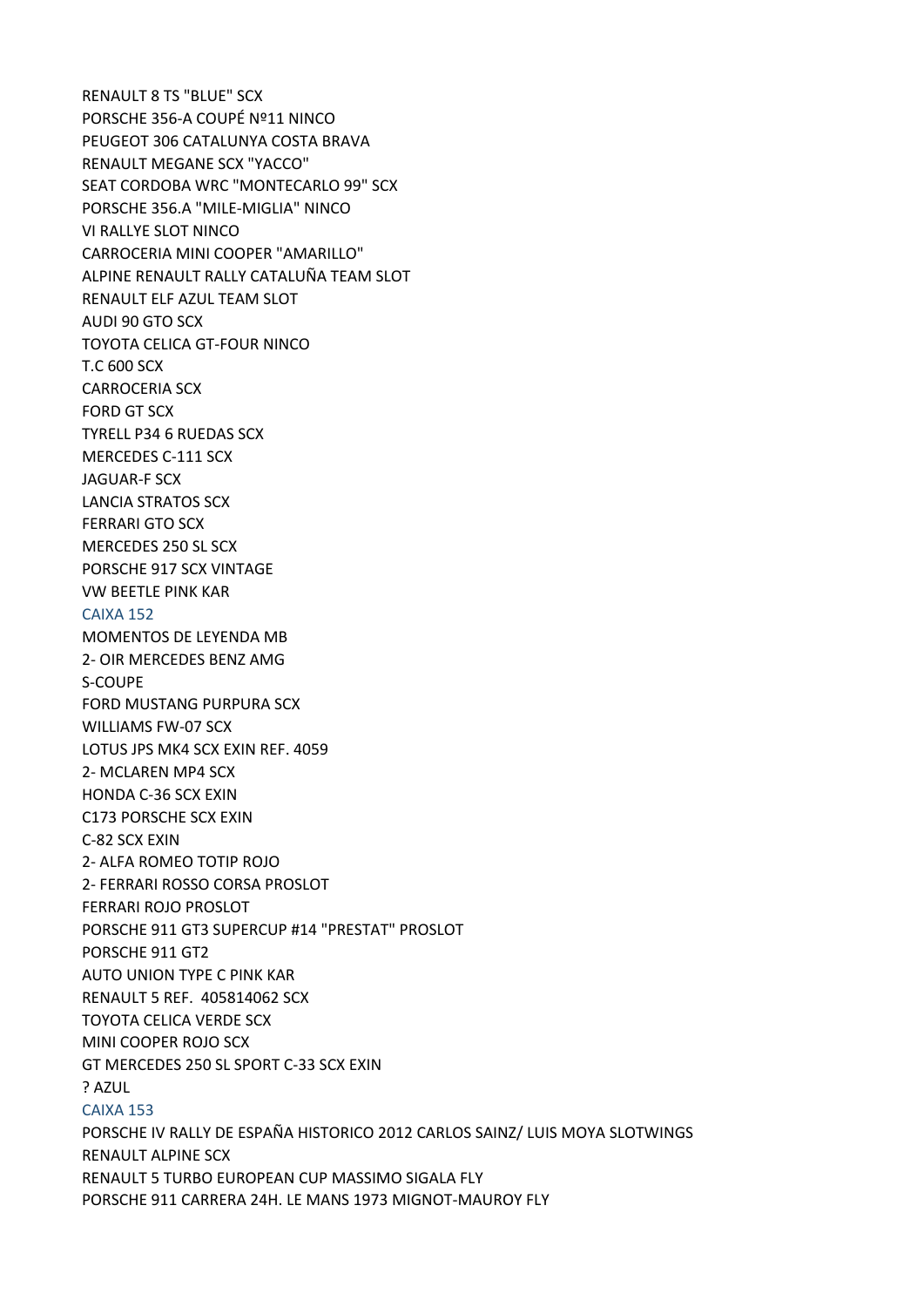RENAULT 8 TS "BLUE" SCX
PORSCHE 356-A COUPÉ Nº11 NINCO
PEUGEOT 306 CATALUNYA COSTA BRAVA
RENAULT MEGANE SCX "YACCO"
SEAT CORDOBA WRC "MONTECARLO 99" SCX
PORSCHE 356.A "MILE-MIGLIA" NINCO
VI RALLYE SLOT NINCO
CARROCERIA MINI COOPER "AMARILLO"
ALPINE RENAULT RALLY CATALUÑA TEAM SLOT
RENAULT ELF AZUL TEAM SLOT
AUDI 90 GTO SCX
TOYOTA CELICA GT-FOUR NINCO
T.C 600 SCX
CARROCERIA SCX
FORD GT SCX
TYRELL P34 6 RUEDAS SCX
MERCEDES C-111 SCX
JAGUAR-F SCX
LANCIA STRATOS SCX
FERRARI GTO SCX
MERCEDES 250 SL SCX
PORSCHE 917 SCX VINTAGE
VW BEETLE PINK KAR

## CAIXA 152

MOMENTOS DE LEYENDA MB
2- OIR MERCEDES BENZ AMG
S-COUPE
FORD MUSTANG PURPURA SCX
WILLIAMS FW-07 SCX
LOTUS JPS MK4 SCX EXIN REF. 4059
2- MCLAREN MP4 SCX
HONDA C-36 SCX EXIN
C173 PORSCHE SCX EXIN
C-82 SCX EXIN
2- ALFA ROMEO TOTIP ROJO
2- FERRARI ROSSO CORSA PROSLOT
FERRARI ROJO PROSLOT
PORSCHE 911 GT3 SUPERCUP #14 "PRESTAT" PROSLOT
PORSCHE 911 GT2
AUTO UNION TYPE C PINK KAR
RENAULT 5 REF. 405814062 SCX
TOYOTA CELICA VERDE SCX
MINI COOPER ROJO SCX
GT MERCEDES 250 SL SPORT C-33 SCX EXIN
? AZUL

## CAIXA 153

PORSCHE IV RALLY DE ESPAÑA HISTORICO 2012 CARLOS SAINZ/ LUIS MOYA SLOTWINGS
RENAULT ALPINE SCX
RENAULT 5 TURBO EUROPEAN CUP MASSIMO SIGALA FLY
PORSCHE 911 CARRERA 24H. LE MANS 1973 MIGNOT-MAUROY FLY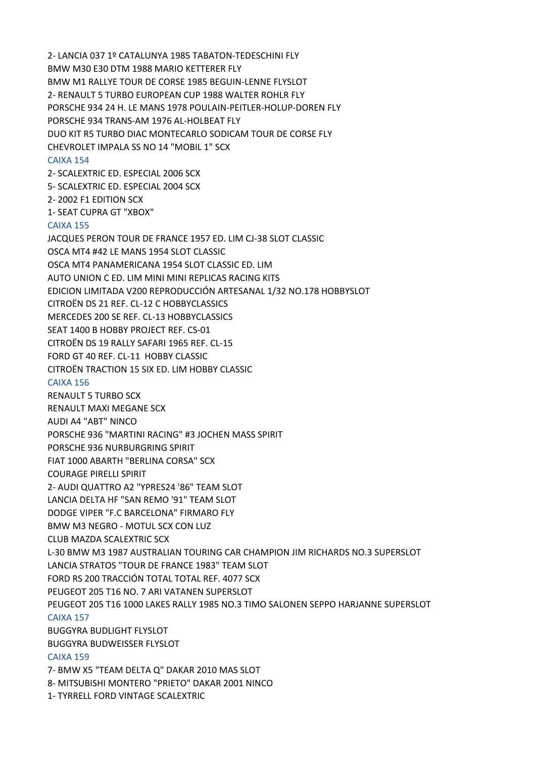2- LANCIA 037 1º CATALUNYA 1985 TABATON-TEDESCHINI FLY

BMW M30 E30 DTM 1988 MARIO KETTERER FLY

BMW M1 RALLYE TOUR DE CORSE 1985 BEGUIN-LENNE FLYSLOT

2- RENAULT 5 TURBO EUROPEAN CUP 1988 WALTER ROHLR FLY

PORSCHE 934 24 H. LE MANS 1978 POULAIN-PEITLER-HOLUP-DOREN FLY

PORSCHE 934 TRANS-AM 1976 AL-HOLBEAT FLY

DUO KIT R5 TURBO DIAC MONTECARLO SODICAM TOUR DE CORSE FLY

CHEVROLET IMPALA SS NO 14 "MOBIL 1" SCX

## CAIXA 154

2- SCALEXTRIC ED. ESPECIAL 2006 SCX

5- SCALEXTRIC ED. ESPECIAL 2004 SCX

2- 2002 F1 EDITION SCX

1- SEAT CUPRA GT "XBOX"

## CAIXA 155

JACQUES PERON TOUR DE FRANCE 1957 ED. LIM CJ-38 SLOT CLASSIC

OSCA MT4 #42 LE MANS 1954 SLOT CLASSIC

OSCA MT4 PANAMERICANA 1954 SLOT CLASSIC ED. LIM

AUTO UNION C ED. LIM MINI MINI REPLICAS RACING KITS

EDICION LIMITADA V200 REPRODUCCIÓN ARTESANAL 1/32 NO.178 HOBBYSLOT

CITROËN DS 21 REF. CL-12 C HOBBYCLASSICS

MERCEDES 200 SE REF. CL-13 HOBBYCLASSICS

SEAT 1400 B HOBBY PROJECT REF. CS-01

CITROËN DS 19 RALLY SAFARI 1965 REF. CL-15

FORD GT 40 REF. CL-11 HOBBY CLASSIC

CITROËN TRACTION 15 SIX ED. LIM HOBBY CLASSIC

## CAIXA 156

RENAULT 5 TURBO SCX

RENAULT MAXI MEGANE SCX

AUDI A4 "ABT" NINCO

PORSCHE 936 "MARTINI RACING" #3 JOCHEN MASS SPIRIT

PORSCHE 936 NURBURGRING SPIRIT

FIAT 1000 ABARTH "BERLINA CORSA" SCX

COURAGE PIRELLI SPIRIT

2- AUDI QUATTRO A2 "YPRES24 '86" TEAM SLOT

LANCIA DELTA HF "SAN REMO '91" TEAM SLOT

DODGE VIPER "F.C BARCELONA" FIRMARO FLY

BMW M3 NEGRO - MOTUL SCX CON LUZ

CLUB MAZDA SCALEXTRIC SCX

L-30 BMW M3 1987 AUSTRALIAN TOURING CAR CHAMPION JIM RICHARDS NO.3 SUPERSLOT

LANCIA STRATOS "TOUR DE FRANCE 1983" TEAM SLOT

FORD RS 200 TRACCIÓN TOTAL TOTAL REF. 4077 SCX

PEUGEOT 205 T16 NO. 7 ARI VATANEN SUPERSLOT

PEUGEOT 205 T16 1000 LAKES RALLY 1985 NO.3 TIMO SALONEN SEPPO HARJANNE SUPERSLOT

## CAIXA 157

BUGGYRA BUDLIGHT FLYSLOT

BUGGYRA BUDWEISSER FLYSLOT

## CAIXA 159

7- BMW X5 "TEAM DELTA Q" DAKAR 2010 MAS SLOT

8- MITSUBISHI MONTERO "PRIETO" DAKAR 2001 NINCO

1- TYRRELL FORD VINTAGE SCALEXTRIC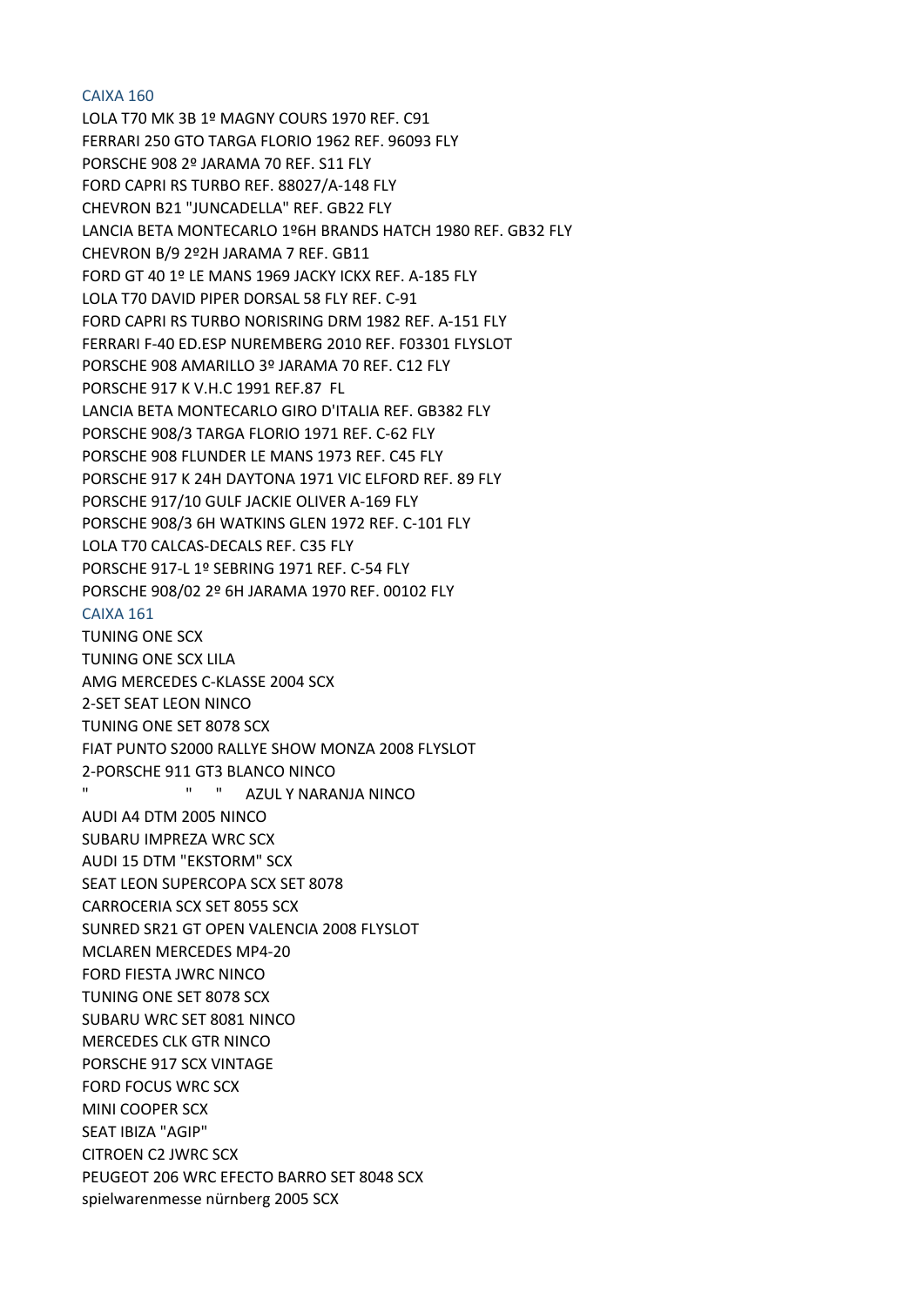## CAIXA 160

LOLA T70 MK 3B 1º MAGNY COURS 1970 REF. C91
FERRARI 250 GTO TARGA FLORIO 1962 REF. 96093 FLY
PORSCHE 908 2º JARAMA 70 REF. S11 FLY
FORD CAPRI RS TURBO REF. 88027/A-148 FLY
CHEVRON B21 "JUNCADELLA" REF. GB22 FLY
LANCIA BETA MONTECARLO 1º6H BRANDS HATCH 1980 REF. GB32 FLY
CHEVRON B/9 2º2H JARAMA 7 REF. GB11
FORD GT 40 1º LE MANS 1969 JACKY ICKX REF. A-185 FLY
LOLA T70 DAVID PIPER DORSAL 58 FLY REF. C-91
FORD CAPRI RS TURBO NORISRING DRM 1982 REF. A-151 FLY
FERRARI F-40 ED.ESP NUREMBERG 2010 REF. F03301 FLYSLOT
PORSCHE 908 AMARILLO 3º JARAMA 70 REF. C12 FLY
PORSCHE 917 K V.H.C 1991 REF.87 FL
LANCIA BETA MONTECARLO GIRO D'ITALIA REF. GB382 FLY
PORSCHE 908/3 TARGA FLORIO 1971 REF. C-62 FLY
PORSCHE 908 FLUNDER LE MANS 1973 REF. C45 FLY
PORSCHE 917 K 24H DAYTONA 1971 VIC ELFORD REF. 89 FLY
PORSCHE 917/10 GULF JACKIE OLIVER A-169 FLY
PORSCHE 908/3 6H WATKINS GLEN 1972 REF. C-101 FLY
LOLA T70 CALCAS-DECALS REF. C35 FLY
PORSCHE 917-L 1º SEBRING 1971 REF. C-54 FLY
PORSCHE 908/02 2º 6H JARAMA 1970 REF. 00102 FLY

## CAIXA 161

TUNING ONE SCX
TUNING ONE SCX LILA
AMG MERCEDES C-KLASSE 2004 SCX
2-SET SEAT LEON NINCO
TUNING ONE SET 8078 SCX
FIAT PUNTO S2000 RALLYE SHOW MONZA 2008 FLYSLOT
2-PORSCHE 911 GT3 BLANCO NINCO
"    "    "    AZUL Y NARANJA NINCO
AUDI A4 DTM 2005 NINCO
SUBARU IMPREZA WRC SCX
AUDI 15 DTM "EKSTORM" SCX
SEAT LEON SUPERCOPA SCX SET 8078
CARROCERIA SCX SET 8055 SCX
SUNRED SR21 GT OPEN VALENCIA 2008 FLYSLOT
MCLAREN MERCEDES MP4-20
FORD FIESTA JWRC NINCO
TUNING ONE SET 8078 SCX
SUBARU WRC SET 8081 NINCO
MERCEDES CLK GTR NINCO
PORSCHE 917 SCX VINTAGE
FORD FOCUS WRC SCX
MINI COOPER SCX
SEAT IBIZA "AGIP"
CITROEN C2 JWRC SCX
PEUGEOT 206 WRC EFECTO BARRO SET 8048 SCX
spielwarenmesse nürnberg 2005 SCX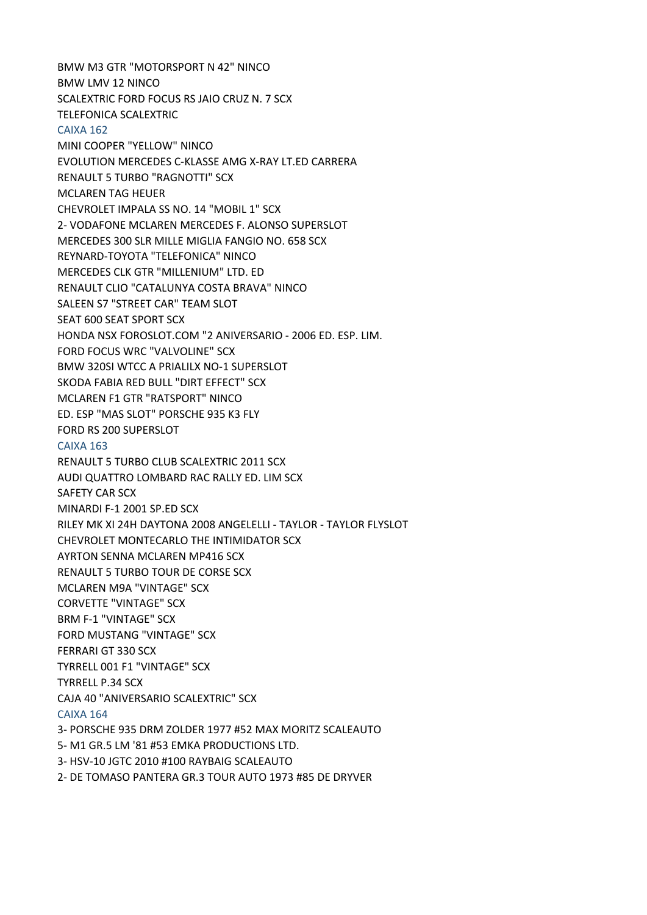BMW M3 GTR "MOTORSPORT N 42" NINCO

BMW LMV 12 NINCO

SCALEXTRIC FORD FOCUS RS JAIO CRUZ N. 7 SCX

TELEFONICA SCALEXTRIC

## CAIXA 162

MINI COOPER "YELLOW" NINCO

EVOLUTION MERCEDES C-KLASSE AMG X-RAY LT.ED CARRERA

RENAULT 5 TURBO "RAGNOTTI" SCX

MCLAREN TAG HEUER

CHEVROLET IMPALA SS NO. 14 "MOBIL 1" SCX

2- VODAFONE MCLAREN MERCEDES F. ALONSO SUPERSLOT

MERCEDES 300 SLR MILLE MIGLIA FANGIO NO. 658 SCX

REYNARD-TOYOTA "TELEFONICA" NINCO

MERCEDES CLK GTR "MILLENIUM" LTD. ED

RENAULT CLIO "CATALUNYA COSTA BRAVA" NINCO

SALEEN S7 "STREET CAR" TEAM SLOT

SEAT 600 SEAT SPORT SCX

HONDA NSX FOROSLOT.COM "2 ANIVERSARIO - 2006 ED. ESP. LIM.

FORD FOCUS WRC "VALVOLINE" SCX

BMW 320SI WTCC A PRIALILX NO-1 SUPERSLOT

SKODA FABIA RED BULL "DIRT EFFECT" SCX

MCLAREN F1 GTR "RATSPORT" NINCO

ED. ESP "MAS SLOT" PORSCHE 935 K3 FLY

FORD RS 200 SUPERSLOT

## CAIXA 163

RENAULT 5 TURBO CLUB SCALEXTRIC 2011 SCX

AUDI QUATTRO LOMBARD RAC RALLY ED. LIM SCX

SAFETY CAR SCX

MINARDI F-1 2001 SP.ED SCX

RILEY MK XI 24H DAYTONA 2008 ANGELELLI - TAYLOR - TAYLOR FLYSLOT

CHEVROLET MONTECARLO THE INTIMIDATOR SCX

AYRTON SENNA MCLAREN MP416 SCX

RENAULT 5 TURBO TOUR DE CORSE SCX

MCLAREN M9A "VINTAGE" SCX

CORVETTE "VINTAGE" SCX

BRM F-1 "VINTAGE" SCX

FORD MUSTANG "VINTAGE" SCX

FERRARI GT 330 SCX

TYRRELL 001 F1 "VINTAGE" SCX

TYRRELL P.34 SCX

CAJA 40 "ANIVERSARIO SCALEXTRIC" SCX

## CAIXA 164

3- PORSCHE 935 DRM ZOLDER 1977 #52 MAX MORITZ SCALEAUTO

5- M1 GR.5 LM '81 #53 EMKA PRODUCTIONS LTD.

3- HSV-10 JGTC 2010 #100 RAYBAIG SCALEAUTO

2- DE TOMASO PANTERA GR.3 TOUR AUTO 1973 #85 DE DRYVER